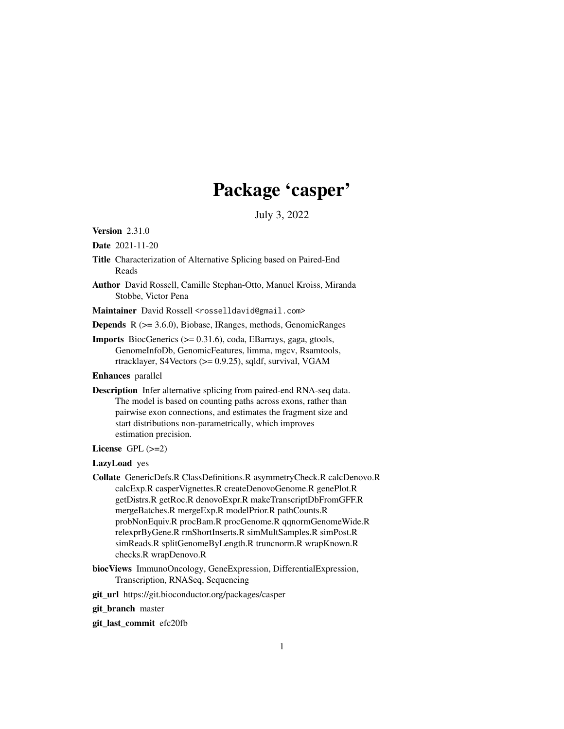# Package 'casper'

July 3, 2022

**Version** 2.31.0

**Date** 2021-11-20

**Title** Characterization of Alternative Splicing based on Paired-End Reads

**Author** David Rossell, Camille Stephan-Otto, Manuel Kroiss, Miranda Stobbe, Victor Pena

**Maintainer** David Rossell <rosselldavid@gmail.com>

**Depends** R (>= 3.6.0), Biobase, IRanges, methods, GenomicRanges

**Imports** BiocGenerics (>= 0.31.6), coda, EBarrays, gaga, gtools, GenomeInfoDb, GenomicFeatures, limma, mgcv, Rsamtools, rtracklayer, S4Vectors (>= 0.9.25), sqldf, survival, VGAM

**Enhances** parallel

**Description** Infer alternative splicing from paired-end RNA-seq data. The model is based on counting paths across exons, rather than pairwise exon connections, and estimates the fragment size and start distributions non-parametrically, which improves estimation precision.

**License** GPL (>=2)

**LazyLoad** yes

**Collate** GenericDefs.R ClassDefinitions.R asymmetryCheck.R calcDenovo.R calcExp.R casperVignettes.R createDenovoGenome.R genePlot.R getDistrs.R getRoc.R denovoExpr.R makeTranscriptDbFromGFF.R mergeBatches.R mergeExp.R modelPrior.R pathCounts.R probNonEquiv.R procBam.R procGenome.R qqnormGenomeWide.R relexprByGene.R rmShortInserts.R simMultSamples.R simPost.R simReads.R splitGenomeByLength.R truncnorm.R wrapKnown.R checks.R wrapDenovo.R

**biocViews** ImmunoOncology, GeneExpression, DifferentialExpression, Transcription, RNASeq, Sequencing

**git_url** https://git.bioconductor.org/packages/casper

**git_branch** master

**git_last_commit** efc20fb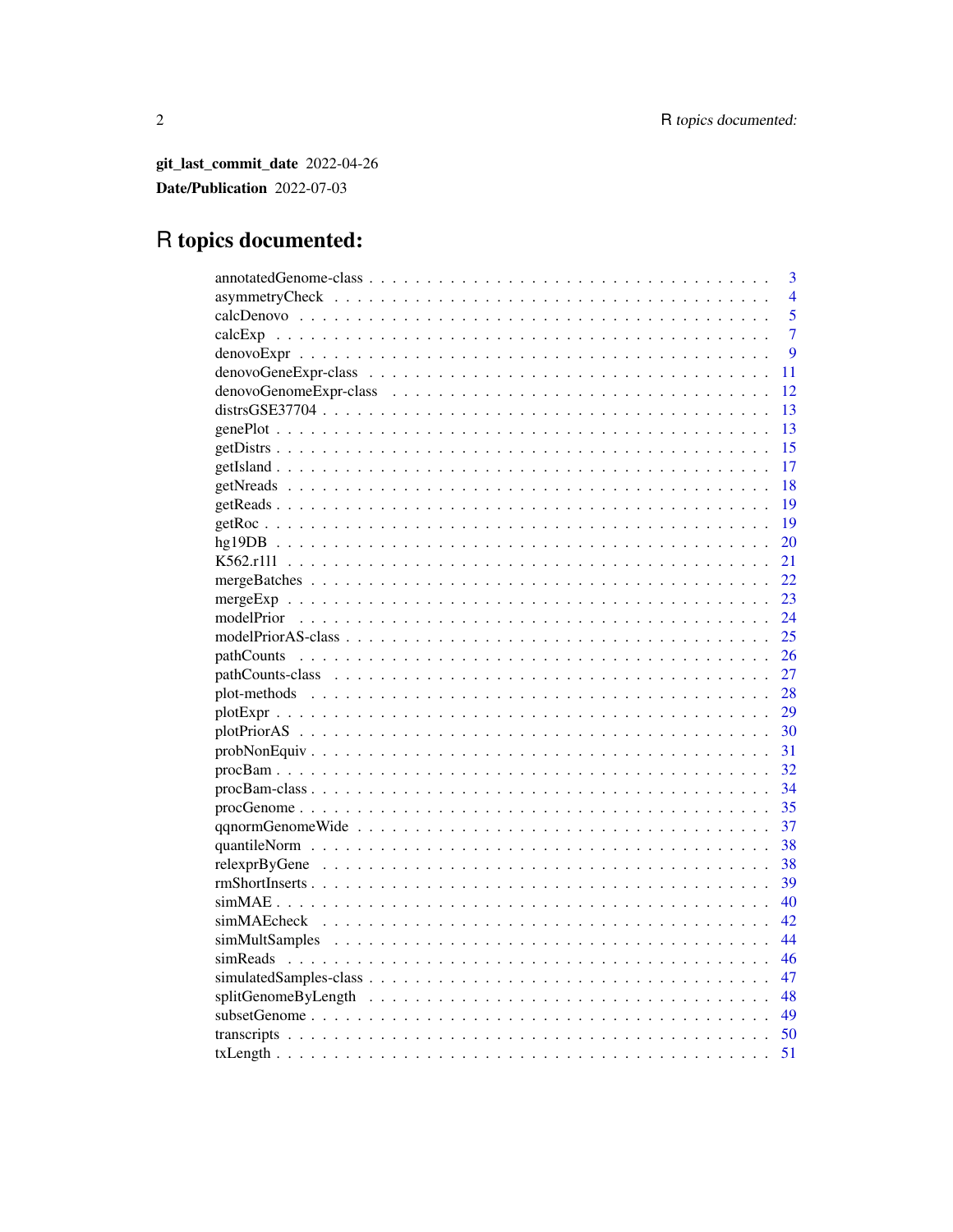**git_last_commit_date** 2022-04-26

**Date/Publication** 2022-07-03

# R topics documented:

| | |
|---|---|
| annotatedGenome-class | 3 |
| asymmetryCheck | 4 |
| calcDenovo | 5 |
| calcExp | 7 |
| denovoExpr | 9 |
| denovoGeneExpr-class | 11 |
| denovoGenomeExpr-class | 12 |
| distrsGSE37704 | 13 |
| genePlot | 13 |
| getDistrs | 15 |
| getIsland | 17 |
| getNreads | 18 |
| getReads | 19 |
| getRoc | 19 |
| hg19DB | 20 |
| K562.r1l1 | 21 |
| mergeBatches | 22 |
| mergeExp | 23 |
| modelPrior | 24 |
| modelPriorAS-class | 25 |
| pathCounts | 26 |
| pathCounts-class | 27 |
| plot-methods | 28 |
| plotExpr | 29 |
| plotPriorAS | 30 |
| probNonEquiv | 31 |
| procBam | 32 |
| procBam-class | 34 |
| procGenome | 35 |
| qqnormGenomeWide | 37 |
| quantileNorm | 38 |
| relexprByGene | 38 |
| rmShortInserts | 39 |
| simMAE | 40 |
| simMAEcheck | 42 |
| simMultSamples | 44 |
| simReads | 46 |
| simulatedSamples-class | 47 |
| splitGenomeByLength | 48 |
| subsetGenome | 49 |
| transcripts | 50 |
| txLength | 51 |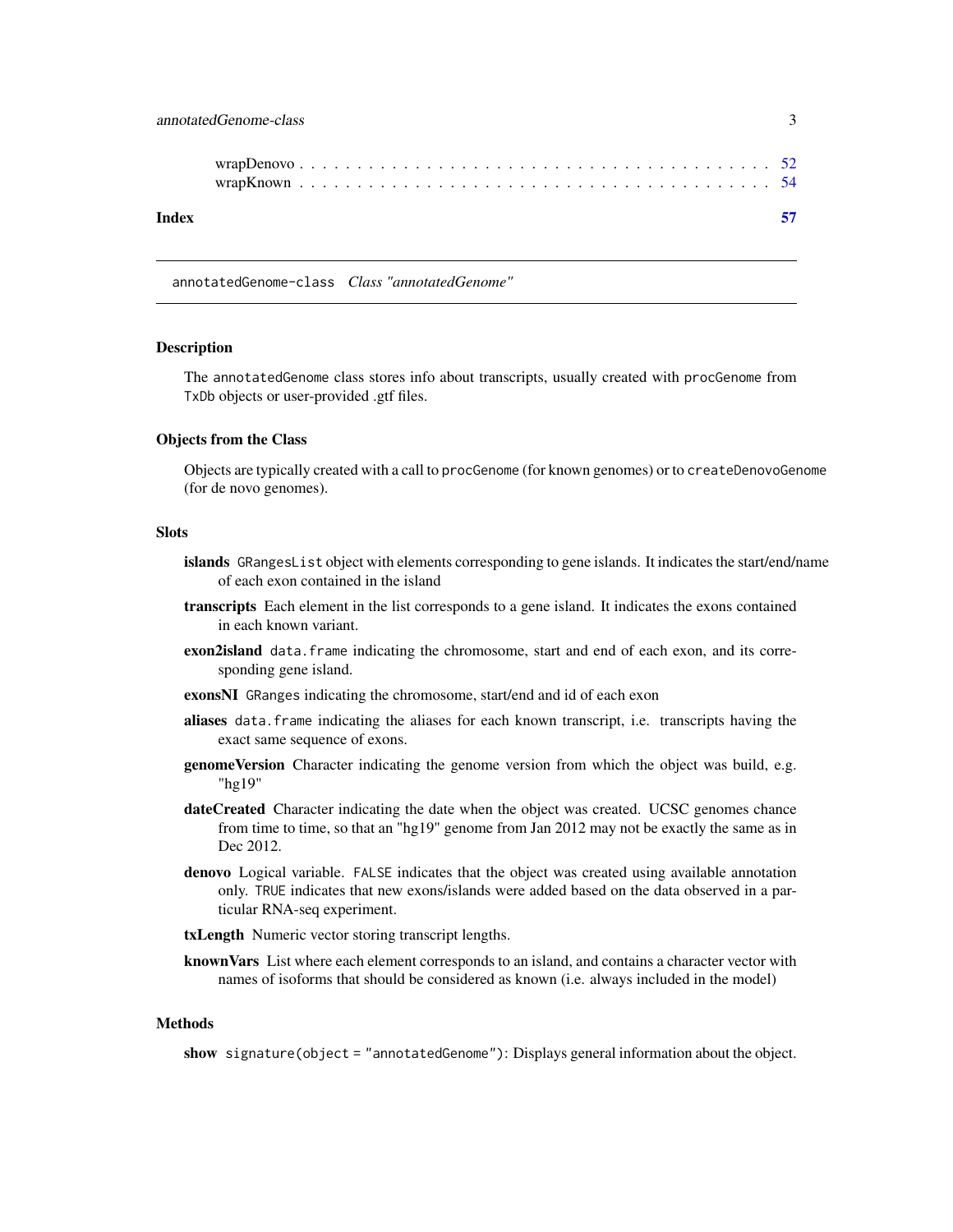wrapDenovo . . . . . . . . . . . . . . . . . . . . . . . . . . . . . . . . . . . . . 52
wrapKnown . . . . . . . . . . . . . . . . . . . . . . . . . . . . . . . . . . . . . . 54

**Index** **57**

---

## annotatedGenome-class *Class "annotatedGenome"*

---

### Description

The annotatedGenome class stores info about transcripts, usually created with procGenome from TxDb objects or user-provided .gtf files.

### Objects from the Class

Objects are typically created with a call to procGenome (for known genomes) or to createDenovoGenome (for de novo genomes).

### Slots

- **islands** GRangesList object with elements corresponding to gene islands. It indicates the start/end/name of each exon contained in the island
- **transcripts** Each element in the list corresponds to a gene island. It indicates the exons contained in each known variant.
- **exon2island** data.frame indicating the chromosome, start and end of each exon, and its corresponding gene island.
- **exonsNI** GRanges indicating the chromosome, start/end and id of each exon
- **aliases** data.frame indicating the aliases for each known transcript, i.e. transcripts having the exact same sequence of exons.
- **genomeVersion** Character indicating the genome version from which the object was build, e.g. "hg19"
- **dateCreated** Character indicating the date when the object was created. UCSC genomes chance from time to time, so that an "hg19" genome from Jan 2012 may not be exactly the same as in Dec 2012.
- **denovo** Logical variable. FALSE indicates that the object was created using available annotation only. TRUE indicates that new exons/islands were added based on the data observed in a particular RNA-seq experiment.
- **txLength** Numeric vector storing transcript lengths.
- **knownVars** List where each element corresponds to an island, and contains a character vector with names of isoforms that should be considered as known (i.e. always included in the model)

### Methods

**show** `signature(object = "annotatedGenome")`: Displays general information about the object.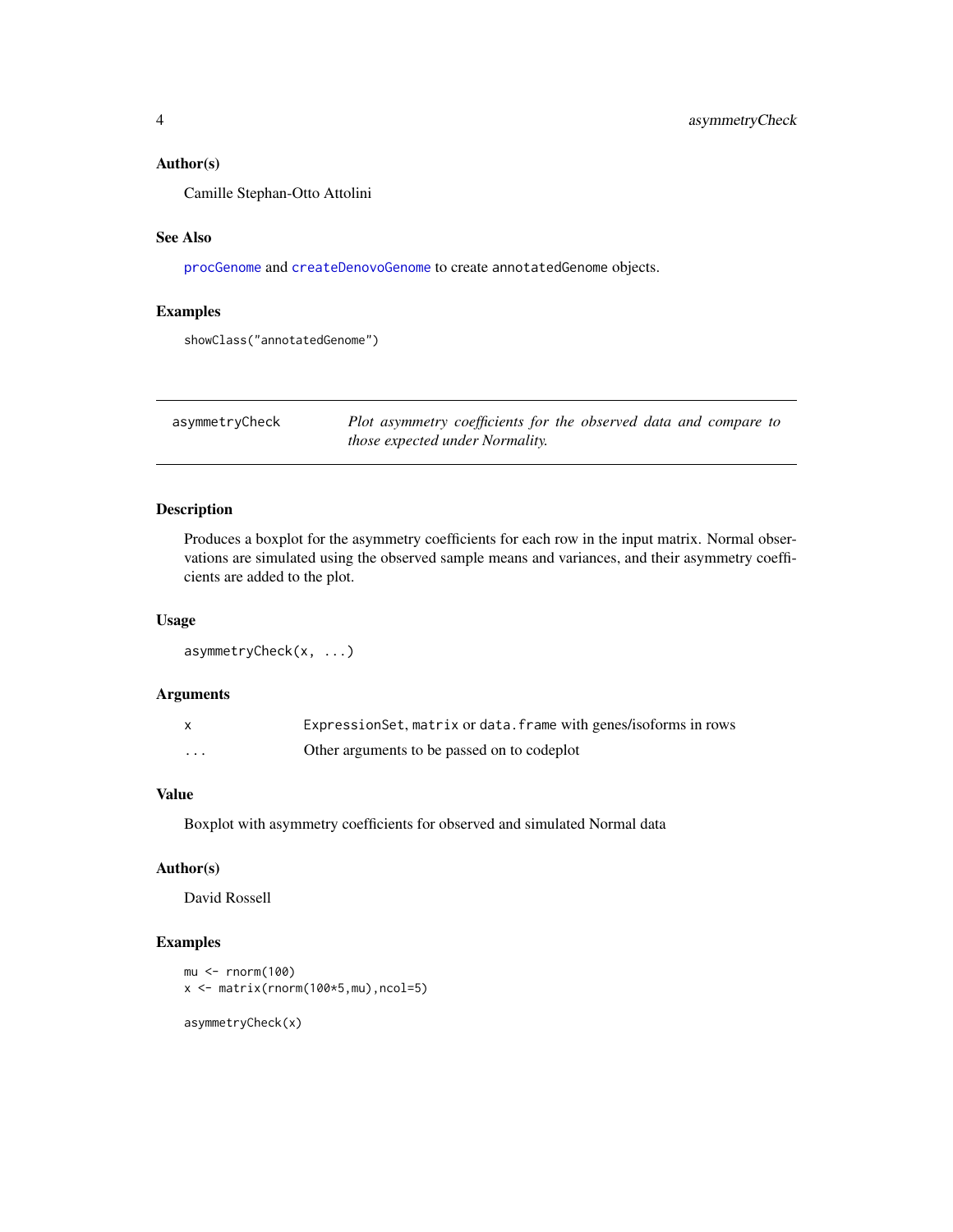### Author(s)

Camille Stephan-Otto Attolini

### See Also

procGenome and createDenovoGenome to create annotatedGenome objects.

### Examples

```
showClass("annotatedGenome")
```

## asymmetryCheck — *Plot asymmetry coefficients for the observed data and compare to those expected under Normality.*

### Description

Produces a boxplot for the asymmetry coefficients for each row in the input matrix. Normal observations are simulated using the observed sample means and variances, and their asymmetry coefficients are added to the plot.

### Usage

```
asymmetryCheck(x, ...)
```

### Arguments

| | |
|---|---|
| x | ExpressionSet, matrix or data.frame with genes/isoforms in rows |
| ... | Other arguments to be passed on to codeplot |

### Value

Boxplot with asymmetry coefficients for observed and simulated Normal data

### Author(s)

David Rossell

### Examples

```
mu <- rnorm(100)
x <- matrix(rnorm(100*5,mu),ncol=5)

asymmetryCheck(x)
```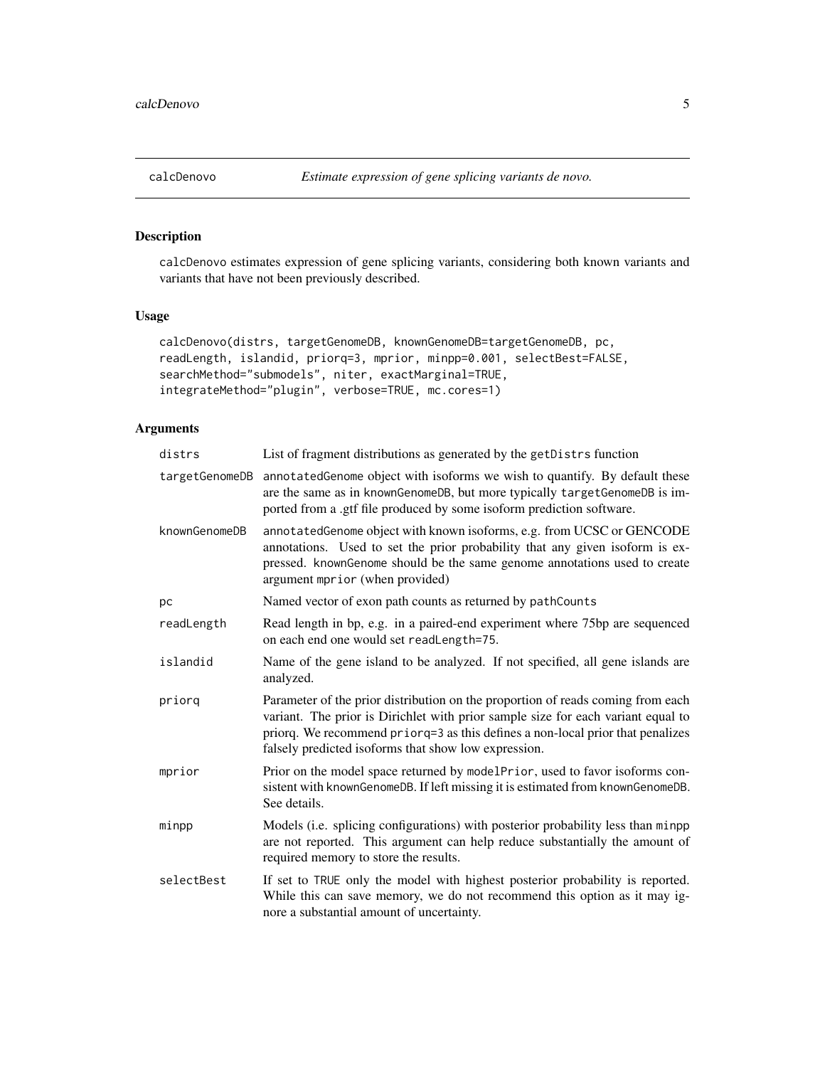## calcDenovo

*Estimate expression of gene splicing variants de novo.*

### Description

calcDenovo estimates expression of gene splicing variants, considering both known variants and variants that have not been previously described.

### Usage

```
calcDenovo(distrs, targetGenomeDB, knownGenomeDB=targetGenomeDB, pc,
readLength, islandid, priorq=3, mprior, minpp=0.001, selectBest=FALSE,
searchMethod="submodels", niter, exactMarginal=TRUE,
integrateMethod="plugin", verbose=TRUE, mc.cores=1)
```

### Arguments

| Argument | Description |
| --- | --- |
| distrs | List of fragment distributions as generated by the getDistrs function |
| targetGenomeDB | annotatedGenome object with isoforms we wish to quantify. By default these are the same as in knownGenomeDB, but more typically targetGenomeDB is imported from a .gtf file produced by some isoform prediction software. |
| knownGenomeDB | annotatedGenome object with known isoforms, e.g. from UCSC or GENCODE annotations. Used to set the prior probability that any given isoform is expressed. knownGenome should be the same genome annotations used to create argument mprior (when provided) |
| pc | Named vector of exon path counts as returned by pathCounts |
| readLength | Read length in bp, e.g. in a paired-end experiment where 75bp are sequenced on each end one would set readLength=75. |
| islandid | Name of the gene island to be analyzed. If not specified, all gene islands are analyzed. |
| priorq | Parameter of the prior distribution on the proportion of reads coming from each variant. The prior is Dirichlet with prior sample size for each variant equal to priorq. We recommend priorq=3 as this defines a non-local prior that penalizes falsely predicted isoforms that show low expression. |
| mprior | Prior on the model space returned by modelPrior, used to favor isoforms consistent with knownGenomeDB. If left missing it is estimated from knownGenomeDB. See details. |
| minpp | Models (i.e. splicing configurations) with posterior probability less than minpp are not reported. This argument can help reduce substantially the amount of required memory to store the results. |
| selectBest | If set to TRUE only the model with highest posterior probability is reported. While this can save memory, we do not recommend this option as it may ignore a substantial amount of uncertainty. |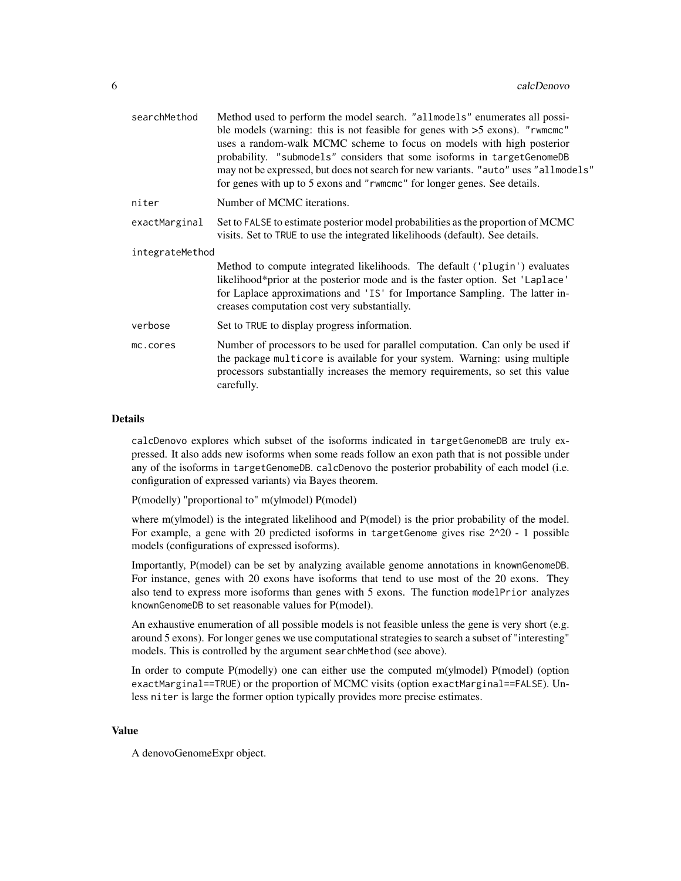| | |
|---|---|
| searchMethod | Method used to perform the model search. "allmodels" enumerates all possible models (warning: this is not feasible for genes with >5 exons). "rwmcmc" uses a random-walk MCMC scheme to focus on models with high posterior probability. "submodels" considers that some isoforms in targetGenomeDB may not be expressed, but does not search for new variants. "auto" uses "allmodels" for genes with up to 5 exons and "rwmcmc" for longer genes. See details. |
| niter | Number of MCMC iterations. |
| exactMarginal | Set to FALSE to estimate posterior model probabilities as the proportion of MCMC visits. Set to TRUE to use the integrated likelihoods (default). See details. |
| integrateMethod | Method to compute integrated likelihoods. The default ('plugin') evaluates likelihood*prior at the posterior mode and is the faster option. Set 'Laplace' for Laplace approximations and 'IS' for Importance Sampling. The latter increases computation cost very substantially. |
| verbose | Set to TRUE to display progress information. |
| mc.cores | Number of processors to be used for parallel computation. Can only be used if the package multicore is available for your system. Warning: using multiple processors substantially increases the memory requirements, so set this value carefully. |

## Details

calcDenovo explores which subset of the isoforms indicated in targetGenomeDB are truly expressed. It also adds new isoforms when some reads follow an exon path that is not possible under any of the isoforms in targetGenomeDB. calcDenovo the posterior probability of each model (i.e. configuration of expressed variants) via Bayes theorem.

P(model|y) "proportional to" m(y|model) P(model)

where m(y|model) is the integrated likelihood and P(model) is the prior probability of the model. For example, a gene with 20 predicted isoforms in targetGenome gives rise 2^20 - 1 possible models (configurations of expressed isoforms).

Importantly, P(model) can be set by analyzing available genome annotations in knownGenomeDB. For instance, genes with 20 exons have isoforms that tend to use most of the 20 exons. They also tend to express more isoforms than genes with 5 exons. The function modelPrior analyzes knownGenomeDB to set reasonable values for P(model).

An exhaustive enumeration of all possible models is not feasible unless the gene is very short (e.g. around 5 exons). For longer genes we use computational strategies to search a subset of "interesting" models. This is controlled by the argument searchMethod (see above).

In order to compute P(model|y) one can either use the computed m(y|model) P(model) (option exactMarginal==TRUE) or the proportion of MCMC visits (option exactMarginal==FALSE). Unless niter is large the former option typically provides more precise estimates.

## Value

A denovoGenomeExpr object.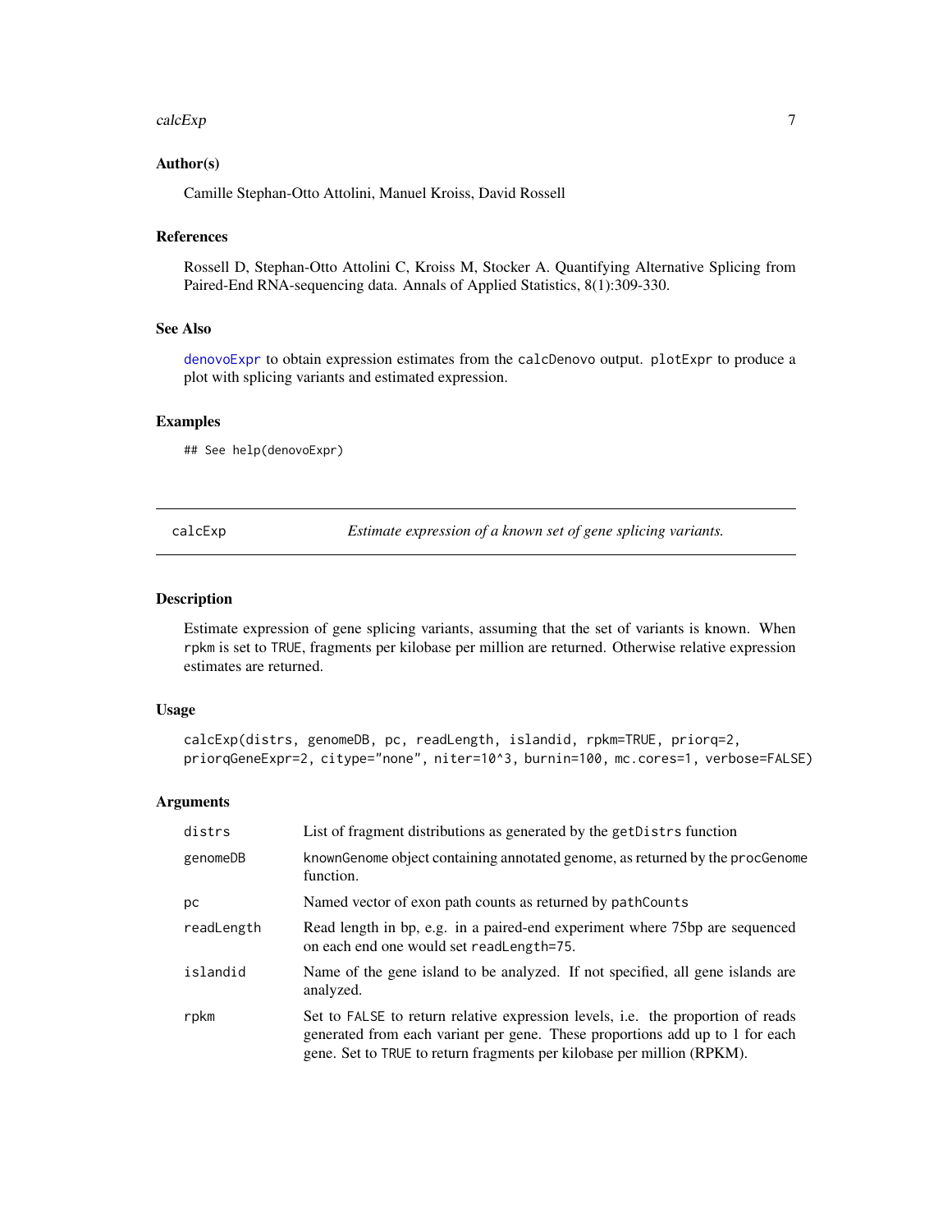### Author(s)

Camille Stephan-Otto Attolini, Manuel Kroiss, David Rossell

### References

Rossell D, Stephan-Otto Attolini C, Kroiss M, Stocker A. Quantifying Alternative Splicing from Paired-End RNA-sequencing data. Annals of Applied Statistics, 8(1):309-330.

### See Also

denovoExpr to obtain expression estimates from the calcDenovo output. plotExpr to produce a plot with splicing variants and estimated expression.

### Examples

```
## See help(denovoExpr)
```

---

## calcExp — *Estimate expression of a known set of gene splicing variants.*

---

### Description

Estimate expression of gene splicing variants, assuming that the set of variants is known. When rpkm is set to TRUE, fragments per kilobase per million are returned. Otherwise relative expression estimates are returned.

### Usage

```
calcExp(distrs, genomeDB, pc, readLength, islandid, rpkm=TRUE, priorq=2,
priorqGeneExpr=2, citype="none", niter=10^3, burnin=100, mc.cores=1, verbose=FALSE)
```

### Arguments

| | |
|---|---|
| distrs | List of fragment distributions as generated by the getDistrs function |
| genomeDB | knownGenome object containing annotated genome, as returned by the procGenome function. |
| pc | Named vector of exon path counts as returned by pathCounts |
| readLength | Read length in bp, e.g. in a paired-end experiment where 75bp are sequenced on each end one would set readLength=75. |
| islandid | Name of the gene island to be analyzed. If not specified, all gene islands are analyzed. |
| rpkm | Set to FALSE to return relative expression levels, i.e. the proportion of reads generated from each variant per gene. These proportions add up to 1 for each gene. Set to TRUE to return fragments per kilobase per million (RPKM). |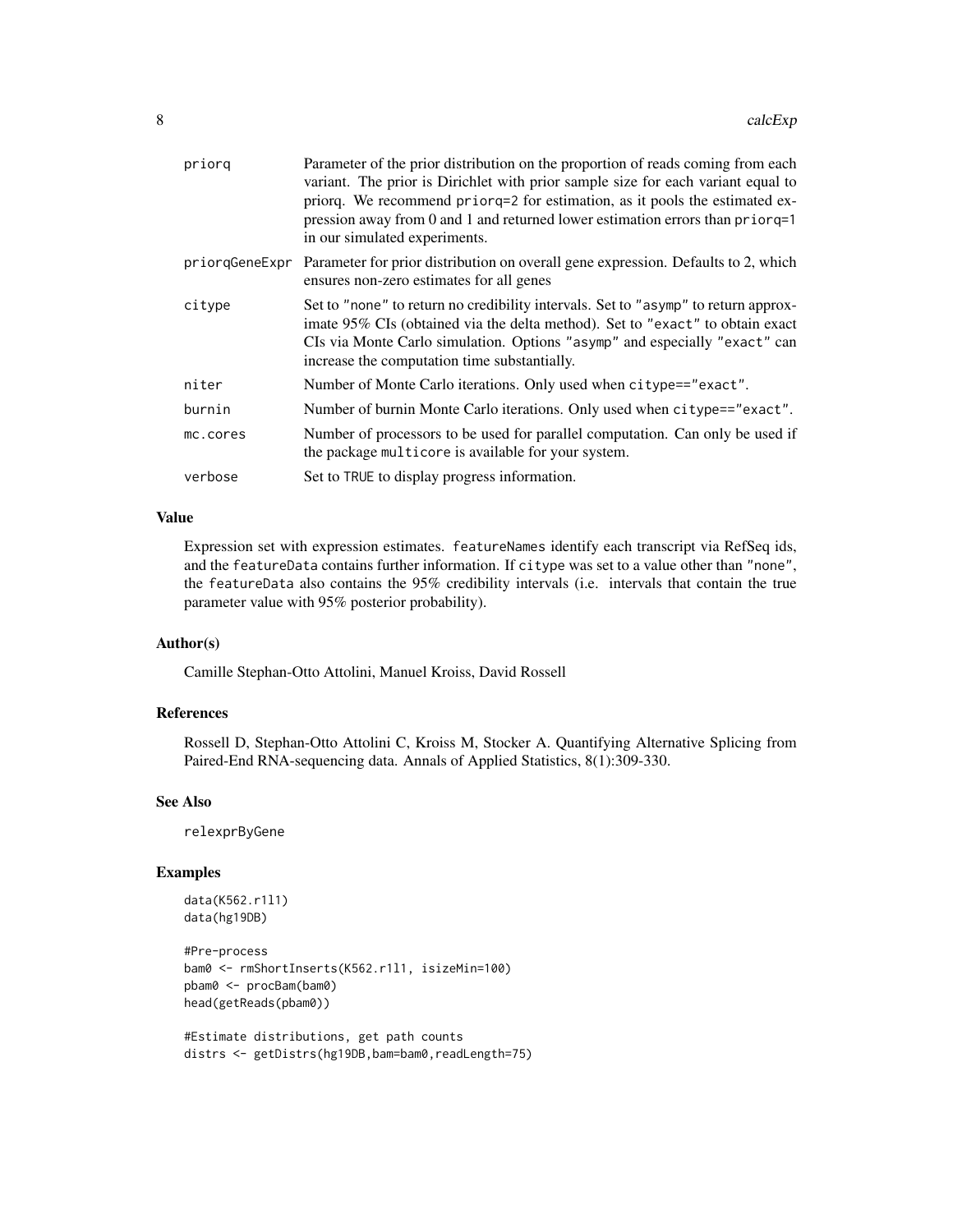| | |
|---|---|
| priorq | Parameter of the prior distribution on the proportion of reads coming from each variant. The prior is Dirichlet with prior sample size for each variant equal to priorq. We recommend priorq=2 for estimation, as it pools the estimated expression away from 0 and 1 and returned lower estimation errors than priorq=1 in our simulated experiments. |
| priorqGeneExpr | Parameter for prior distribution on overall gene expression. Defaults to 2, which ensures non-zero estimates for all genes |
| citype | Set to "none" to return no credibility intervals. Set to "asymp" to return approximate 95% CIs (obtained via the delta method). Set to "exact" to obtain exact CIs via Monte Carlo simulation. Options "asymp" and especially "exact" can increase the computation time substantially. |
| niter | Number of Monte Carlo iterations. Only used when citype=="exact". |
| burnin | Number of burnin Monte Carlo iterations. Only used when citype=="exact". |
| mc.cores | Number of processors to be used for parallel computation. Can only be used if the package multicore is available for your system. |
| verbose | Set to TRUE to display progress information. |

## Value

Expression set with expression estimates. featureNames identify each transcript via RefSeq ids, and the featureData contains further information. If citype was set to a value other than "none", the featureData also contains the 95% credibility intervals (i.e. intervals that contain the true parameter value with 95% posterior probability).

## Author(s)

Camille Stephan-Otto Attolini, Manuel Kroiss, David Rossell

## References

Rossell D, Stephan-Otto Attolini C, Kroiss M, Stocker A. Quantifying Alternative Splicing from Paired-End RNA-sequencing data. Annals of Applied Statistics, 8(1):309-330.

## See Also

relexprByGene

## Examples

```
data(K562.r1l1)
data(hg19DB)

#Pre-process
bam0 <- rmShortInserts(K562.r1l1, isizeMin=100)
pbam0 <- procBam(bam0)
head(getReads(pbam0))

#Estimate distributions, get path counts
distrs <- getDistrs(hg19DB,bam=bam0,readLength=75)
```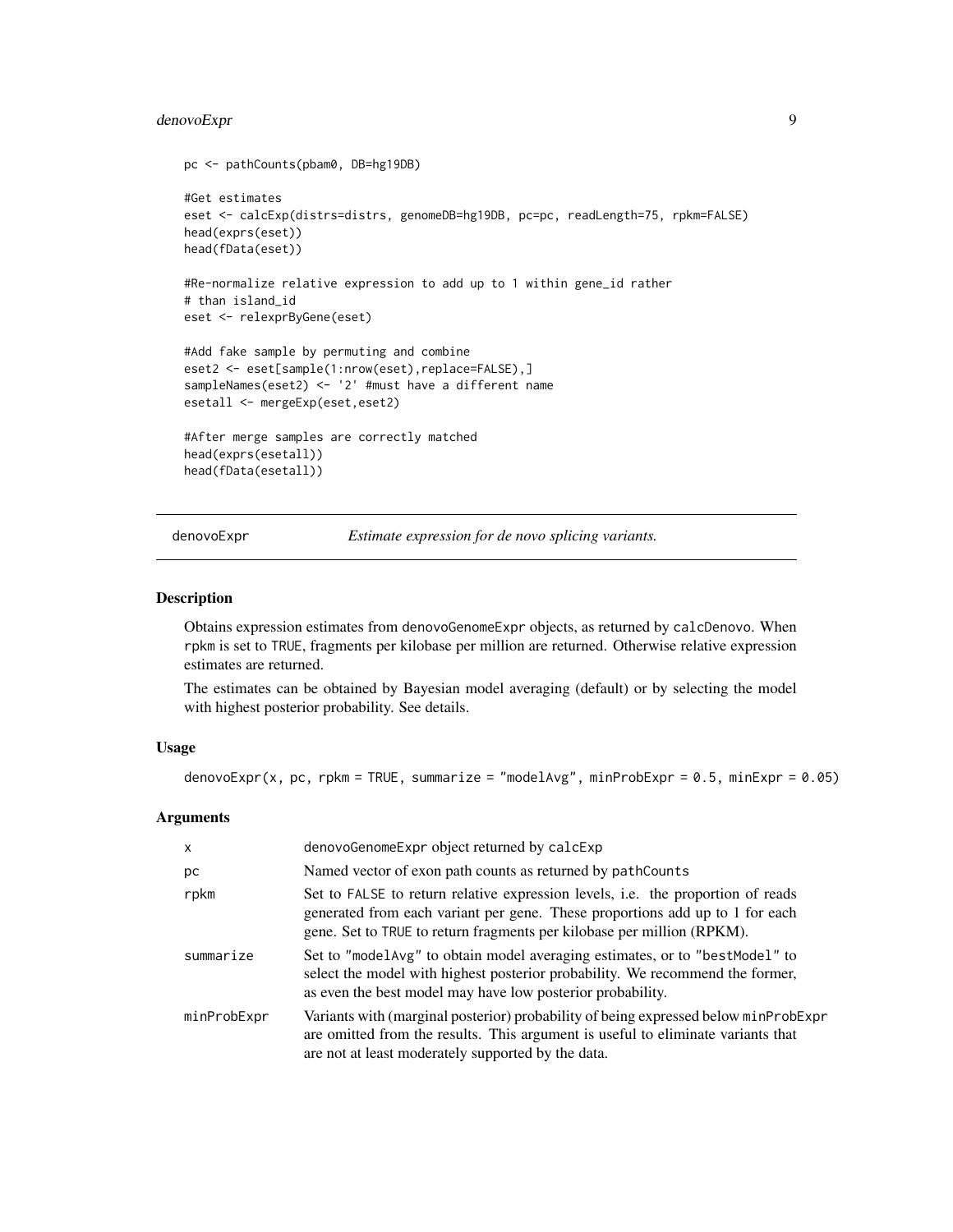```
pc <- pathCounts(pbam0, DB=hg19DB)

#Get estimates
eset <- calcExp(distrs=distrs, genomeDB=hg19DB, pc=pc, readLength=75, rpkm=FALSE)
head(exprs(eset))
head(fData(eset))

#Re-normalize relative expression to add up to 1 within gene_id rather
# than island_id
eset <- relexprByGene(eset)

#Add fake sample by permuting and combine
eset2 <- eset[sample(1:nrow(eset),replace=FALSE),]
sampleNames(eset2) <- '2' #must have a different name
esetall <- mergeExp(eset,eset2)

#After merge samples are correctly matched
head(exprs(esetall))
head(fData(esetall))
```

---

## denovoExpr — *Estimate expression for de novo splicing variants.*

### Description

Obtains expression estimates from `denovoGenomeExpr` objects, as returned by `calcDenovo`. When `rpkm` is set to `TRUE`, fragments per kilobase per million are returned. Otherwise relative expression estimates are returned.

The estimates can be obtained by Bayesian model averaging (default) or by selecting the model with highest posterior probability. See details.

### Usage

```
denovoExpr(x, pc, rpkm = TRUE, summarize = "modelAvg", minProbExpr = 0.5, minExpr = 0.05)
```

### Arguments

| | |
|---|---|
| `x` | `denovoGenomeExpr` object returned by `calcExp` |
| `pc` | Named vector of exon path counts as returned by `pathCounts` |
| `rpkm` | Set to `FALSE` to return relative expression levels, i.e. the proportion of reads generated from each variant per gene. These proportions add up to 1 for each gene. Set to `TRUE` to return fragments per kilobase per million (RPKM). |
| `summarize` | Set to `"modelAvg"` to obtain model averaging estimates, or to `"bestModel"` to select the model with highest posterior probability. We recommend the former, as even the best model may have low posterior probability. |
| `minProbExpr` | Variants with (marginal posterior) probability of being expressed below `minProbExpr` are omitted from the results. This argument is useful to eliminate variants that are not at least moderately supported by the data. |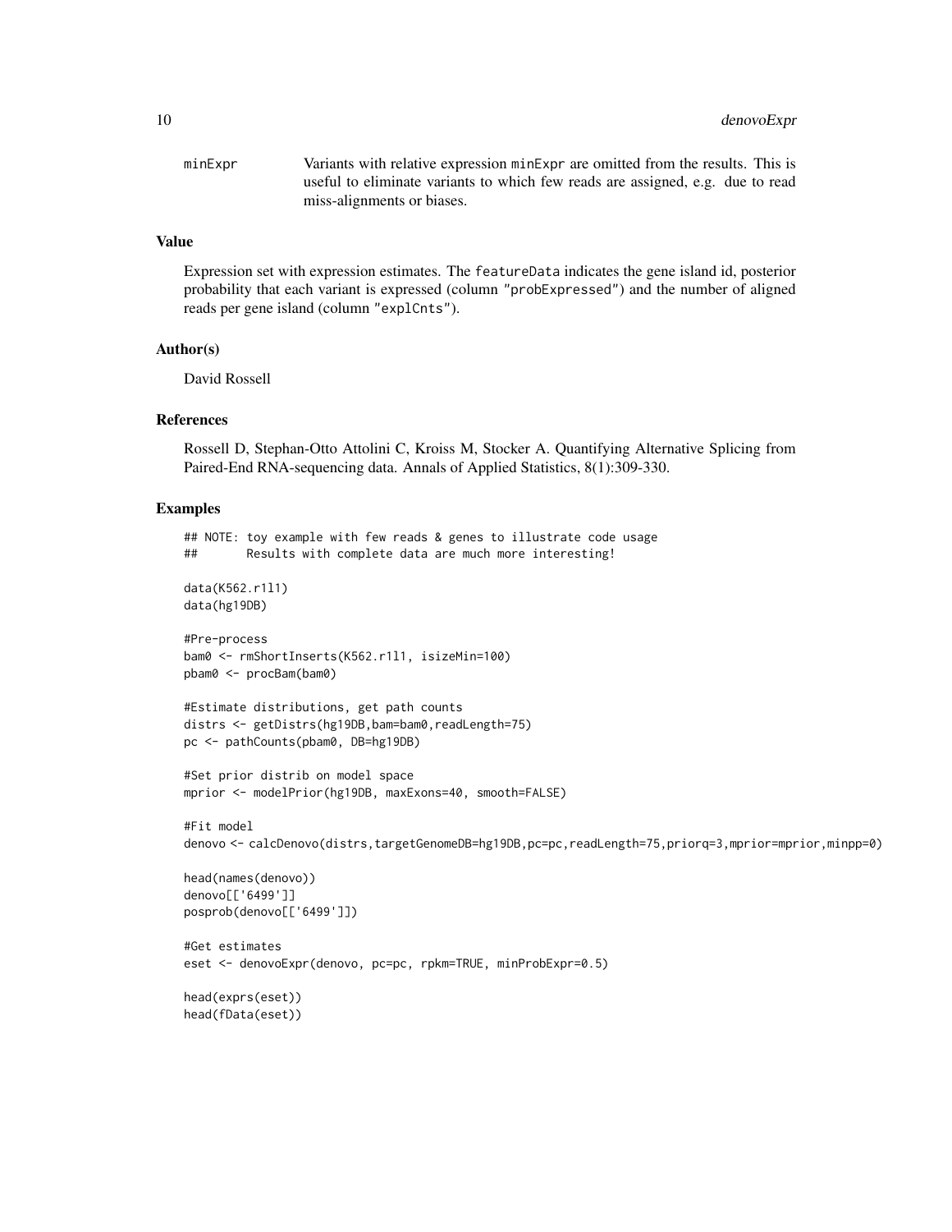minExpr Variants with relative expression minExpr are omitted from the results. This is useful to eliminate variants to which few reads are assigned, e.g. due to read miss-alignments or biases.

## Value

Expression set with expression estimates. The featureData indicates the gene island id, posterior probability that each variant is expressed (column "probExpressed") and the number of aligned reads per gene island (column "explCnts").

## Author(s)

David Rossell

## References

Rossell D, Stephan-Otto Attolini C, Kroiss M, Stocker A. Quantifying Alternative Splicing from Paired-End RNA-sequencing data. Annals of Applied Statistics, 8(1):309-330.

## Examples

```
## NOTE: toy example with few reads & genes to illustrate code usage
##       Results with complete data are much more interesting!

data(K562.r1l1)
data(hg19DB)

#Pre-process
bam0 <- rmShortInserts(K562.r1l1, isizeMin=100)
pbam0 <- procBam(bam0)

#Estimate distributions, get path counts
distrs <- getDistrs(hg19DB,bam=bam0,readLength=75)
pc <- pathCounts(pbam0, DB=hg19DB)

#Set prior distrib on model space
mprior <- modelPrior(hg19DB, maxExons=40, smooth=FALSE)

#Fit model
denovo <- calcDenovo(distrs,targetGenomeDB=hg19DB,pc=pc,readLength=75,priorq=3,mprior=mprior,minpp=0)

head(names(denovo))
denovo[['6499']]
posprob(denovo[['6499']])

#Get estimates
eset <- denovoExpr(denovo, pc=pc, rpkm=TRUE, minProbExpr=0.5)

head(exprs(eset))
head(fData(eset))
```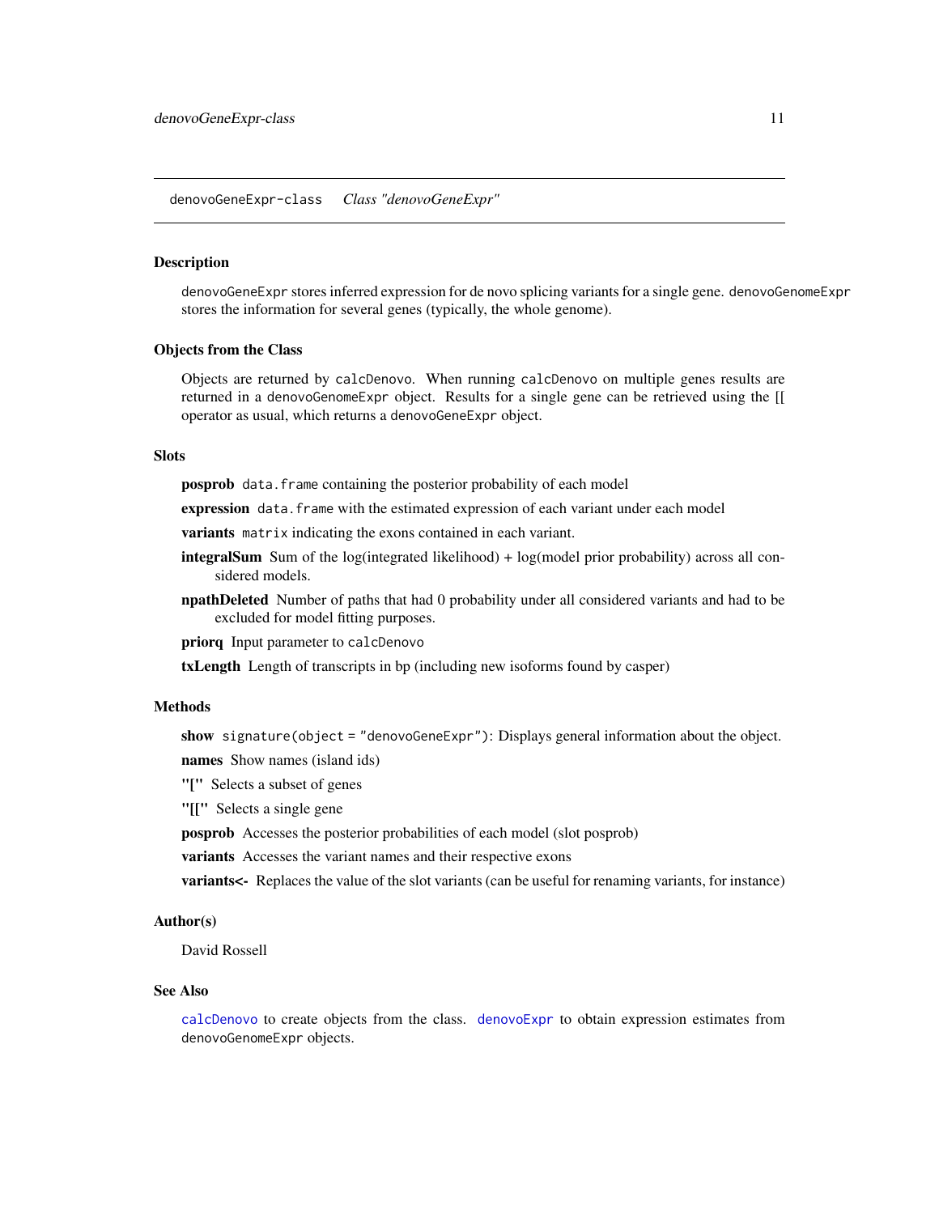## denovoGeneExpr-class    *Class "denovoGeneExpr"*

### Description

`denovoGeneExpr` stores inferred expression for de novo splicing variants for a single gene. `denovoGenomeExpr` stores the information for several genes (typically, the whole genome).

### Objects from the Class

Objects are returned by `calcDenovo`. When running `calcDenovo` on multiple genes results are returned in a `denovoGenomeExpr` object. Results for a single gene can be retrieved using the [[ operator as usual, which returns a `denovoGeneExpr` object.

### Slots

**posprob** `data.frame` containing the posterior probability of each model

**expression** `data.frame` with the estimated expression of each variant under each model

**variants** `matrix` indicating the exons contained in each variant.

**integralSum** Sum of the log(integrated likelihood) + log(model prior probability) across all considered models.

**npathDeleted** Number of paths that had 0 probability under all considered variants and had to be excluded for model fitting purposes.

**priorq** Input parameter to `calcDenovo`

**txLength** Length of transcripts in bp (including new isoforms found by casper)

### Methods

**show** `signature(object = "denovoGeneExpr")`: Displays general information about the object.

**names** Show names (island ids)

**"["** Selects a subset of genes

**"[["** Selects a single gene

**posprob** Accesses the posterior probabilities of each model (slot posprob)

**variants** Accesses the variant names and their respective exons

**variants<-** Replaces the value of the slot variants (can be useful for renaming variants, for instance)

### Author(s)

David Rossell

### See Also

`calcDenovo` to create objects from the class. `denovoExpr` to obtain expression estimates from `denovoGenomeExpr` objects.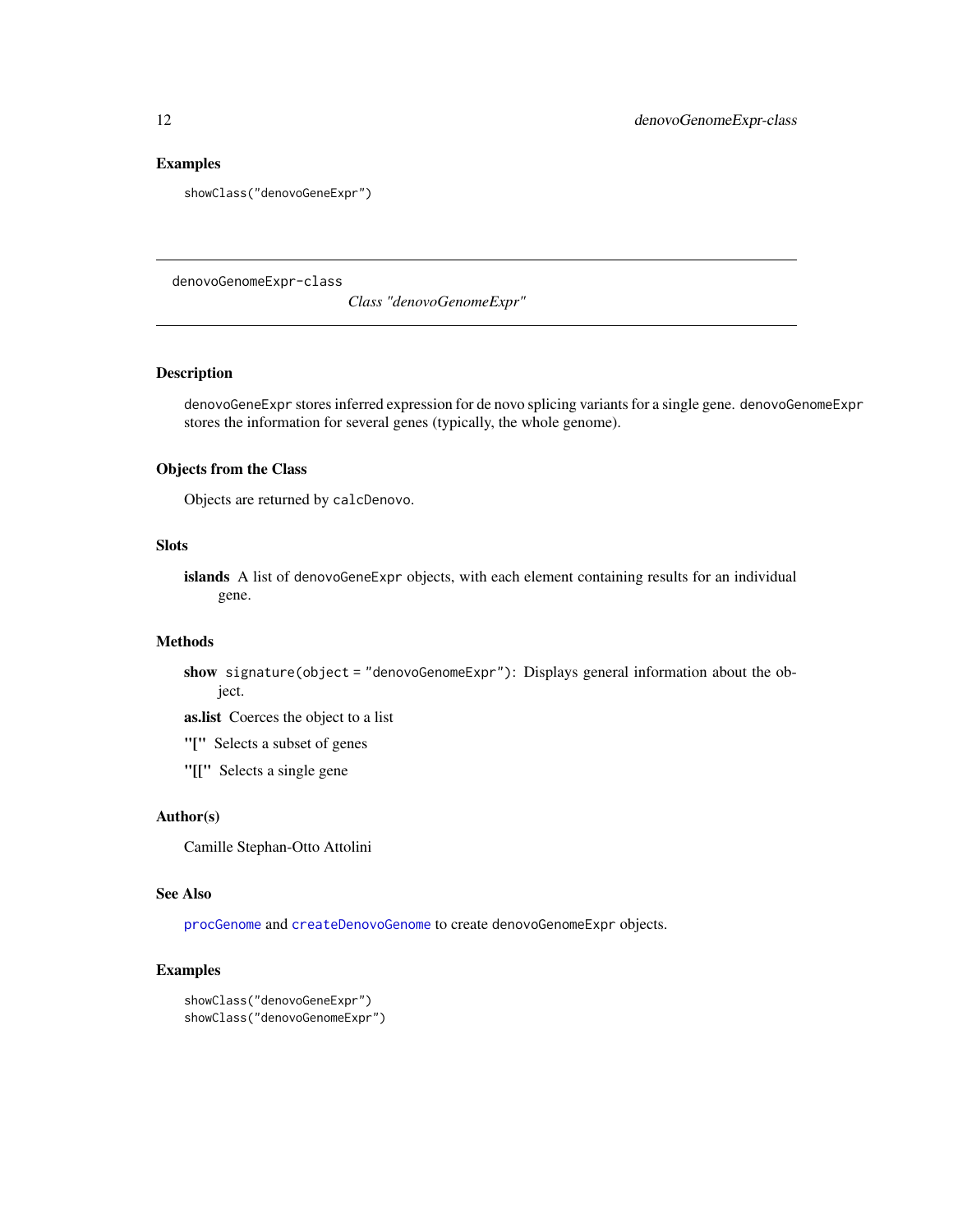### Examples

```
showClass("denovoGeneExpr")
```

---

## denovoGenomeExpr-class

*Class "denovoGenomeExpr"*

---

### Description

denovoGeneExpr stores inferred expression for de novo splicing variants for a single gene. denovoGenomeExpr stores the information for several genes (typically, the whole genome).

### Objects from the Class

Objects are returned by calcDenovo.

### Slots

**islands** A list of denovoGeneExpr objects, with each element containing results for an individual gene.

### Methods

**show** signature(object = "denovoGenomeExpr"): Displays general information about the object.

**as.list** Coerces the object to a list

**"["** Selects a subset of genes

**"[["** Selects a single gene

### Author(s)

Camille Stephan-Otto Attolini

### See Also

procGenome and createDenovoGenome to create denovoGenomeExpr objects.

### Examples

```
showClass("denovoGeneExpr")
showClass("denovoGenomeExpr")
```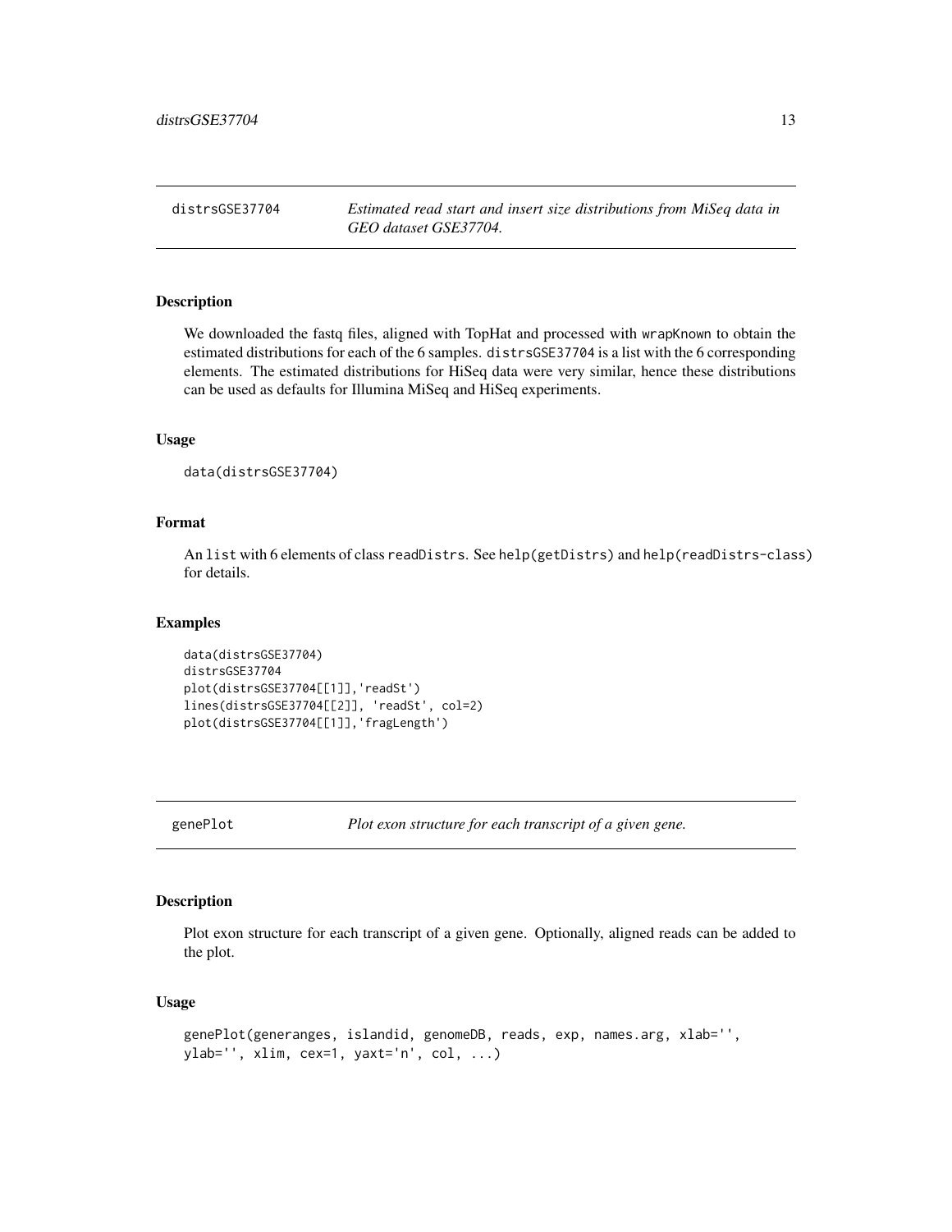## distrsGSE37704 — *Estimated read start and insert size distributions from MiSeq data in GEO dataset GSE37704.*

### Description

We downloaded the fastq files, aligned with TopHat and processed with `wrapKnown` to obtain the estimated distributions for each of the 6 samples. `distrsGSE37704` is a list with the 6 corresponding elements. The estimated distributions for HiSeq data were very similar, hence these distributions can be used as defaults for Illumina MiSeq and HiSeq experiments.

### Usage

```
data(distrsGSE37704)
```

### Format

An `list` with 6 elements of class `readDistrs`. See `help(getDistrs)` and `help(readDistrs-class)` for details.

### Examples

```
data(distrsGSE37704)
distrsGSE37704
plot(distrsGSE37704[[1]],'readSt')
lines(distrsGSE37704[[2]], 'readSt', col=2)
plot(distrsGSE37704[[1]],'fragLength')
```

## genePlot — *Plot exon structure for each transcript of a given gene.*

### Description

Plot exon structure for each transcript of a given gene. Optionally, aligned reads can be added to the plot.

### Usage

```
genePlot(generanges, islandid, genomeDB, reads, exp, names.arg, xlab='',
ylab='', xlim, cex=1, yaxt='n', col, ...)
```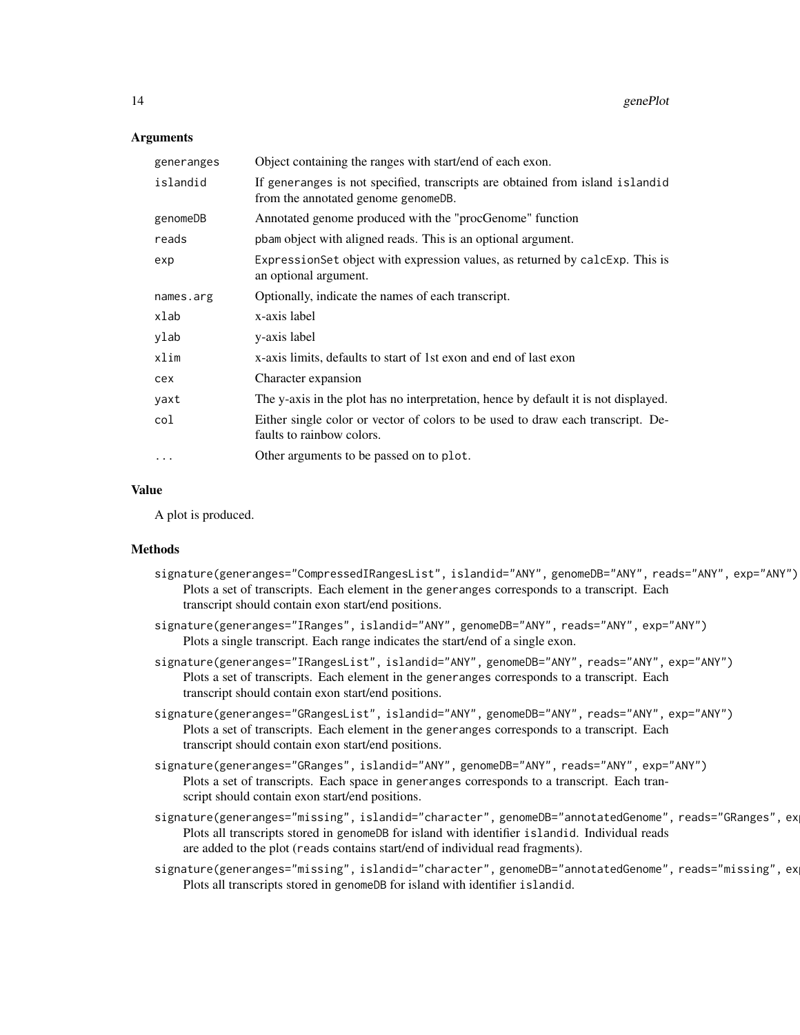### Arguments

| | |
|---|---|
| `generanges` | Object containing the ranges with start/end of each exon. |
| `islandid` | If `generanges` is not specified, transcripts are obtained from island `islandid` from the annotated genome `genomeDB`. |
| `genomeDB` | Annotated genome produced with the "procGenome" function |
| `reads` | `pbam` object with aligned reads. This is an optional argument. |
| `exp` | `ExpressionSet` object with expression values, as returned by `calcExp`. This is an optional argument. |
| `names.arg` | Optionally, indicate the names of each transcript. |
| `xlab` | x-axis label |
| `ylab` | y-axis label |
| `xlim` | x-axis limits, defaults to start of 1st exon and end of last exon |
| `cex` | Character expansion |
| `yaxt` | The y-axis in the plot has no interpretation, hence by default it is not displayed. |
| `col` | Either single color or vector of colors to be used to draw each transcript. Defaults to rainbow colors. |
| `...` | Other arguments to be passed on to `plot`. |

### Value

A plot is produced.

### Methods

`signature(generanges="CompressedIRangesList", islandid="ANY", genomeDB="ANY", reads="ANY", exp="ANY")`
: Plots a set of transcripts. Each element in the `generanges` corresponds to a transcript. Each transcript should contain exon start/end positions.

`signature(generanges="IRanges", islandid="ANY", genomeDB="ANY", reads="ANY", exp="ANY")`
: Plots a single transcript. Each range indicates the start/end of a single exon.

`signature(generanges="IRangesList", islandid="ANY", genomeDB="ANY", reads="ANY", exp="ANY")`
: Plots a set of transcripts. Each element in the `generanges` corresponds to a transcript. Each transcript should contain exon start/end positions.

`signature(generanges="GRangesList", islandid="ANY", genomeDB="ANY", reads="ANY", exp="ANY")`
: Plots a set of transcripts. Each element in the `generanges` corresponds to a transcript. Each transcript should contain exon start/end positions.

`signature(generanges="GRanges", islandid="ANY", genomeDB="ANY", reads="ANY", exp="ANY")`
: Plots a set of transcripts. Each space in `generanges` corresponds to a transcript. Each transcript should contain exon start/end positions.

`signature(generanges="missing", islandid="character", genomeDB="annotatedGenome", reads="GRanges", ex`
: Plots all transcripts stored in `genomeDB` for island with identifier `islandid`. Individual reads are added to the plot (`reads` contains start/end of individual read fragments).

`signature(generanges="missing", islandid="character", genomeDB="annotatedGenome", reads="missing", ex`
: Plots all transcripts stored in `genomeDB` for island with identifier `islandid`.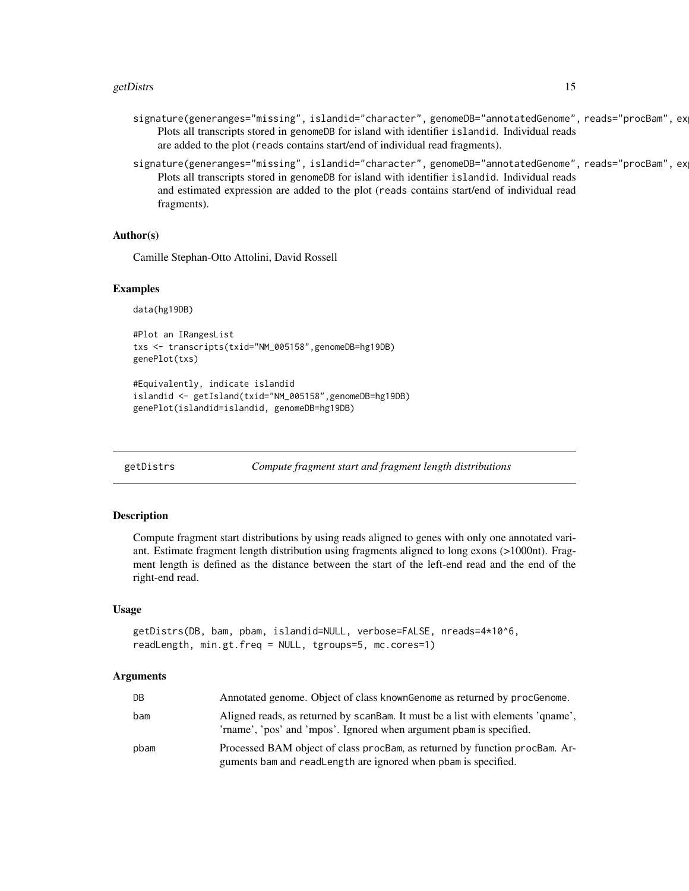`signature(generanges="missing", islandid="character", genomeDB="annotatedGenome", reads="procBam", ex`
: Plots all transcripts stored in genomeDB for island with identifier islandid. Individual reads are added to the plot (reads contains start/end of individual read fragments).

`signature(generanges="missing", islandid="character", genomeDB="annotatedGenome", reads="procBam", ex`
: Plots all transcripts stored in genomeDB for island with identifier islandid. Individual reads and estimated expression are added to the plot (reads contains start/end of individual read fragments).

### Author(s)

Camille Stephan-Otto Attolini, David Rossell

### Examples

```
data(hg19DB)

#Plot an IRangesList
txs <- transcripts(txid="NM_005158",genomeDB=hg19DB)
genePlot(txs)

#Equivalently, indicate islandid
islandid <- getIsland(txid="NM_005158",genomeDB=hg19DB)
genePlot(islandid=islandid, genomeDB=hg19DB)
```

---

## getDistrs — *Compute fragment start and fragment length distributions*

---

### Description

Compute fragment start distributions by using reads aligned to genes with only one annotated variant. Estimate fragment length distribution using fragments aligned to long exons (>1000nt). Fragment length is defined as the distance between the start of the left-end read and the end of the right-end read.

### Usage

```
getDistrs(DB, bam, pbam, islandid=NULL, verbose=FALSE, nreads=4*10^6,
readLength, min.gt.freq = NULL, tgroups=5, mc.cores=1)
```

### Arguments

| | |
|---|---|
| DB | Annotated genome. Object of class knownGenome as returned by procGenome. |
| bam | Aligned reads, as returned by scanBam. It must be a list with elements 'qname', 'rname', 'pos' and 'mpos'. Ignored when argument pbam is specified. |
| pbam | Processed BAM object of class procBam, as returned by function procBam. Arguments bam and readLength are ignored when pbam is specified. |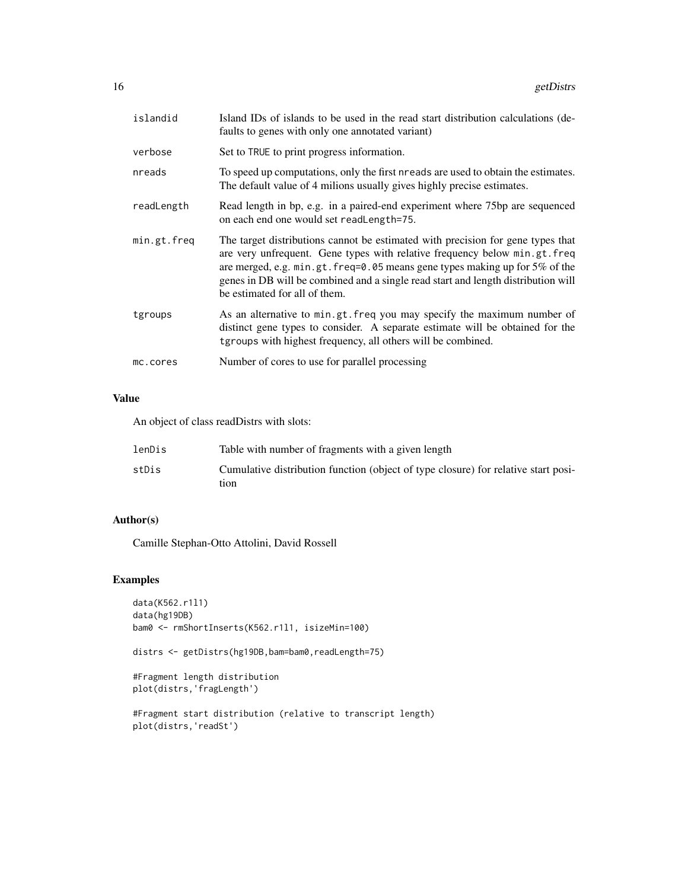| | |
|---|---|
| islandid | Island IDs of islands to be used in the read start distribution calculations (defaults to genes with only one annotated variant) |
| verbose | Set to TRUE to print progress information. |
| nreads | To speed up computations, only the first nreads are used to obtain the estimates. The default value of 4 milions usually gives highly precise estimates. |
| readLength | Read length in bp, e.g. in a paired-end experiment where 75bp are sequenced on each end one would set readLength=75. |
| min.gt.freq | The target distributions cannot be estimated with precision for gene types that are very unfrequent. Gene types with relative frequency below min.gt.freq are merged, e.g. min.gt.freq=0.05 means gene types making up for 5% of the genes in DB will be combined and a single read start and length distribution will be estimated for all of them. |
| tgroups | As an alternative to min.gt.freq you may specify the maximum number of distinct gene types to consider. A separate estimate will be obtained for the tgroups with highest frequency, all others will be combined. |
| mc.cores | Number of cores to use for parallel processing |

## Value

An object of class readDistrs with slots:

| | |
|---|---|
| lenDis | Table with number of fragments with a given length |
| stDis | Cumulative distribution function (object of type closure) for relative start position |

## Author(s)

Camille Stephan-Otto Attolini, David Rossell

## Examples

```
data(K562.r1l1)
data(hg19DB)
bam0 <- rmShortInserts(K562.r1l1, isizeMin=100)

distrs <- getDistrs(hg19DB,bam=bam0,readLength=75)

#Fragment length distribution
plot(distrs,'fragLength')

#Fragment start distribution (relative to transcript length)
plot(distrs,'readSt')
```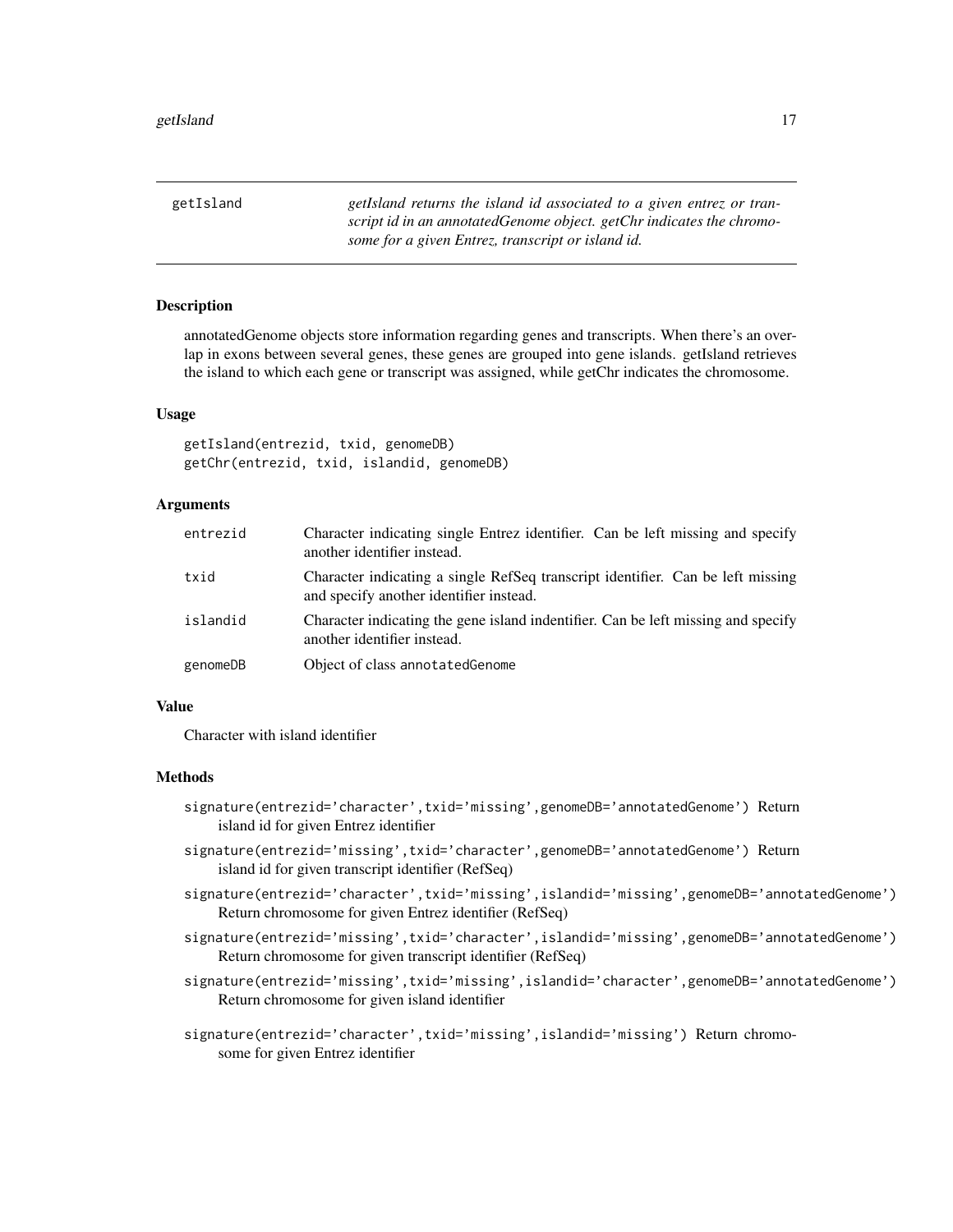getIsland *getIsland returns the island id associated to a given entrez or transcript id in an annotatedGenome object. getChr indicates the chromosome for a given Entrez, transcript or island id.*

## Description

annotatedGenome objects store information regarding genes and transcripts. When there's an overlap in exons between several genes, these genes are grouped into gene islands. getIsland retrieves the island to which each gene or transcript was assigned, while getChr indicates the chromosome.

## Usage

```
getIsland(entrezid, txid, genomeDB)
getChr(entrezid, txid, islandid, genomeDB)
```

## Arguments

| | |
|---|---|
| entrezid | Character indicating single Entrez identifier. Can be left missing and specify another identifier instead. |
| txid | Character indicating a single RefSeq transcript identifier. Can be left missing and specify another identifier instead. |
| islandid | Character indicating the gene island indentifier. Can be left missing and specify another identifier instead. |
| genomeDB | Object of class annotatedGenome |

## Value

Character with island identifier

## Methods

- `signature(entrezid='character',txid='missing',genomeDB='annotatedGenome')` Return island id for given Entrez identifier
- `signature(entrezid='missing',txid='character',genomeDB='annotatedGenome')` Return island id for given transcript identifier (RefSeq)
- `signature(entrezid='character',txid='missing',islandid='missing',genomeDB='annotatedGenome')` Return chromosome for given Entrez identifier (RefSeq)
- `signature(entrezid='missing',txid='character',islandid='missing',genomeDB='annotatedGenome')` Return chromosome for given transcript identifier (RefSeq)
- `signature(entrezid='missing',txid='missing',islandid='character',genomeDB='annotatedGenome')` Return chromosome for given island identifier
- `signature(entrezid='character',txid='missing',islandid='missing')` Return chromosome for given Entrez identifier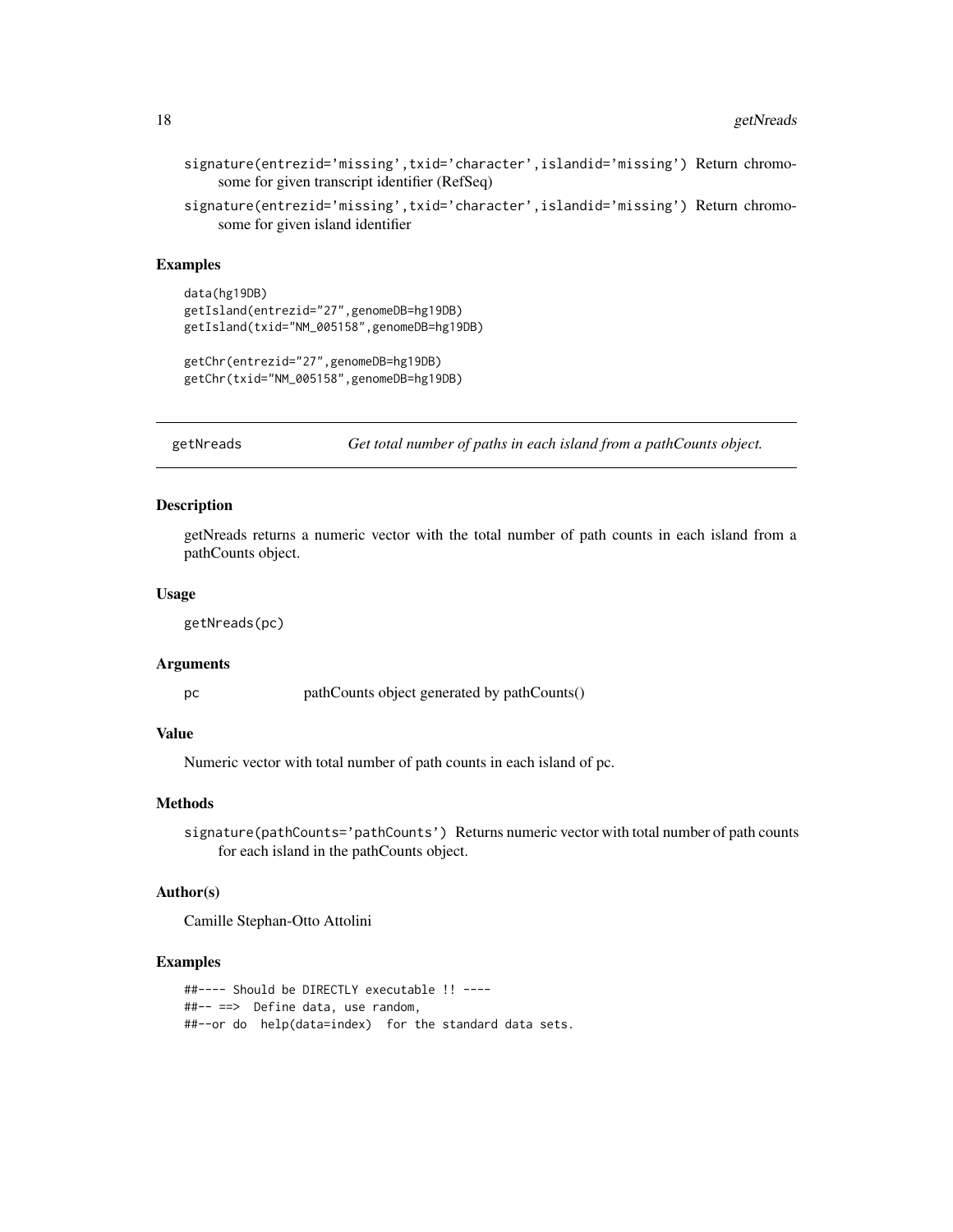signature(entrezid='missing',txid='character',islandid='missing') Return chromosome for given transcript identifier (RefSeq)

signature(entrezid='missing',txid='character',islandid='missing') Return chromosome for given island identifier

### Examples

```
data(hg19DB)
getIsland(entrezid="27",genomeDB=hg19DB)
getIsland(txid="NM_005158",genomeDB=hg19DB)

getChr(entrezid="27",genomeDB=hg19DB)
getChr(txid="NM_005158",genomeDB=hg19DB)
```

---

## getNreads — *Get total number of paths in each island from a pathCounts object.*

### Description

getNreads returns a numeric vector with the total number of path counts in each island from a pathCounts object.

### Usage

```
getNreads(pc)
```

### Arguments

pc &nbsp;&nbsp;&nbsp;&nbsp; pathCounts object generated by pathCounts()

### Value

Numeric vector with total number of path counts in each island of pc.

### Methods

signature(pathCounts='pathCounts') Returns numeric vector with total number of path counts for each island in the pathCounts object.

### Author(s)

Camille Stephan-Otto Attolini

### Examples

```
##---- Should be DIRECTLY executable !! ----
##-- ==>  Define data, use random,
##--or do  help(data=index)  for the standard data sets.
```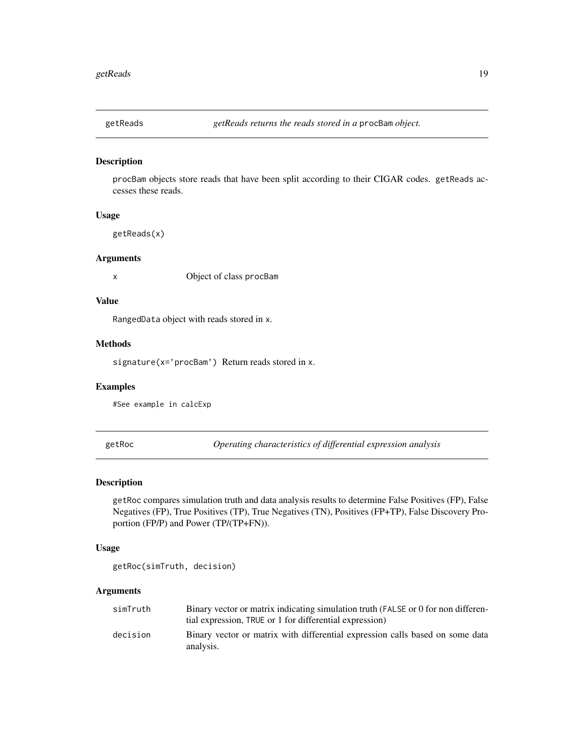## getReads *getReads returns the reads stored in a* `procBam` *object.*

### Description

`procBam` objects store reads that have been split according to their CIGAR codes. `getReads` accesses these reads.

### Usage

```
getReads(x)
```

### Arguments

| | |
|---|---|
| `x` | Object of class `procBam` |

### Value

`RangedData` object with reads stored in `x`.

### Methods

`signature(x='procBam')` Return reads stored in `x`.

### Examples

```
#See example in calcExp
```

## getRoc *Operating characteristics of differential expression analysis*

### Description

`getRoc` compares simulation truth and data analysis results to determine False Positives (FP), False Negatives (FP), True Positives (TP), True Negatives (TN), Positives (FP+TP), False Discovery Proportion (FP/P) and Power (TP/(TP+FN)).

### Usage

```
getRoc(simTruth, decision)
```

### Arguments

| | |
|---|---|
| `simTruth` | Binary vector or matrix indicating simulation truth (`FALSE` or 0 for non differential expression, `TRUE` or 1 for differential expression) |
| `decision` | Binary vector or matrix with differential expression calls based on some data analysis. |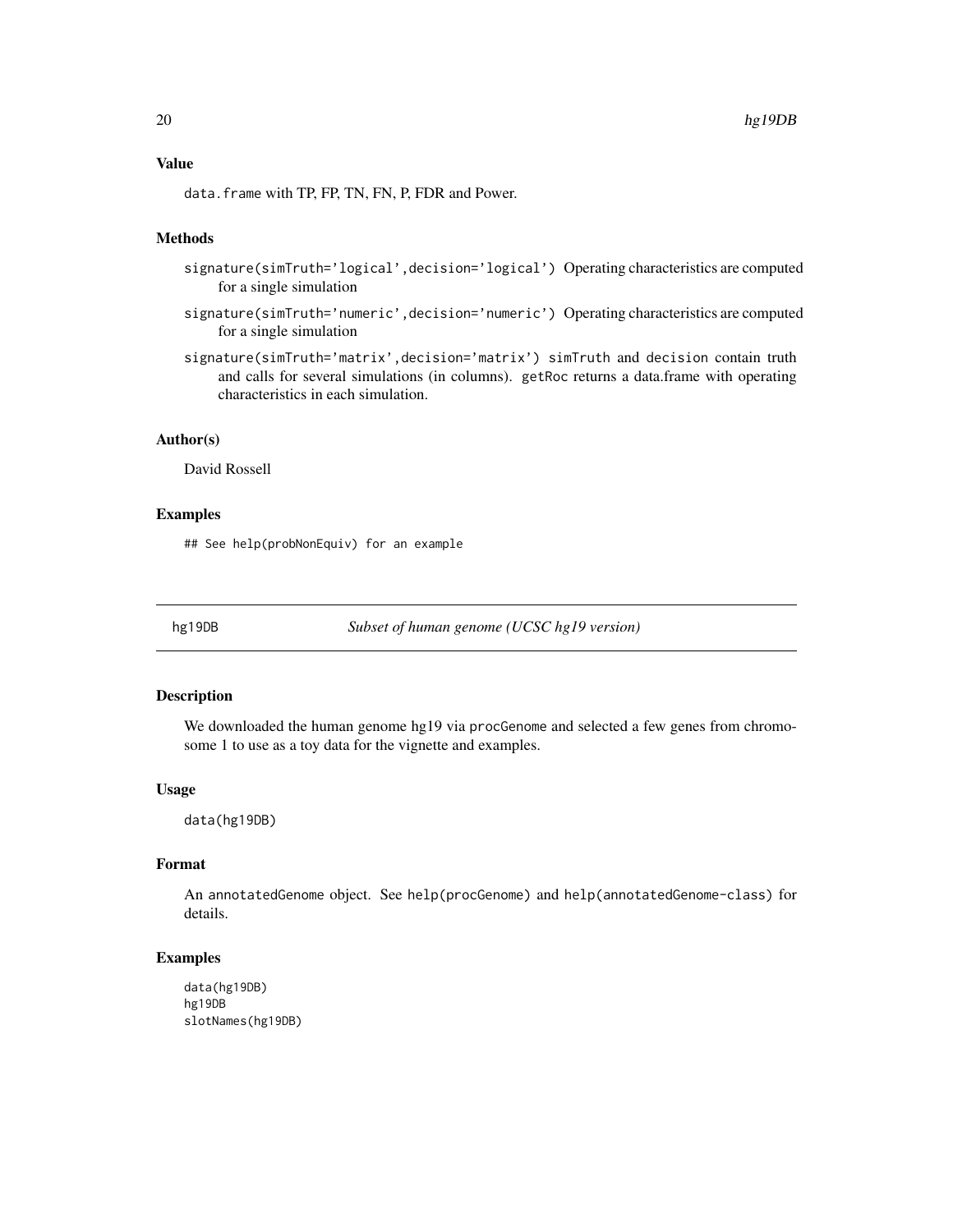### Value

`data.frame` with TP, FP, TN, FN, P, FDR and Power.

### Methods

- `signature(simTruth='logical',decision='logical')` Operating characteristics are computed for a single simulation
- `signature(simTruth='numeric',decision='numeric')` Operating characteristics are computed for a single simulation
- `signature(simTruth='matrix',decision='matrix')` `simTruth` and `decision` contain truth and calls for several simulations (in columns). `getRoc` returns a data.frame with operating characteristics in each simulation.

### Author(s)

David Rossell

### Examples

```
## See help(probNonEquiv) for an example
```

---

## hg19DB — *Subset of human genome (UCSC hg19 version)*

### Description

We downloaded the human genome hg19 via `procGenome` and selected a few genes from chromosome 1 to use as a toy data for the vignette and examples.

### Usage

```
data(hg19DB)
```

### Format

An `annotatedGenome` object. See `help(procGenome)` and `help(annotatedGenome-class)` for details.

### Examples

```
data(hg19DB)
hg19DB
slotNames(hg19DB)
```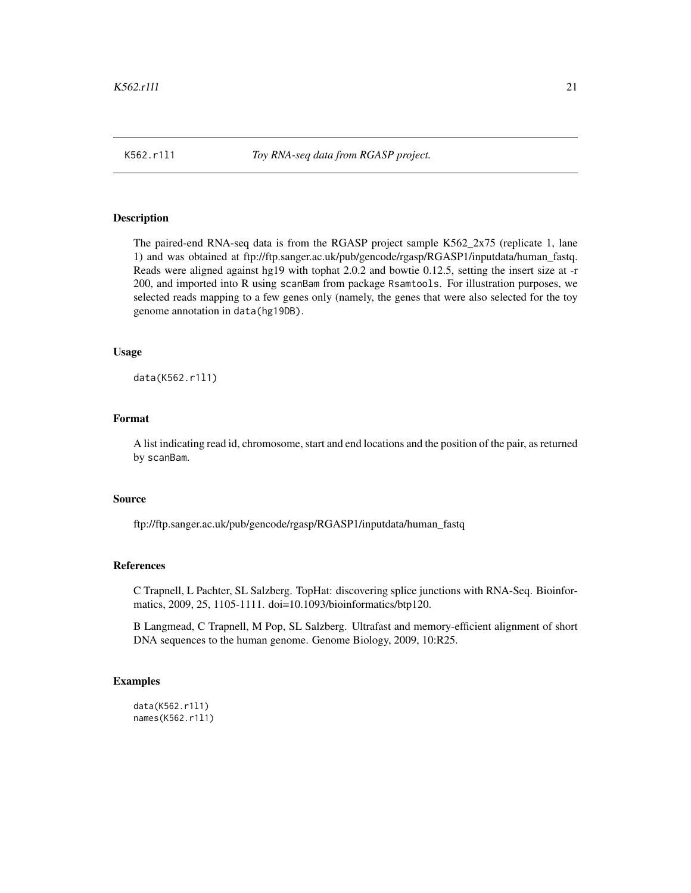K562.r1l1 *Toy RNA-seq data from RGASP project.*

## Description

The paired-end RNA-seq data is from the RGASP project sample K562_2x75 (replicate 1, lane 1) and was obtained at ftp://ftp.sanger.ac.uk/pub/gencode/rgasp/RGASP1/inputdata/human_fastq. Reads were aligned against hg19 with tophat 2.0.2 and bowtie 0.12.5, setting the insert size at -r 200, and imported into R using `scanBam` from package `Rsamtools`. For illustration purposes, we selected reads mapping to a few genes only (namely, the genes that were also selected for the toy genome annotation in `data(hg19DB)`.

## Usage

```
data(K562.r1l1)
```

## Format

A list indicating read id, chromosome, start and end locations and the position of the pair, as returned by `scanBam`.

## Source

ftp://ftp.sanger.ac.uk/pub/gencode/rgasp/RGASP1/inputdata/human_fastq

## References

C Trapnell, L Pachter, SL Salzberg. TopHat: discovering splice junctions with RNA-Seq. Bioinformatics, 2009, 25, 1105-1111. doi=10.1093/bioinformatics/btp120.

B Langmead, C Trapnell, M Pop, SL Salzberg. Ultrafast and memory-efficient alignment of short DNA sequences to the human genome. Genome Biology, 2009, 10:R25.

## Examples

```
data(K562.r1l1)
names(K562.r1l1)
```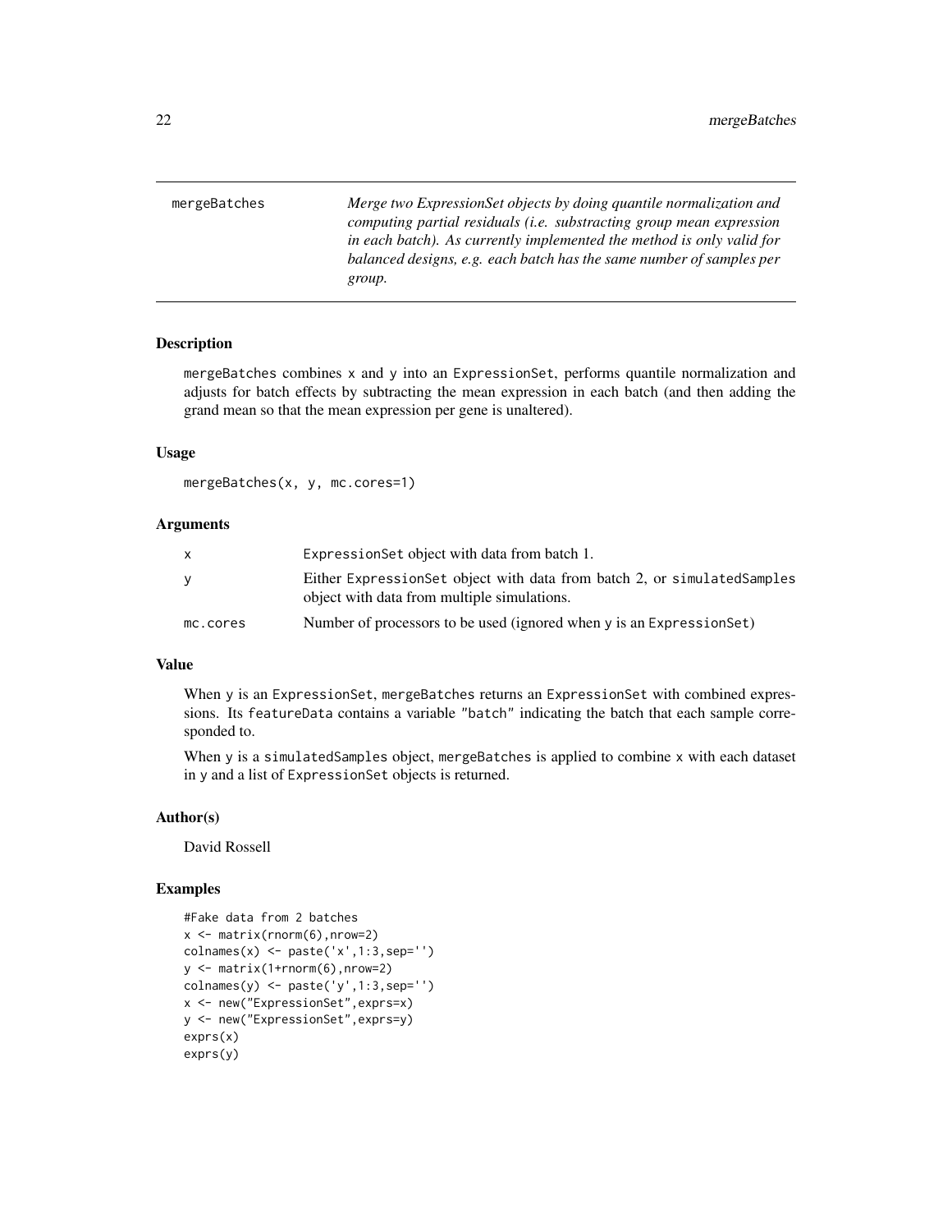mergeBatches *Merge two ExpressionSet objects by doing quantile normalization and computing partial residuals (i.e. substracting group mean expression in each batch). As currently implemented the method is only valid for balanced designs, e.g. each batch has the same number of samples per group.*

## Description

mergeBatches combines x and y into an ExpressionSet, performs quantile normalization and adjusts for batch effects by subtracting the mean expression in each batch (and then adding the grand mean so that the mean expression per gene is unaltered).

## Usage

```
mergeBatches(x, y, mc.cores=1)
```

## Arguments

| | |
|---|---|
| x | ExpressionSet object with data from batch 1. |
| y | Either ExpressionSet object with data from batch 2, or simulatedSamples object with data from multiple simulations. |
| mc.cores | Number of processors to be used (ignored when y is an ExpressionSet) |

## Value

When y is an ExpressionSet, mergeBatches returns an ExpressionSet with combined expressions. Its featureData contains a variable "batch" indicating the batch that each sample corresponded to.

When y is a simulatedSamples object, mergeBatches is applied to combine x with each dataset in y and a list of ExpressionSet objects is returned.

## Author(s)

David Rossell

## Examples

```
#Fake data from 2 batches
x <- matrix(rnorm(6),nrow=2)
colnames(x) <- paste('x',1:3,sep='')
y <- matrix(1+rnorm(6),nrow=2)
colnames(y) <- paste('y',1:3,sep='')
x <- new("ExpressionSet",exprs=x)
y <- new("ExpressionSet",exprs=y)
exprs(x)
exprs(y)
```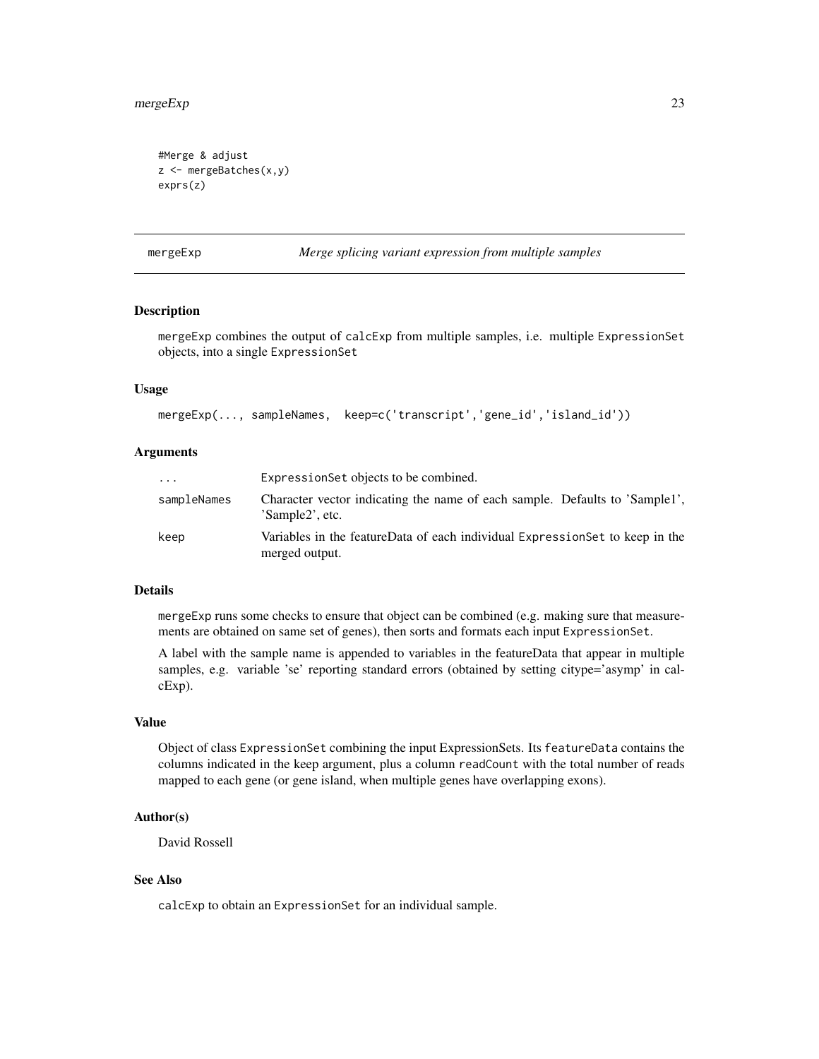```
#Merge & adjust
z <- mergeBatches(x,y)
exprs(z)
```

---

## mergeExp — *Merge splicing variant expression from multiple samples*

### Description

mergeExp combines the output of calcExp from multiple samples, i.e. multiple ExpressionSet objects, into a single ExpressionSet

### Usage

```
mergeExp(..., sampleNames,  keep=c('transcript','gene_id','island_id'))
```

### Arguments

| | |
|---|---|
| ... | ExpressionSet objects to be combined. |
| sampleNames | Character vector indicating the name of each sample. Defaults to 'Sample1', 'Sample2', etc. |
| keep | Variables in the featureData of each individual ExpressionSet to keep in the merged output. |

### Details

mergeExp runs some checks to ensure that object can be combined (e.g. making sure that measurements are obtained on same set of genes), then sorts and formats each input ExpressionSet.

A label with the sample name is appended to variables in the featureData that appear in multiple samples, e.g. variable 'se' reporting standard errors (obtained by setting citype='asymp' in calcExp).

### Value

Object of class ExpressionSet combining the input ExpressionSets. Its featureData contains the columns indicated in the keep argument, plus a column readCount with the total number of reads mapped to each gene (or gene island, when multiple genes have overlapping exons).

### Author(s)

David Rossell

### See Also

calcExp to obtain an ExpressionSet for an individual sample.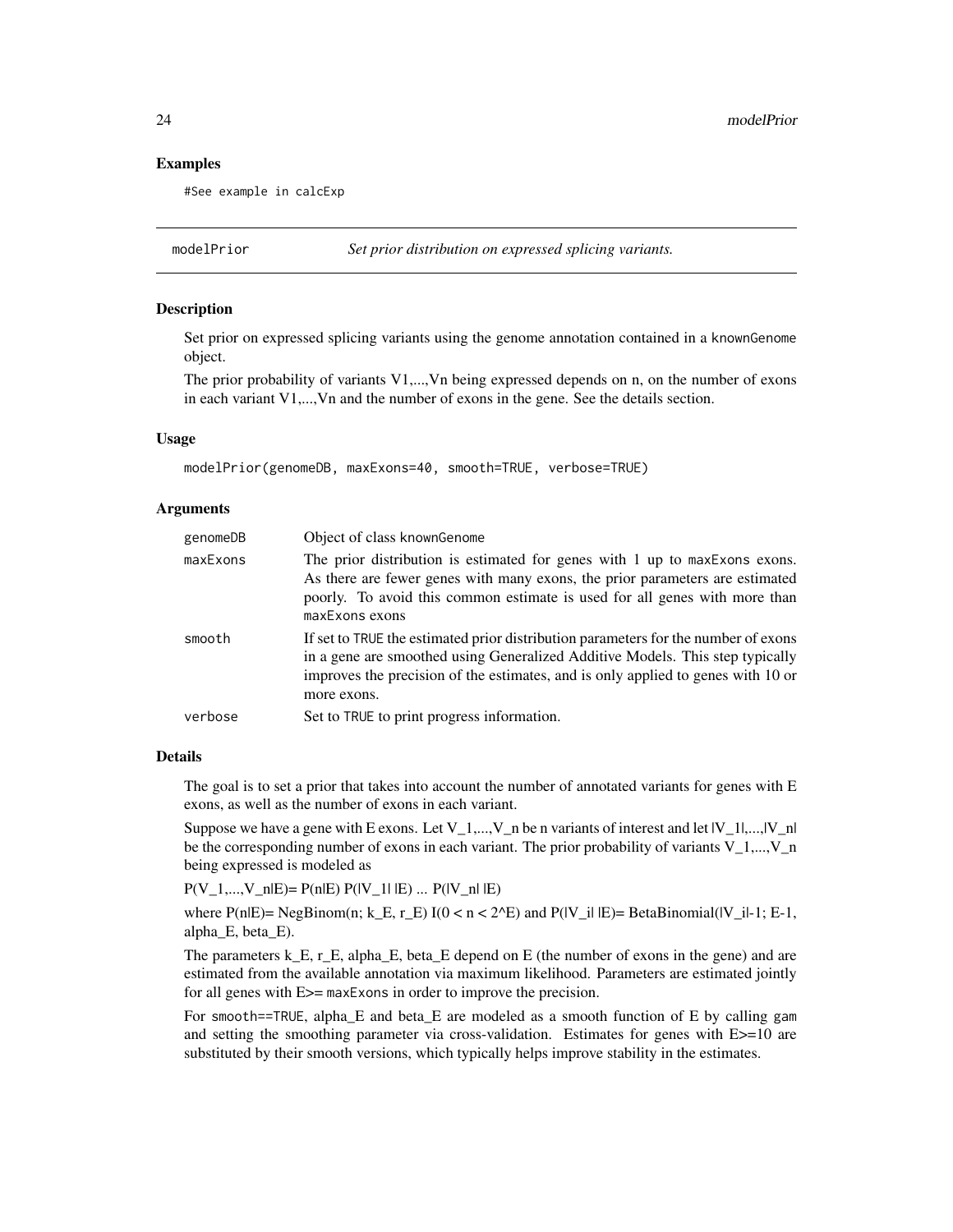## Examples

```
#See example in calcExp
```

---

**modelPrior** *Set prior distribution on expressed splicing variants.*

---

## Description

Set prior on expressed splicing variants using the genome annotation contained in a knownGenome object.

The prior probability of variants V1,...,Vn being expressed depends on n, on the number of exons in each variant V1,...,Vn and the number of exons in the gene. See the details section.

## Usage

```
modelPrior(genomeDB, maxExons=40, smooth=TRUE, verbose=TRUE)
```

## Arguments

| | |
|---|---|
| genomeDB | Object of class knownGenome |
| maxExons | The prior distribution is estimated for genes with 1 up to maxExons exons. As there are fewer genes with many exons, the prior parameters are estimated poorly. To avoid this common estimate is used for all genes with more than maxExons exons |
| smooth | If set to TRUE the estimated prior distribution parameters for the number of exons in a gene are smoothed using Generalized Additive Models. This step typically improves the precision of the estimates, and is only applied to genes with 10 or more exons. |
| verbose | Set to TRUE to print progress information. |

## Details

The goal is to set a prior that takes into account the number of annotated variants for genes with E exons, as well as the number of exons in each variant.

Suppose we have a gene with E exons. Let $V_1,...,V_n$ be n variants of interest and let $|V_1|,...,|V_n|$ be the corresponding number of exons in each variant. The prior probability of variants $V_1,...,V_n$ being expressed is modeled as

$P(V_1,...,V_n|E) = P(n|E) P(|V_1| |E) ... P(|V_n| |E)$

where $P(n|E) = \text{NegBinom}(n; k_E, r_E) I(0 < n < 2^E)$ and $P(|V_i| |E) = \text{BetaBinomial}(|V_i|-1; E-1, \alpha_E, \beta_E)$.

The parameters $k_E$, $r_E$, alpha_E, beta_E depend on E (the number of exons in the gene) and are estimated from the available annotation via maximum likelihood. Parameters are estimated jointly for all genes with E>= maxExons in order to improve the precision.

For smooth==TRUE, alpha_E and beta_E are modeled as a smooth function of E by calling gam and setting the smoothing parameter via cross-validation. Estimates for genes with E>=10 are substituted by their smooth versions, which typically helps improve stability in the estimates.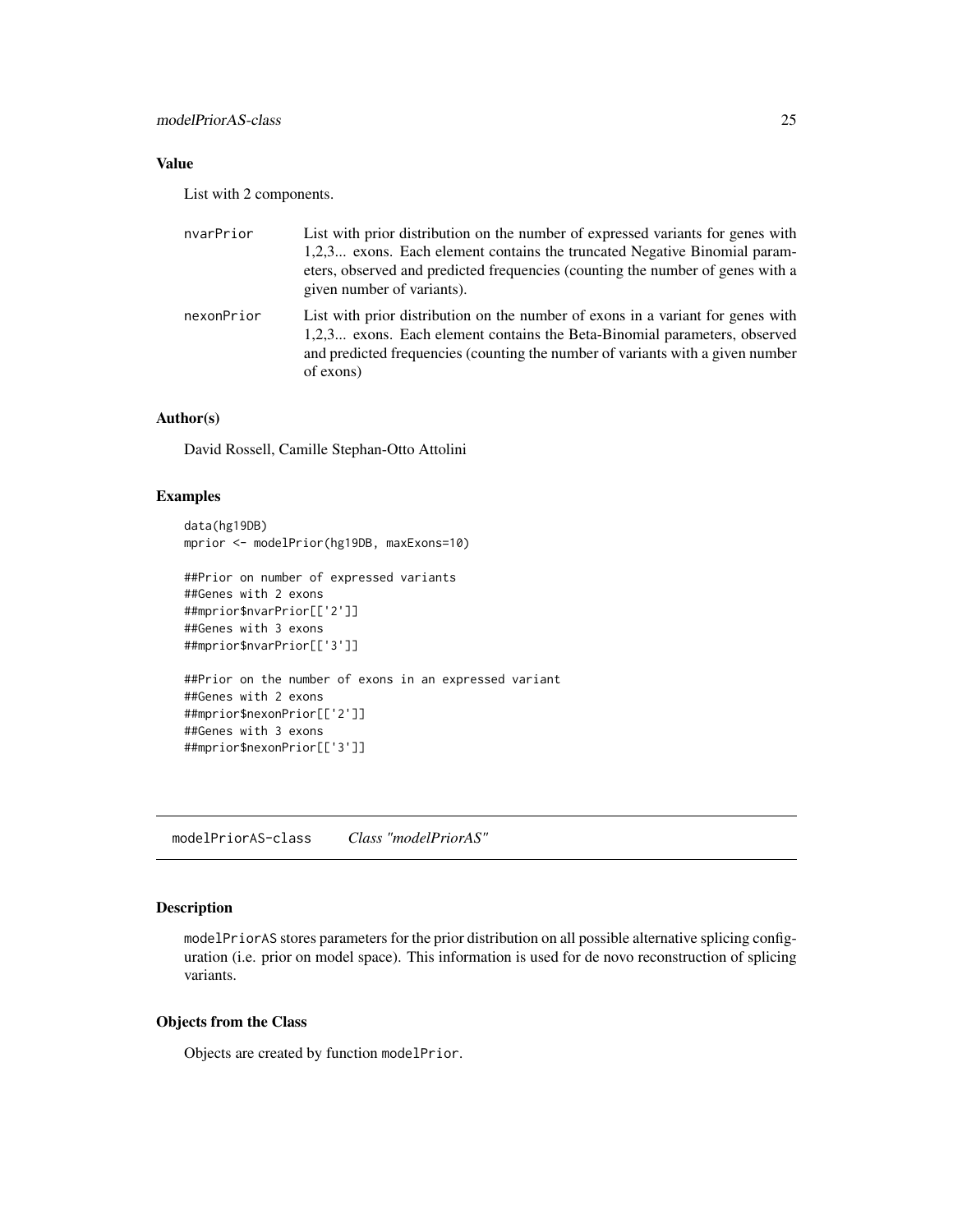## Value

List with 2 components.

| | |
|---|---|
| nvarPrior | List with prior distribution on the number of expressed variants for genes with 1,2,3... exons. Each element contains the truncated Negative Binomial parameters, observed and predicted frequencies (counting the number of genes with a given number of variants). |
| nexonPrior | List with prior distribution on the number of exons in a variant for genes with 1,2,3... exons. Each element contains the Beta-Binomial parameters, observed and predicted frequencies (counting the number of variants with a given number of exons) |

## Author(s)

David Rossell, Camille Stephan-Otto Attolini

## Examples

```
data(hg19DB)
mprior <- modelPrior(hg19DB, maxExons=10)

##Prior on number of expressed variants
##Genes with 2 exons
##mprior$nvarPrior[['2']]
##Genes with 3 exons
##mprior$nvarPrior[['3']]

##Prior on the number of exons in an expressed variant
##Genes with 2 exons
##mprior$nexonPrior[['2']]
##Genes with 3 exons
##mprior$nexonPrior[['3']]
```

---

# modelPriorAS-class *Class "modelPriorAS"*

## Description

modelPriorAS stores parameters for the prior distribution on all possible alternative splicing configuration (i.e. prior on model space). This information is used for de novo reconstruction of splicing variants.

## Objects from the Class

Objects are created by function modelPrior.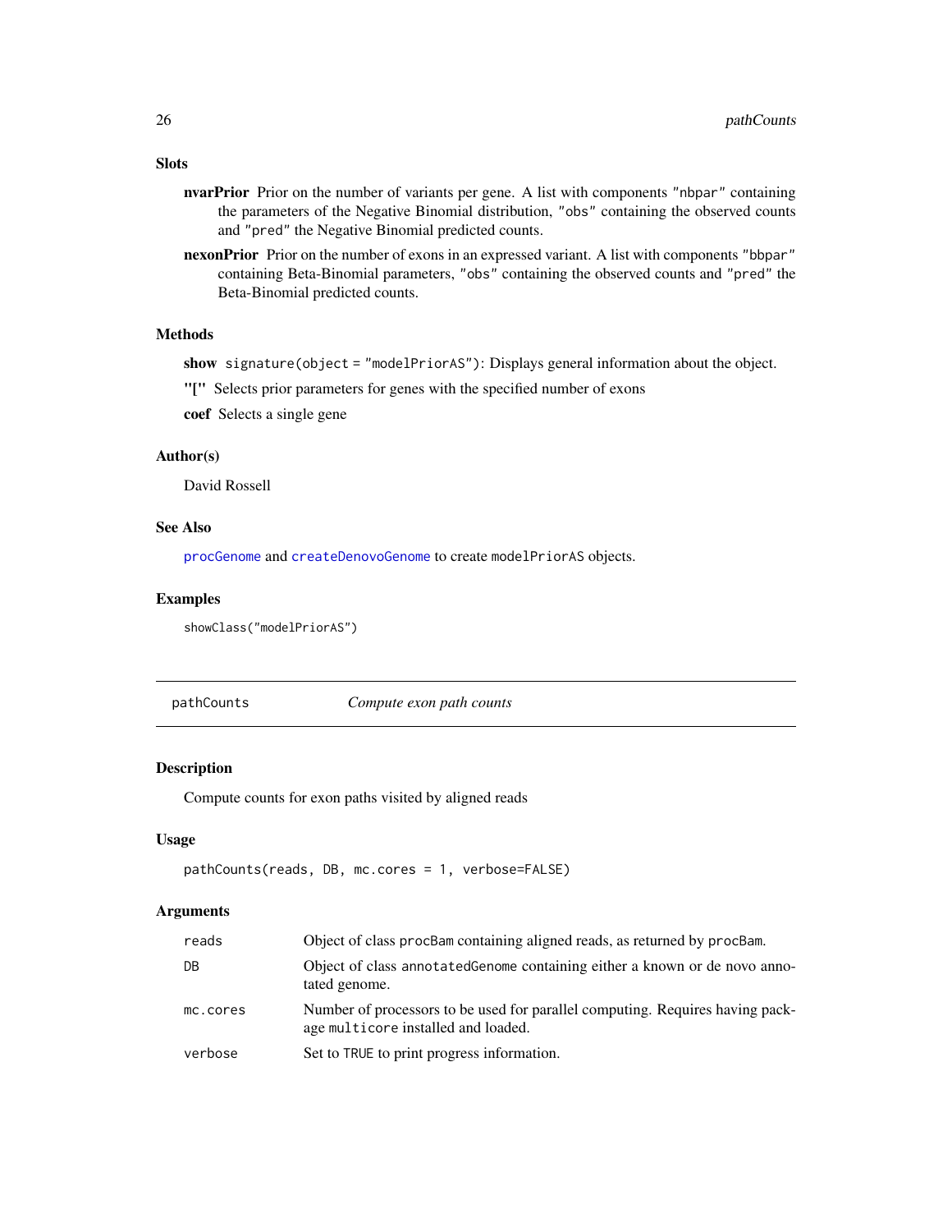### Slots

**nvarPrior** Prior on the number of variants per gene. A list with components "nbpar" containing the parameters of the Negative Binomial distribution, "obs" containing the observed counts and "pred" the Negative Binomial predicted counts.

**nexonPrior** Prior on the number of exons in an expressed variant. A list with components "bbpar" containing Beta-Binomial parameters, "obs" containing the observed counts and "pred" the Beta-Binomial predicted counts.

### Methods

**show** `signature(object = "modelPriorAS")`: Displays general information about the object.

**"["** Selects prior parameters for genes with the specified number of exons

**coef** Selects a single gene

### Author(s)

David Rossell

### See Also

`procGenome` and `createDenovoGenome` to create `modelPriorAS` objects.

### Examples

```
showClass("modelPriorAS")
```

---

## pathCounts — *Compute exon path counts*

### Description

Compute counts for exon paths visited by aligned reads

### Usage

```
pathCounts(reads, DB, mc.cores = 1, verbose=FALSE)
```

### Arguments

| | |
|---|---|
| `reads` | Object of class `procBam` containing aligned reads, as returned by `procBam`. |
| `DB` | Object of class `annotatedGenome` containing either a known or de novo annotated genome. |
| `mc.cores` | Number of processors to be used for parallel computing. Requires having package `multicore` installed and loaded. |
| `verbose` | Set to `TRUE` to print progress information. |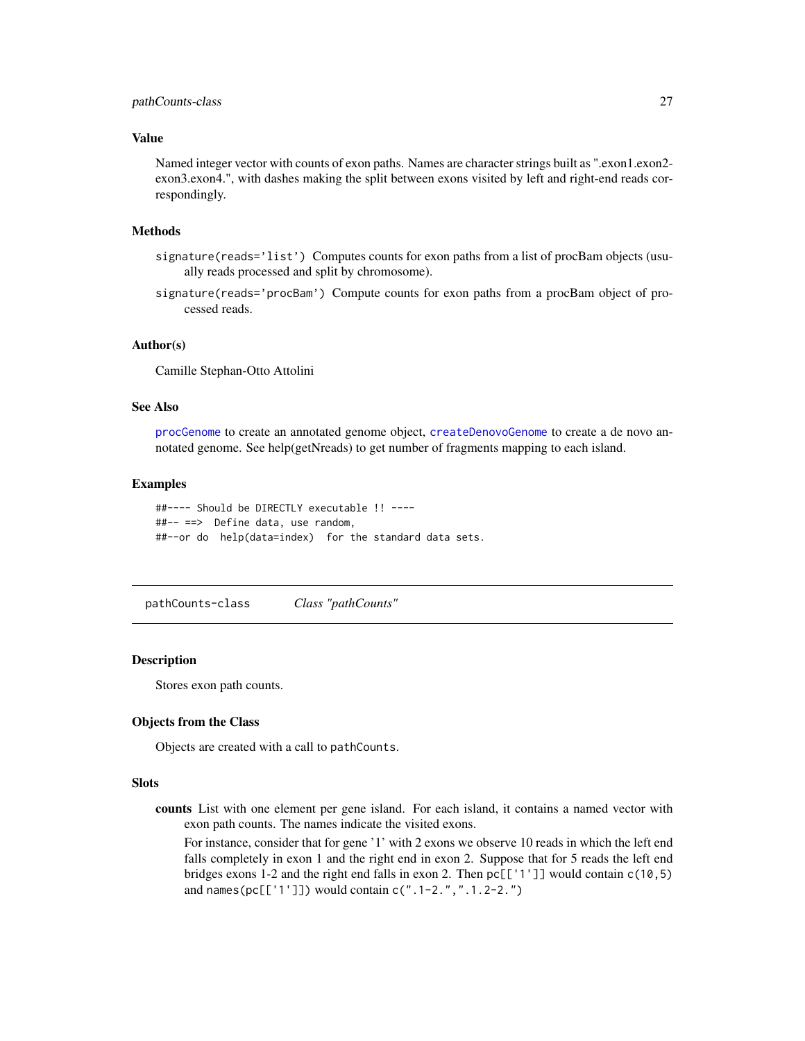### Value

Named integer vector with counts of exon paths. Names are character strings built as ".exon1.exon2-exon3.exon4.", with dashes making the split between exons visited by left and right-end reads correspondingly.

### Methods

**signature(reads='list')** Computes counts for exon paths from a list of procBam objects (usually reads processed and split by chromosome).

**signature(reads='procBam')** Compute counts for exon paths from a procBam object of processed reads.

### Author(s)

Camille Stephan-Otto Attolini

### See Also

procGenome to create an annotated genome object, createDenovoGenome to create a de novo annotated genome. See help(getNreads) to get number of fragments mapping to each island.

### Examples

```
##---- Should be DIRECTLY executable !! ----
##-- ==>  Define data, use random,
##--or do  help(data=index)  for the standard data sets.
```

---

## pathCounts-class    *Class "pathCounts"*

---

### Description

Stores exon path counts.

### Objects from the Class

Objects are created with a call to `pathCounts`.

### Slots

**counts** List with one element per gene island. For each island, it contains a named vector with exon path counts. The names indicate the visited exons.

For instance, consider that for gene '1' with 2 exons we observe 10 reads in which the left end falls completely in exon 1 and the right end in exon 2. Suppose that for 5 reads the left end bridges exons 1-2 and the right end falls in exon 2. Then `pc[['1']]` would contain `c(10,5)` and `names(pc[['1']])` would contain `c(".1-2.",".1.2-2.")`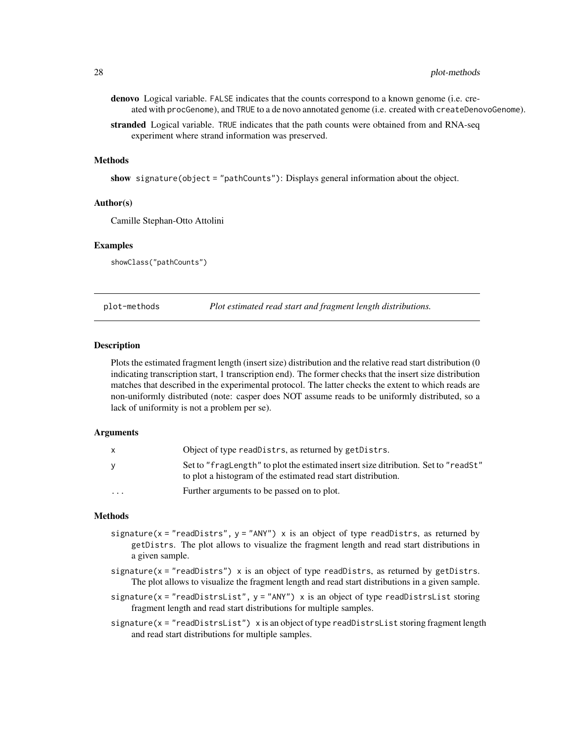**denovo** Logical variable. FALSE indicates that the counts correspond to a known genome (i.e. created with procGenome), and TRUE to a de novo annotated genome (i.e. created with createDenovoGenome).

**stranded** Logical variable. TRUE indicates that the path counts were obtained from and RNA-seq experiment where strand information was preserved.

### Methods

**show** signature(object = "pathCounts"): Displays general information about the object.

### Author(s)

Camille Stephan-Otto Attolini

### Examples

```
showClass("pathCounts")
```

---

## plot-methods &nbsp;&nbsp;&nbsp; *Plot estimated read start and fragment length distributions.*

---

### Description

Plots the estimated fragment length (insert size) distribution and the relative read start distribution (0 indicating transcription start, 1 transcription end). The former checks that the insert size distribution matches that described in the experimental protocol. The latter checks the extent to which reads are non-uniformly distributed (note: casper does NOT assume reads to be uniformly distributed, so a lack of uniformity is not a problem per se).

### Arguments

| | |
|---|---|
| x | Object of type readDistrs, as returned by getDistrs. |
| y | Set to "fragLength" to plot the estimated insert size ditribution. Set to "readSt" to plot a histogram of the estimated read start distribution. |
| ... | Further arguments to be passed on to plot. |

### Methods

signature(x = "readDistrs", y = "ANY") x is an object of type readDistrs, as returned by getDistrs. The plot allows to visualize the fragment length and read start distributions in a given sample.

signature(x = "readDistrs") x is an object of type readDistrs, as returned by getDistrs. The plot allows to visualize the fragment length and read start distributions in a given sample.

signature(x = "readDistrsList", y = "ANY") x is an object of type readDistrsList storing fragment length and read start distributions for multiple samples.

signature(x = "readDistrsList") x is an object of type readDistrsList storing fragment length and read start distributions for multiple samples.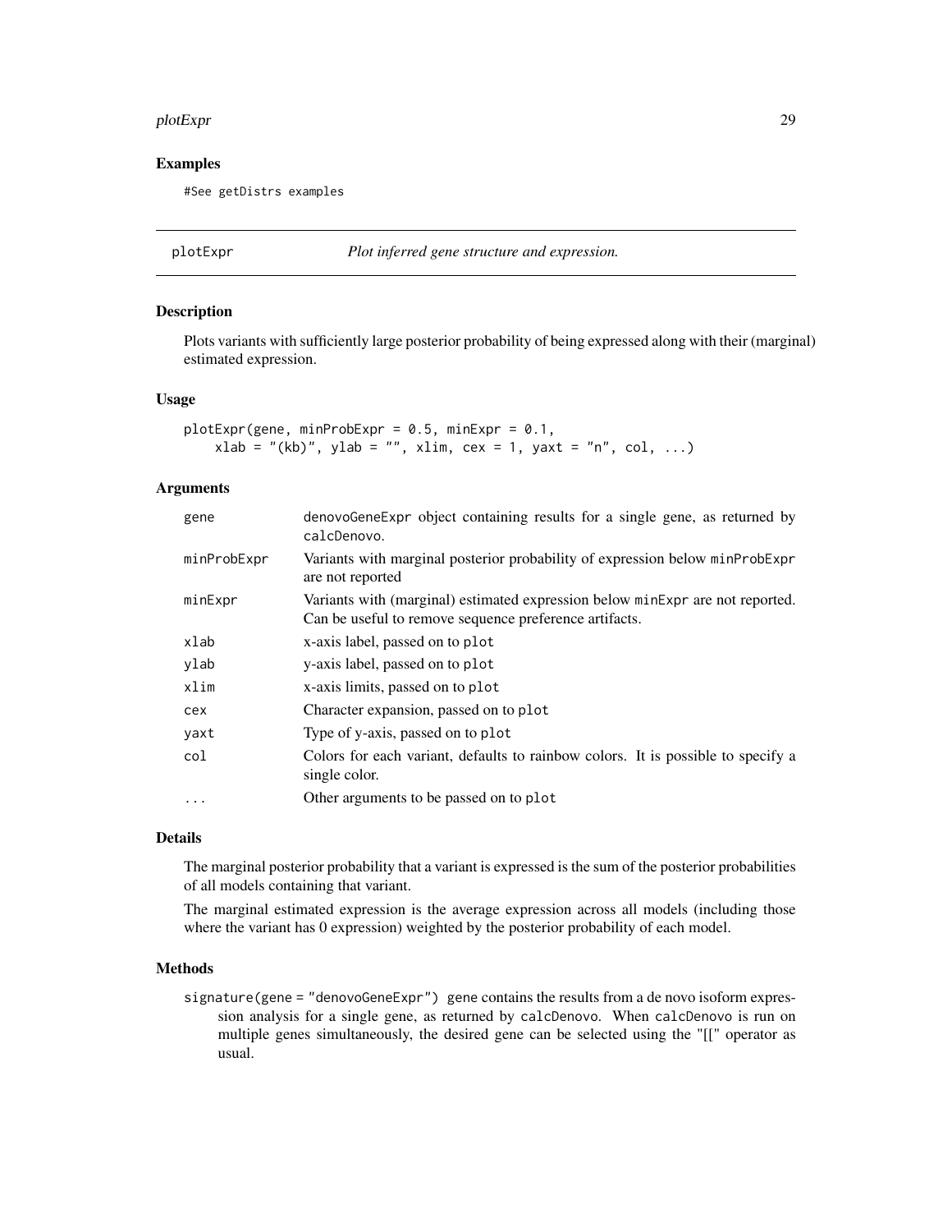## Examples

```
#See getDistrs examples
```

---

## plotExpr &nbsp;&nbsp;&nbsp; *Plot inferred gene structure and expression.*

---

### Description

Plots variants with sufficiently large posterior probability of being expressed along with their (marginal) estimated expression.

### Usage

```
plotExpr(gene, minProbExpr = 0.5, minExpr = 0.1,
    xlab = "(kb)", ylab = "", xlim, cex = 1, yaxt = "n", col, ...)
```

### Arguments

| | |
|---|---|
| gene | denovoGeneExpr object containing results for a single gene, as returned by calcDenovo. |
| minProbExpr | Variants with marginal posterior probability of expression below minProbExpr are not reported |
| minExpr | Variants with (marginal) estimated expression below minExpr are not reported. Can be useful to remove sequence preference artifacts. |
| xlab | x-axis label, passed on to plot |
| ylab | y-axis label, passed on to plot |
| xlim | x-axis limits, passed on to plot |
| cex | Character expansion, passed on to plot |
| yaxt | Type of y-axis, passed on to plot |
| col | Colors for each variant, defaults to rainbow colors. It is possible to specify a single color. |
| ... | Other arguments to be passed on to plot |

### Details

The marginal posterior probability that a variant is expressed is the sum of the posterior probabilities of all models containing that variant.

The marginal estimated expression is the average expression across all models (including those where the variant has 0 expression) weighted by the posterior probability of each model.

### Methods

signature(gene = "denovoGeneExpr") gene contains the results from a de novo isoform expression analysis for a single gene, as returned by calcDenovo. When calcDenovo is run on multiple genes simultaneously, the desired gene can be selected using the "[[" operator as usual.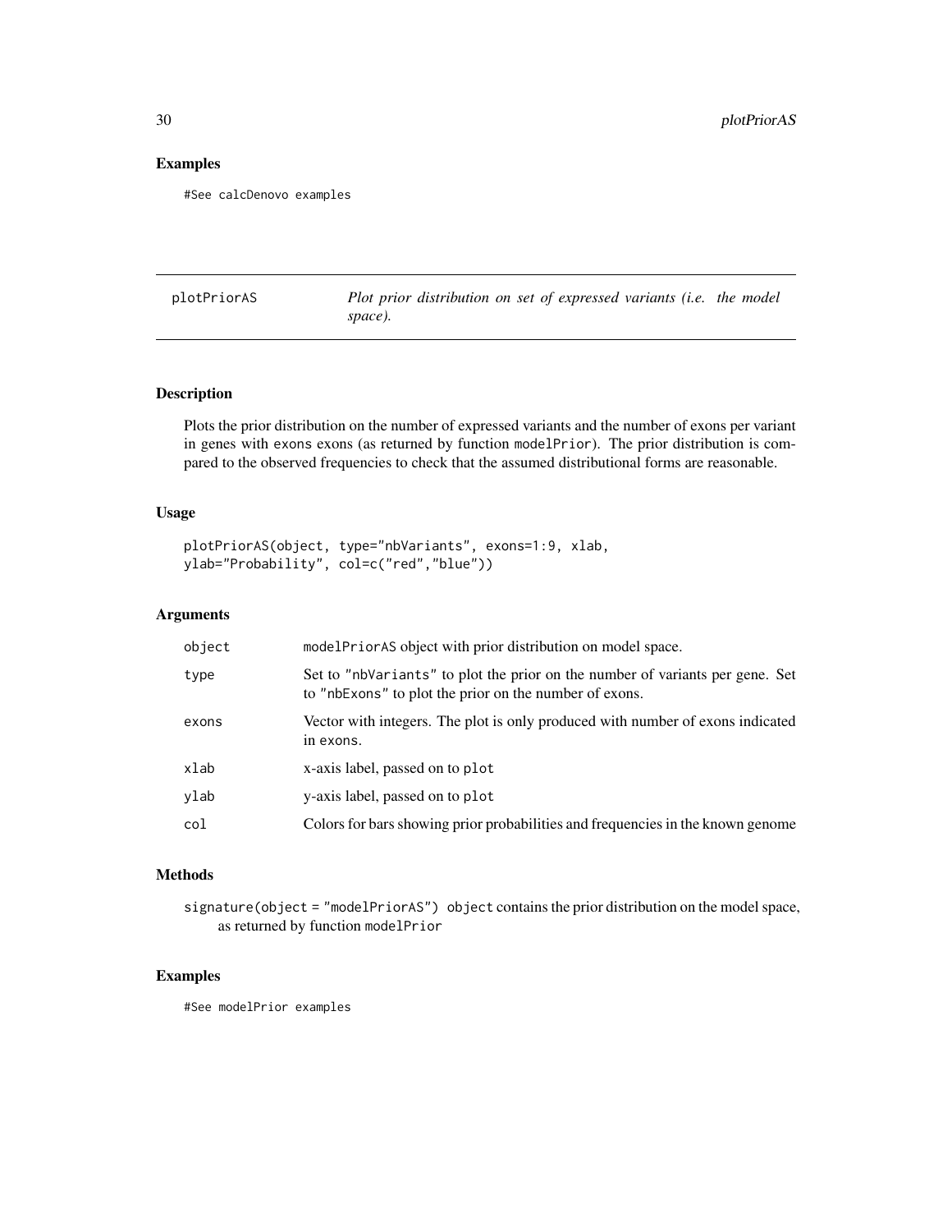## Examples

```
#See calcDenovo examples
```

---

# plotPriorAS — *Plot prior distribution on set of expressed variants (i.e. the model space).*

---

## Description

Plots the prior distribution on the number of expressed variants and the number of exons per variant in genes with `exons` exons (as returned by function `modelPrior`). The prior distribution is compared to the observed frequencies to check that the assumed distributional forms are reasonable.

## Usage

```
plotPriorAS(object, type="nbVariants", exons=1:9, xlab,
ylab="Probability", col=c("red","blue"))
```

## Arguments

| | |
|---|---|
| `object` | `modelPriorAS` object with prior distribution on model space. |
| `type` | Set to `"nbVariants"` to plot the prior on the number of variants per gene. Set to `"nbExons"` to plot the prior on the number of exons. |
| `exons` | Vector with integers. The plot is only produced with number of exons indicated in `exons`. |
| `xlab` | x-axis label, passed on to `plot` |
| `ylab` | y-axis label, passed on to `plot` |
| `col` | Colors for bars showing prior probabilities and frequencies in the known genome |

## Methods

`signature(object = "modelPriorAS")` `object` contains the prior distribution on the model space, as returned by function `modelPrior`

## Examples

```
#See modelPrior examples
```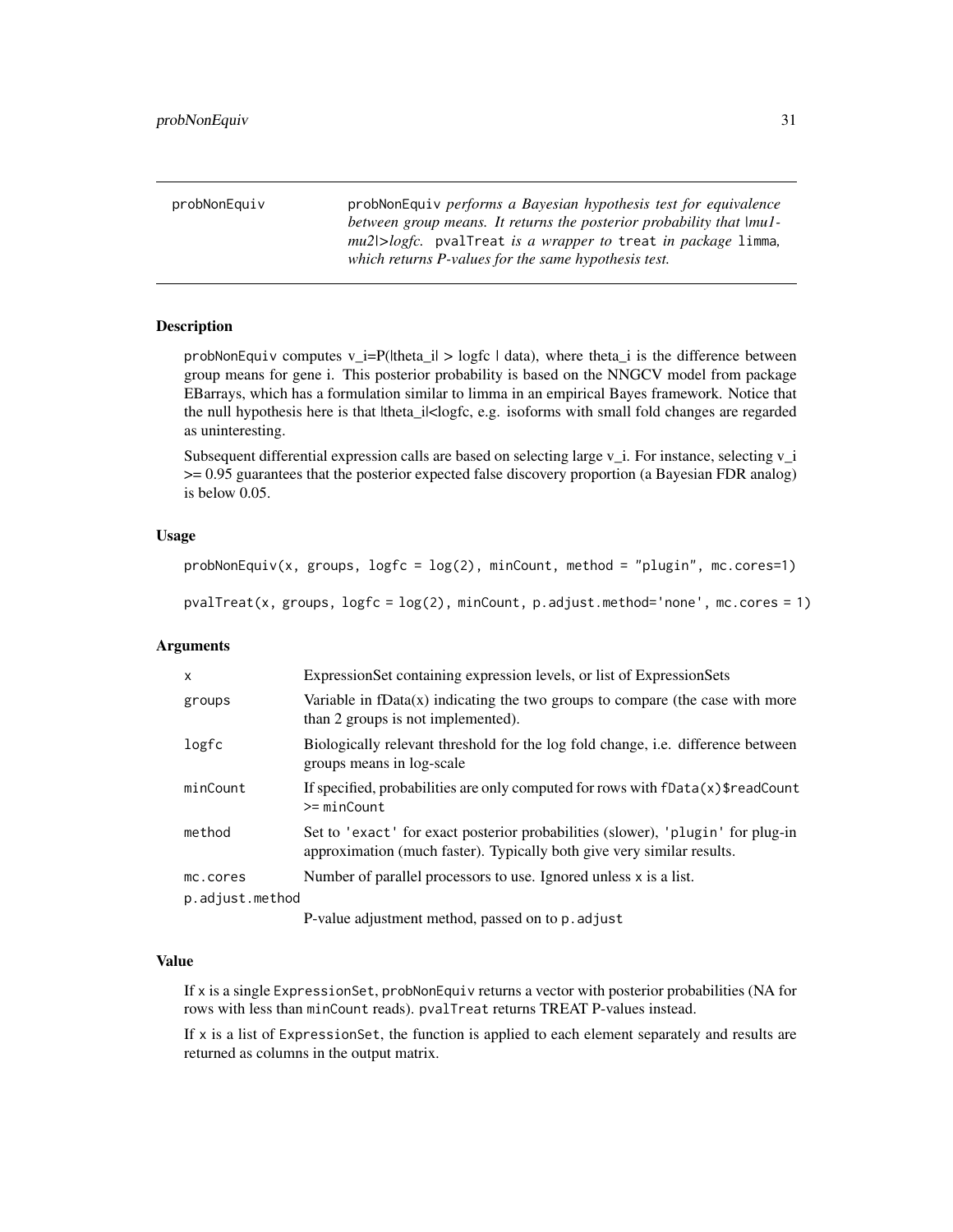## probNonEquiv

probNonEquiv *performs a Bayesian hypothesis test for equivalence between group means. It returns the posterior probability that |mu1-mu2|>logfc.* pvalTreat *is a wrapper to* treat *in package* limma*, which returns P-values for the same hypothesis test.*

### Description

probNonEquiv computes v_i=P(|theta_i| > logfc | data), where theta_i is the difference between group means for gene i. This posterior probability is based on the NNGCV model from package EBarrays, which has a formulation similar to limma in an empirical Bayes framework. Notice that the null hypothesis here is that |theta_i|<logfc, e.g. isoforms with small fold changes are regarded as uninteresting.

Subsequent differential expression calls are based on selecting large v_i. For instance, selecting v_i >= 0.95 guarantees that the posterior expected false discovery proportion (a Bayesian FDR analog) is below 0.05.

### Usage

```
probNonEquiv(x, groups, logfc = log(2), minCount, method = "plugin", mc.cores=1)

pvalTreat(x, groups, logfc = log(2), minCount, p.adjust.method='none', mc.cores = 1)
```

### Arguments

| | |
|---|---|
| x | ExpressionSet containing expression levels, or list of ExpressionSets |
| groups | Variable in fData(x) indicating the two groups to compare (the case with more than 2 groups is not implemented). |
| logfc | Biologically relevant threshold for the log fold change, i.e. difference between groups means in log-scale |
| minCount | If specified, probabilities are only computed for rows with fData(x)$readCount >= minCount |
| method | Set to 'exact' for exact posterior probabilities (slower), 'plugin' for plug-in approximation (much faster). Typically both give very similar results. |
| mc.cores | Number of parallel processors to use. Ignored unless x is a list. |
| p.adjust.method | P-value adjustment method, passed on to p.adjust |

### Value

If x is a single ExpressionSet, probNonEquiv returns a vector with posterior probabilities (NA for rows with less than minCount reads). pvalTreat returns TREAT P-values instead.

If x is a list of ExpressionSet, the function is applied to each element separately and results are returned as columns in the output matrix.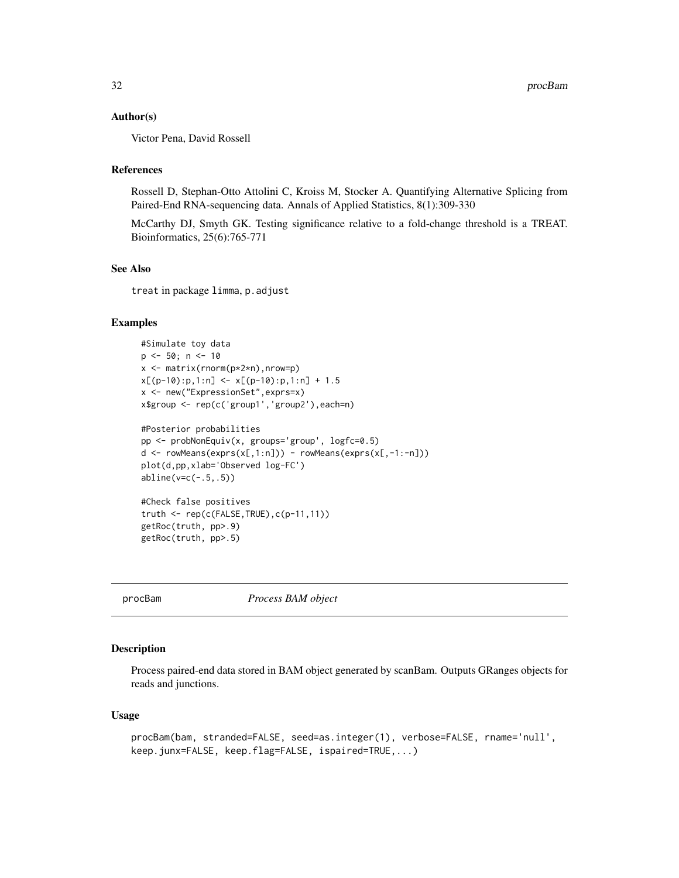## Author(s)

Victor Pena, David Rossell

## References

Rossell D, Stephan-Otto Attolini C, Kroiss M, Stocker A. Quantifying Alternative Splicing from Paired-End RNA-sequencing data. Annals of Applied Statistics, 8(1):309-330

McCarthy DJ, Smyth GK. Testing significance relative to a fold-change threshold is a TREAT. Bioinformatics, 25(6):765-771

## See Also

treat in package limma, p.adjust

## Examples

```
#Simulate toy data
p <- 50; n <- 10
x <- matrix(rnorm(p*2*n),nrow=p)
x[(p-10):p,1:n] <- x[(p-10):p,1:n] + 1.5
x <- new("ExpressionSet",exprs=x)
x$group <- rep(c('group1','group2'),each=n)

#Posterior probabilities
pp <- probNonEquiv(x, groups='group', logfc=0.5)
d <- rowMeans(exprs(x[,1:n])) - rowMeans(exprs(x[,-1:-n]))
plot(d,pp,xlab='Observed log-FC')
abline(v=c(-.5,.5))

#Check false positives
truth <- rep(c(FALSE,TRUE),c(p-11,11))
getRoc(truth, pp>.9)
getRoc(truth, pp>.5)
```

---

# procBam *Process BAM object*

## Description

Process paired-end data stored in BAM object generated by scanBam. Outputs GRanges objects for reads and junctions.

## Usage

```
procBam(bam, stranded=FALSE, seed=as.integer(1), verbose=FALSE, rname='null',
keep.junx=FALSE, keep.flag=FALSE, ispaired=TRUE,...)
```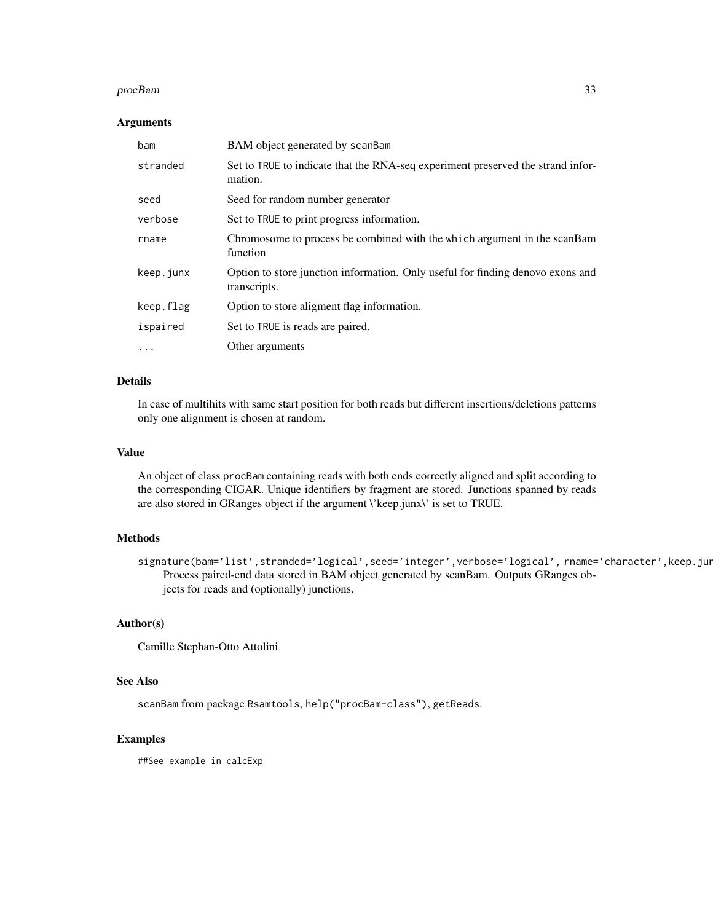### Arguments

| | |
|---|---|
| bam | BAM object generated by scanBam |
| stranded | Set to TRUE to indicate that the RNA-seq experiment preserved the strand information. |
| seed | Seed for random number generator |
| verbose | Set to TRUE to print progress information. |
| rname | Chromosome to process be combined with the which argument in the scanBam function |
| keep.junx | Option to store junction information. Only useful for finding denovo exons and transcripts. |
| keep.flag | Option to store aligment flag information. |
| ispaired | Set to TRUE is reads are paired. |
| ... | Other arguments |

### Details

In case of multihits with same start position for both reads but different insertions/deletions patterns only one alignment is chosen at random.

### Value

An object of class procBam containing reads with both ends correctly aligned and split according to the corresponding CIGAR. Unique identifiers by fragment are stored. Junctions spanned by reads are also stored in GRanges object if the argument \'keep.junx\' is set to TRUE.

### Methods

signature(bam='list',stranded='logical',seed='integer',verbose='logical', rname='character',keep.jun

Process paired-end data stored in BAM object generated by scanBam. Outputs GRanges objects for reads and (optionally) junctions.

### Author(s)

Camille Stephan-Otto Attolini

### See Also

scanBam from package Rsamtools, help("procBam-class"), getReads.

### Examples

```
##See example in calcExp
```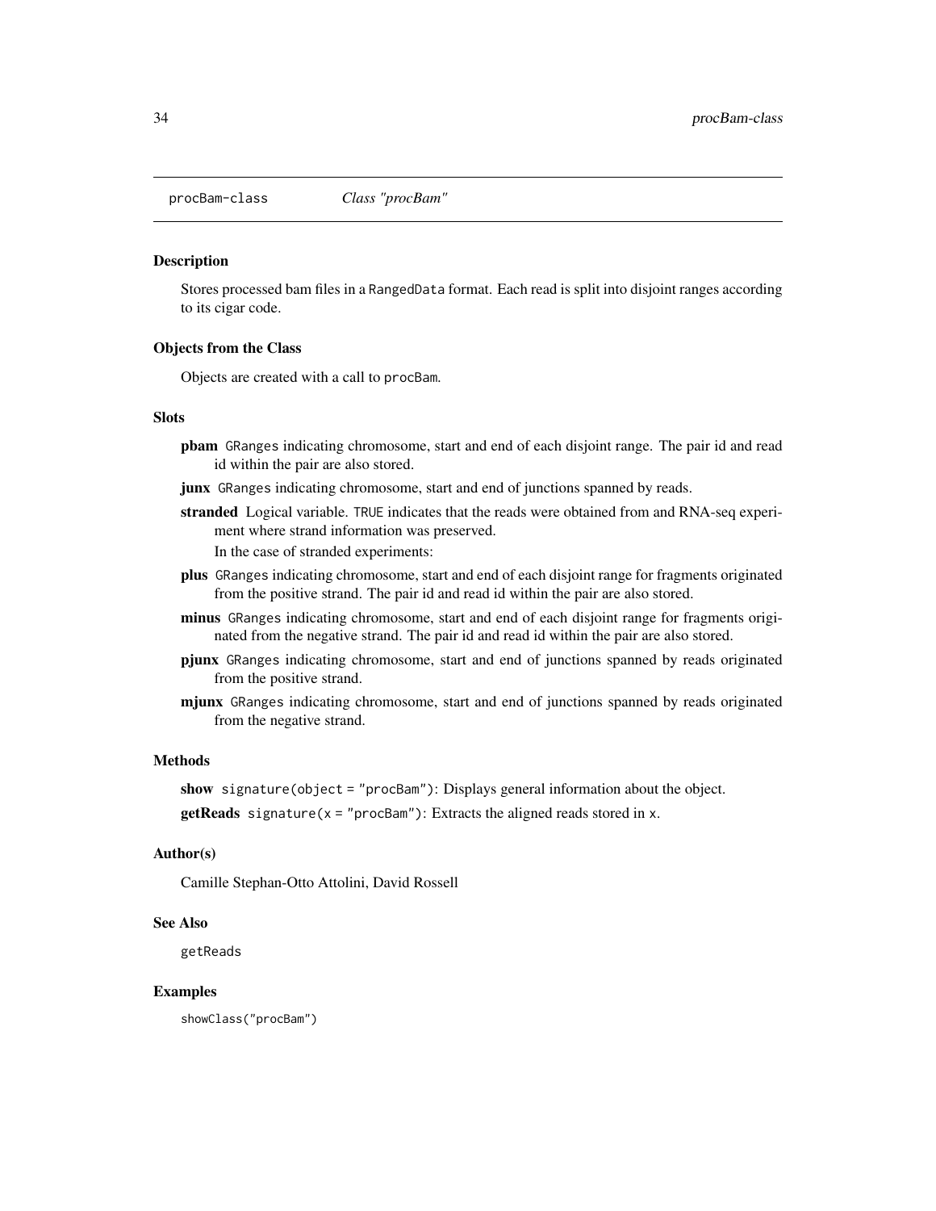procBam-class *Class "procBam"*

## Description

Stores processed bam files in a RangedData format. Each read is split into disjoint ranges according to its cigar code.

## Objects from the Class

Objects are created with a call to procBam.

## Slots

**pbam** GRanges indicating chromosome, start and end of each disjoint range. The pair id and read id within the pair are also stored.

**junx** GRanges indicating chromosome, start and end of junctions spanned by reads.

**stranded** Logical variable. TRUE indicates that the reads were obtained from and RNA-seq experiment where strand information was preserved.

In the case of stranded experiments:

**plus** GRanges indicating chromosome, start and end of each disjoint range for fragments originated from the positive strand. The pair id and read id within the pair are also stored.

**minus** GRanges indicating chromosome, start and end of each disjoint range for fragments originated from the negative strand. The pair id and read id within the pair are also stored.

**pjunx** GRanges indicating chromosome, start and end of junctions spanned by reads originated from the positive strand.

**mjunx** GRanges indicating chromosome, start and end of junctions spanned by reads originated from the negative strand.

## Methods

**show** signature(object = "procBam"): Displays general information about the object.

**getReads** signature(x = "procBam"): Extracts the aligned reads stored in x.

## Author(s)

Camille Stephan-Otto Attolini, David Rossell

## See Also

getReads

## Examples

```
showClass("procBam")
```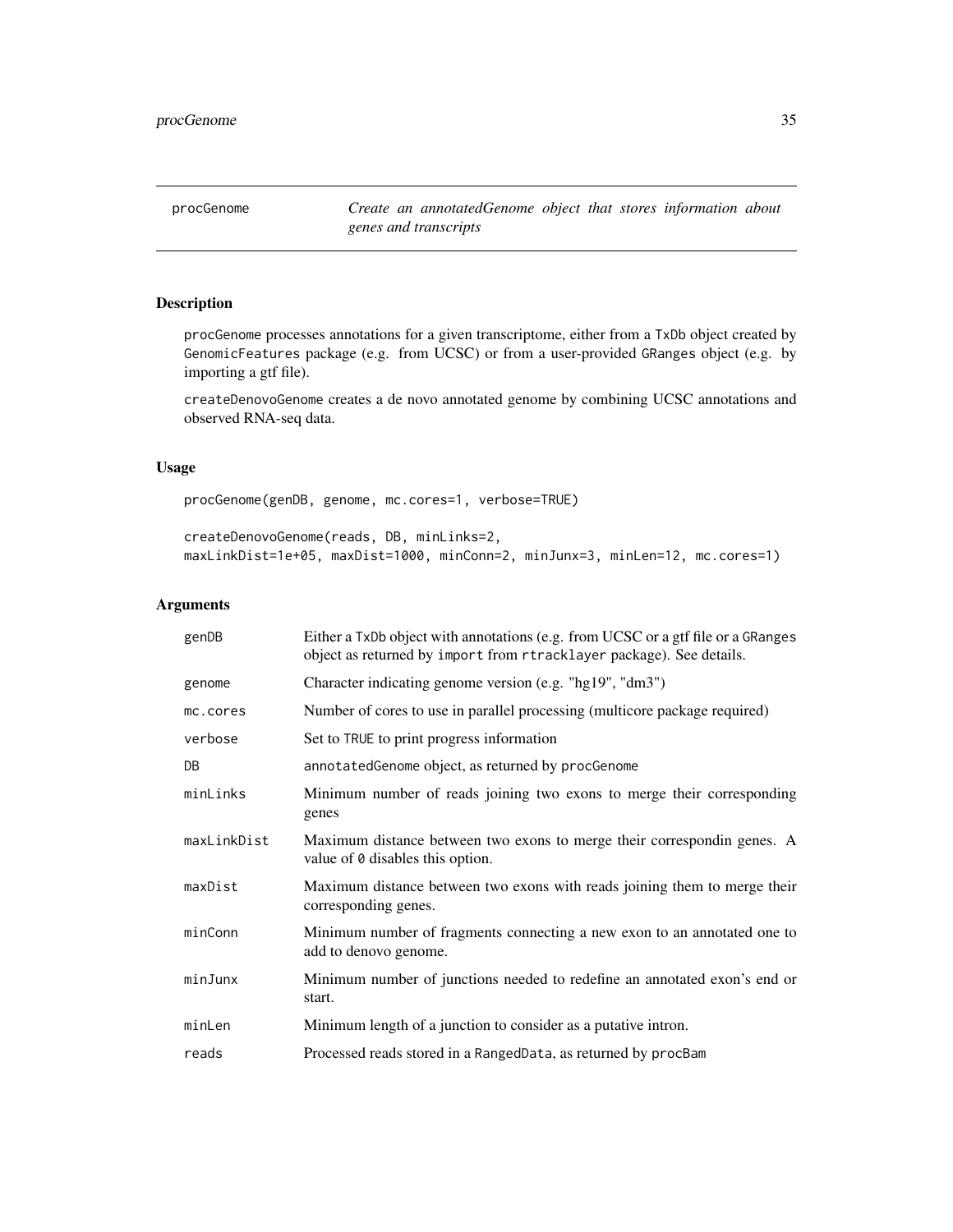procGenome *Create an annotatedGenome object that stores information about genes and transcripts*

## Description

procGenome processes annotations for a given transcriptome, either from a TxDb object created by GenomicFeatures package (e.g. from UCSC) or from a user-provided GRanges object (e.g. by importing a gtf file).

createDenovoGenome creates a de novo annotated genome by combining UCSC annotations and observed RNA-seq data.

## Usage

```
procGenome(genDB, genome, mc.cores=1, verbose=TRUE)

createDenovoGenome(reads, DB, minLinks=2,
maxLinkDist=1e+05, maxDist=1000, minConn=2, minJunx=3, minLen=12, mc.cores=1)
```

## Arguments

| | |
|---|---|
| genDB | Either a TxDb object with annotations (e.g. from UCSC or a gtf file or a GRanges object as returned by import from rtracklayer package). See details. |
| genome | Character indicating genome version (e.g. "hg19", "dm3") |
| mc.cores | Number of cores to use in parallel processing (multicore package required) |
| verbose | Set to TRUE to print progress information |
| DB | annotatedGenome object, as returned by procGenome |
| minLinks | Minimum number of reads joining two exons to merge their corresponding genes |
| maxLinkDist | Maximum distance between two exons to merge their correspondin genes. A value of 0 disables this option. |
| maxDist | Maximum distance between two exons with reads joining them to merge their corresponding genes. |
| minConn | Minimum number of fragments connecting a new exon to an annotated one to add to denovo genome. |
| minJunx | Minimum number of junctions needed to redefine an annotated exon's end or start. |
| minLen | Minimum length of a junction to consider as a putative intron. |
| reads | Processed reads stored in a RangedData, as returned by procBam |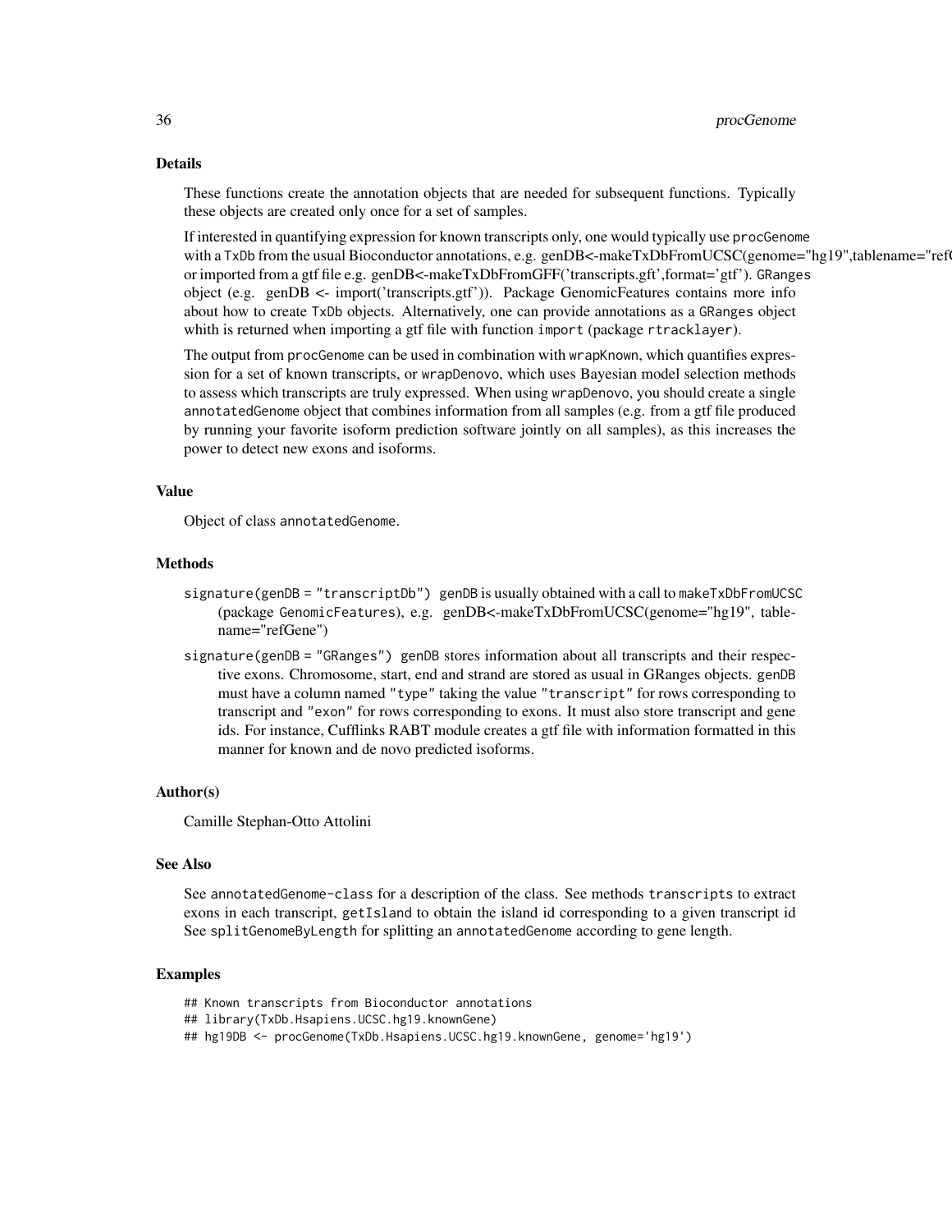## Details

These functions create the annotation objects that are needed for subsequent functions. Typically these objects are created only once for a set of samples.

If interested in quantifying expression for known transcripts only, one would typically use procGenome with a TxDb from the usual Bioconductor annotations, e.g. genDB<-makeTxDbFromUCSC(genome="hg19",tablename="ref or imported from a gtf file e.g. genDB<-makeTxDbFromGFF('transcripts.gft',format='gtf'). GRanges object (e.g. genDB <- import('transcripts.gtf')). Package GenomicFeatures contains more info about how to create TxDb objects. Alternatively, one can provide annotations as a GRanges object whith is returned when importing a gtf file with function import (package rtracklayer).

The output from procGenome can be used in combination with wrapKnown, which quantifies expression for a set of known transcripts, or wrapDenovo, which uses Bayesian model selection methods to assess which transcripts are truly expressed. When using wrapDenovo, you should create a single annotatedGenome object that combines information from all samples (e.g. from a gtf file produced by running your favorite isoform prediction software jointly on all samples), as this increases the power to detect new exons and isoforms.

## Value

Object of class annotatedGenome.

## Methods

signature(genDB = "transcriptDb") genDB is usually obtained with a call to makeTxDbFromUCSC (package GenomicFeatures), e.g. genDB<-makeTxDbFromUCSC(genome="hg19", tablename="refGene")

signature(genDB = "GRanges") genDB stores information about all transcripts and their respective exons. Chromosome, start, end and strand are stored as usual in GRanges objects. genDB must have a column named "type" taking the value "transcript" for rows corresponding to transcript and "exon" for rows corresponding to exons. It must also store transcript and gene ids. For instance, Cufflinks RABT module creates a gtf file with information formatted in this manner for known and de novo predicted isoforms.

## Author(s)

Camille Stephan-Otto Attolini

## See Also

See annotatedGenome-class for a description of the class. See methods transcripts to extract exons in each transcript, getIsland to obtain the island id corresponding to a given transcript id See splitGenomeByLength for splitting an annotatedGenome according to gene length.

## Examples

```
## Known transcripts from Bioconductor annotations
## library(TxDb.Hsapiens.UCSC.hg19.knownGene)
## hg19DB <- procGenome(TxDb.Hsapiens.UCSC.hg19.knownGene, genome='hg19')
```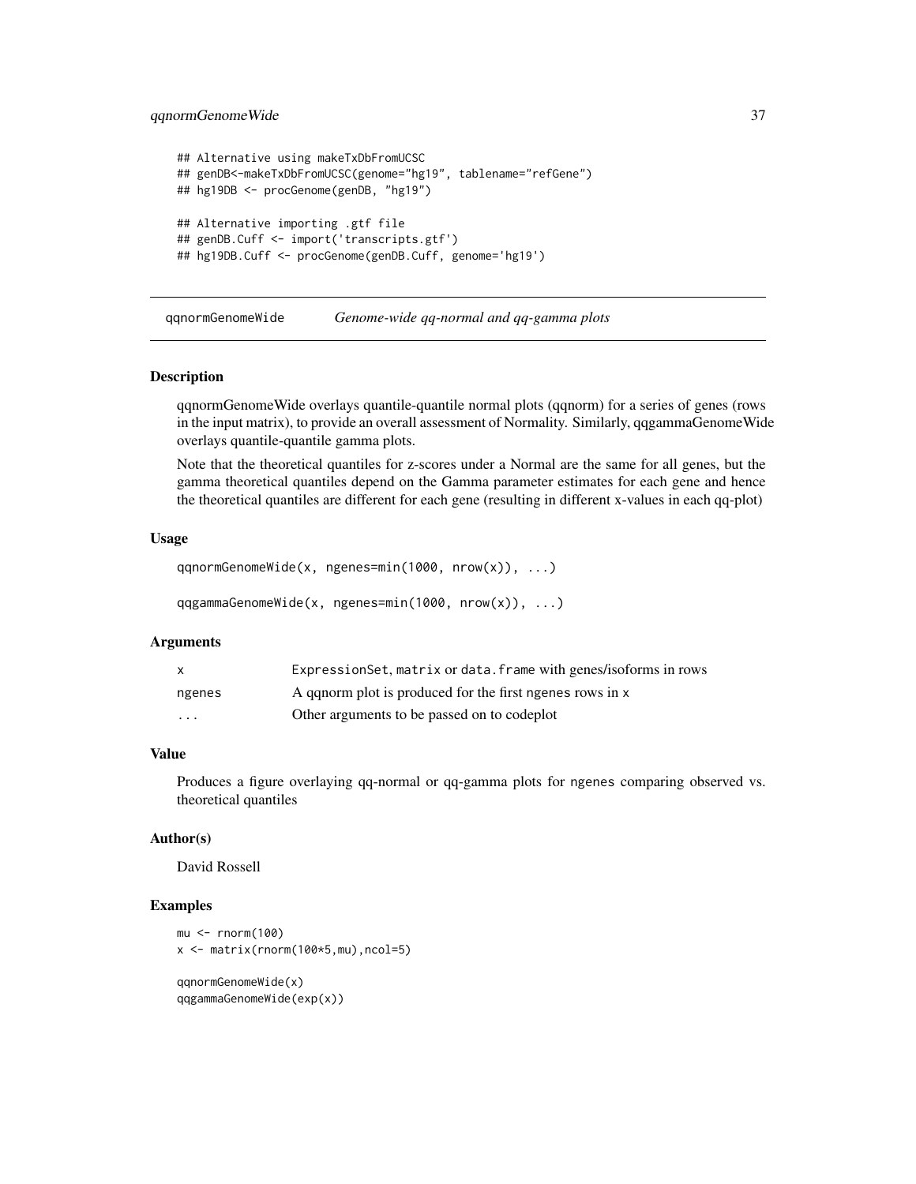```
## Alternative using makeTxDbFromUCSC
## genDB<-makeTxDbFromUCSC(genome="hg19", tablename="refGene")
## hg19DB <- procGenome(genDB, "hg19")

## Alternative importing .gtf file
## genDB.Cuff <- import('transcripts.gtf')
## hg19DB.Cuff <- procGenome(genDB.Cuff, genome='hg19')
```

---

## qqnormGenomeWide — *Genome-wide qq-normal and qq-gamma plots*

### Description

qqnormGenomeWide overlays quantile-quantile normal plots (qqnorm) for a series of genes (rows in the input matrix), to provide an overall assessment of Normality. Similarly, qqgammaGenomeWide overlays quantile-quantile gamma plots.

Note that the theoretical quantiles for z-scores under a Normal are the same for all genes, but the gamma theoretical quantiles depend on the Gamma parameter estimates for each gene and hence the theoretical quantiles are different for each gene (resulting in different x-values in each qq-plot)

### Usage

```
qqnormGenomeWide(x, ngenes=min(1000, nrow(x)), ...)

qqgammaGenomeWide(x, ngenes=min(1000, nrow(x)), ...)
```

### Arguments

| | |
|---|---|
| `x` | `ExpressionSet`, `matrix` or `data.frame` with genes/isoforms in rows |
| `ngenes` | A qqnorm plot is produced for the first `ngenes` rows in `x` |
| `...` | Other arguments to be passed on to codeplot |

### Value

Produces a figure overlaying qq-normal or qq-gamma plots for `ngenes` comparing observed vs. theoretical quantiles

### Author(s)

David Rossell

### Examples

```
mu <- rnorm(100)
x <- matrix(rnorm(100*5,mu),ncol=5)

qqnormGenomeWide(x)
qqgammaGenomeWide(exp(x))
```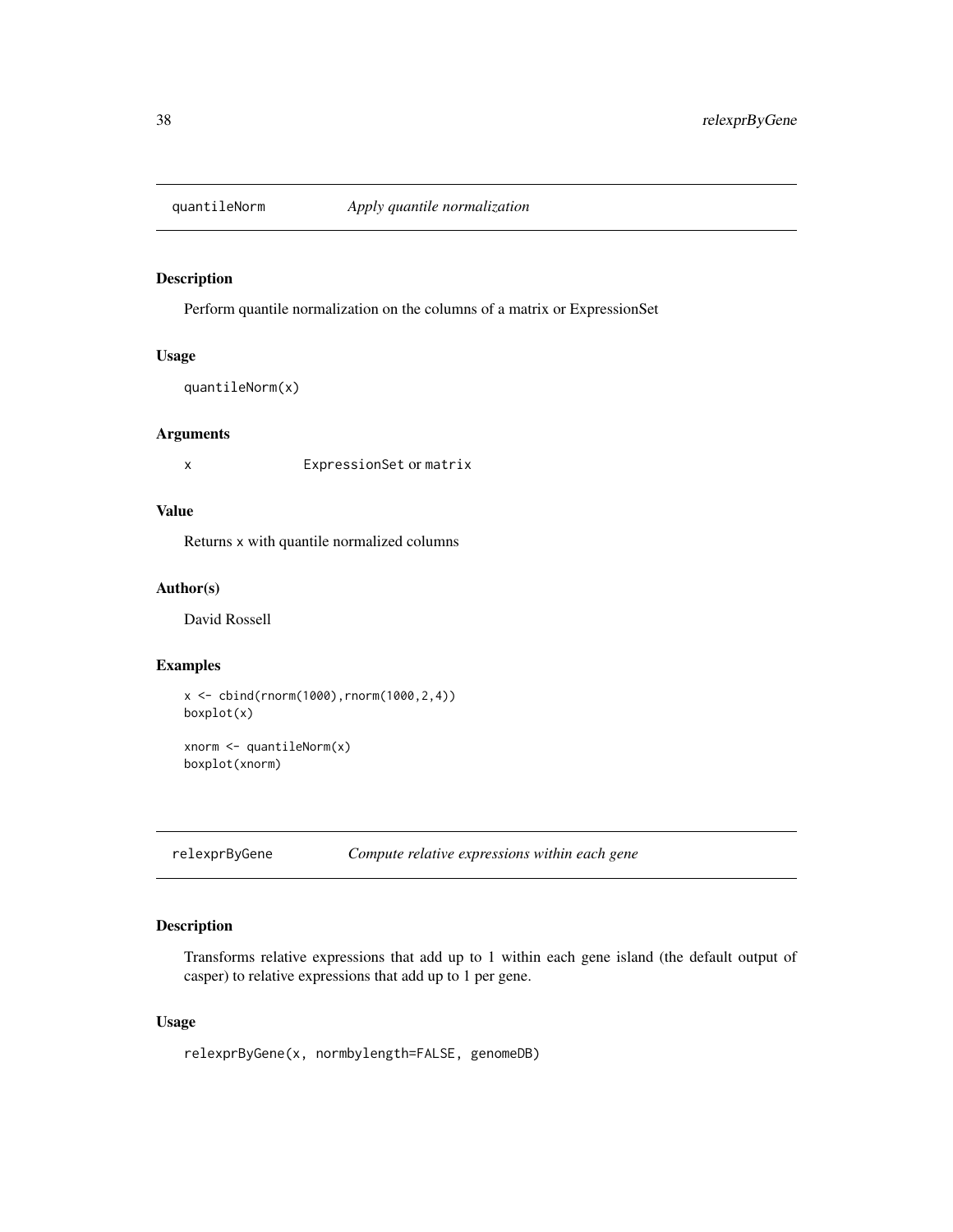## quantileNorm — *Apply quantile normalization*

### Description

Perform quantile normalization on the columns of a matrix or ExpressionSet

### Usage

```
quantileNorm(x)
```

### Arguments

| | |
|---|---|
| x | ExpressionSet or matrix |

### Value

Returns x with quantile normalized columns

### Author(s)

David Rossell

### Examples

```
x <- cbind(rnorm(1000),rnorm(1000,2,4))
boxplot(x)

xnorm <- quantileNorm(x)
boxplot(xnorm)
```

## relexprByGene — *Compute relative expressions within each gene*

### Description

Transforms relative expressions that add up to 1 within each gene island (the default output of casper) to relative expressions that add up to 1 per gene.

### Usage

```
relexprByGene(x, normbylength=FALSE, genomeDB)
```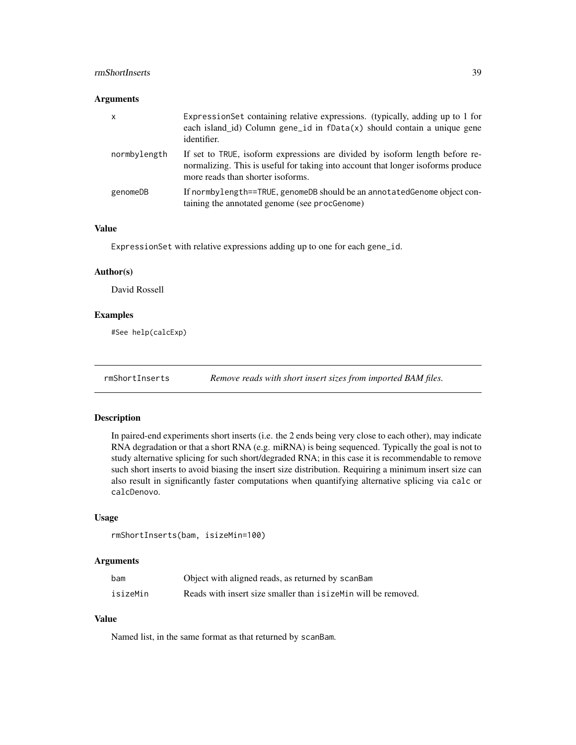### Arguments

| | |
|---|---|
| x | ExpressionSet containing relative expressions. (typically, adding up to 1 for each island_id) Column gene_id in fData(x) should contain a unique gene identifier. |
| normbylength | If set to TRUE, isoform expressions are divided by isoform length before renormalizing. This is useful for taking into account that longer isoforms produce more reads than shorter isoforms. |
| genomeDB | If normbylength==TRUE, genomeDB should be an annotatedGenome object containing the annotated genome (see procGenome) |

### Value

ExpressionSet with relative expressions adding up to one for each gene_id.

### Author(s)

David Rossell

### Examples

```
#See help(calcExp)
```

---

## rmShortInserts *Remove reads with short insert sizes from imported BAM files.*

---

### Description

In paired-end experiments short inserts (i.e. the 2 ends being very close to each other), may indicate RNA degradation or that a short RNA (e.g. miRNA) is being sequenced. Typically the goal is not to study alternative splicing for such short/degraded RNA; in this case it is recommendable to remove such short inserts to avoid biasing the insert size distribution. Requiring a minimum insert size can also result in significantly faster computations when quantifying alternative splicing via calc or calcDenovo.

### Usage

```
rmShortInserts(bam, isizeMin=100)
```

### Arguments

| | |
|---|---|
| bam | Object with aligned reads, as returned by scanBam |
| isizeMin | Reads with insert size smaller than isizeMin will be removed. |

### Value

Named list, in the same format as that returned by scanBam.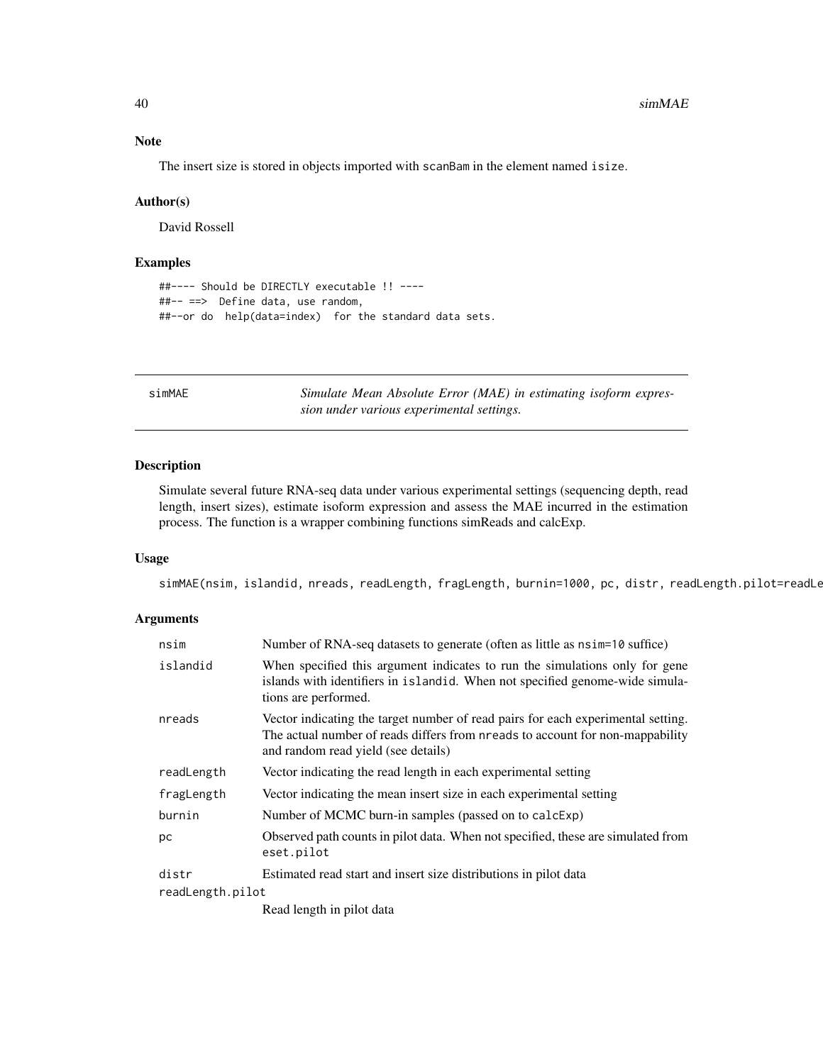## Note

The insert size is stored in objects imported with scanBam in the element named isize.

## Author(s)

David Rossell

## Examples

```
##---- Should be DIRECTLY executable !! ----
##-- ==>  Define data, use random,
##--or do  help(data=index)  for the standard data sets.
```

---

# simMAE — *Simulate Mean Absolute Error (MAE) in estimating isoform expression under various experimental settings.*

---

## Description

Simulate several future RNA-seq data under various experimental settings (sequencing depth, read length, insert sizes), estimate isoform expression and assess the MAE incurred in the estimation process. The function is a wrapper combining functions simReads and calcExp.

## Usage

```
simMAE(nsim, islandid, nreads, readLength, fragLength, burnin=1000, pc, distr, readLength.pilot=readLe
```

## Arguments

| | |
|---|---|
| nsim | Number of RNA-seq datasets to generate (often as little as nsim=10 suffice) |
| islandid | When specified this argument indicates to run the simulations only for gene islands with identifiers in islandid. When not specified genome-wide simulations are performed. |
| nreads | Vector indicating the target number of read pairs for each experimental setting. The actual number of reads differs from nreads to account for non-mappability and random read yield (see details) |
| readLength | Vector indicating the read length in each experimental setting |
| fragLength | Vector indicating the mean insert size in each experimental setting |
| burnin | Number of MCMC burn-in samples (passed on to calcExp) |
| pc | Observed path counts in pilot data. When not specified, these are simulated from eset.pilot |
| distr | Estimated read start and insert size distributions in pilot data |
| readLength.pilot | Read length in pilot data |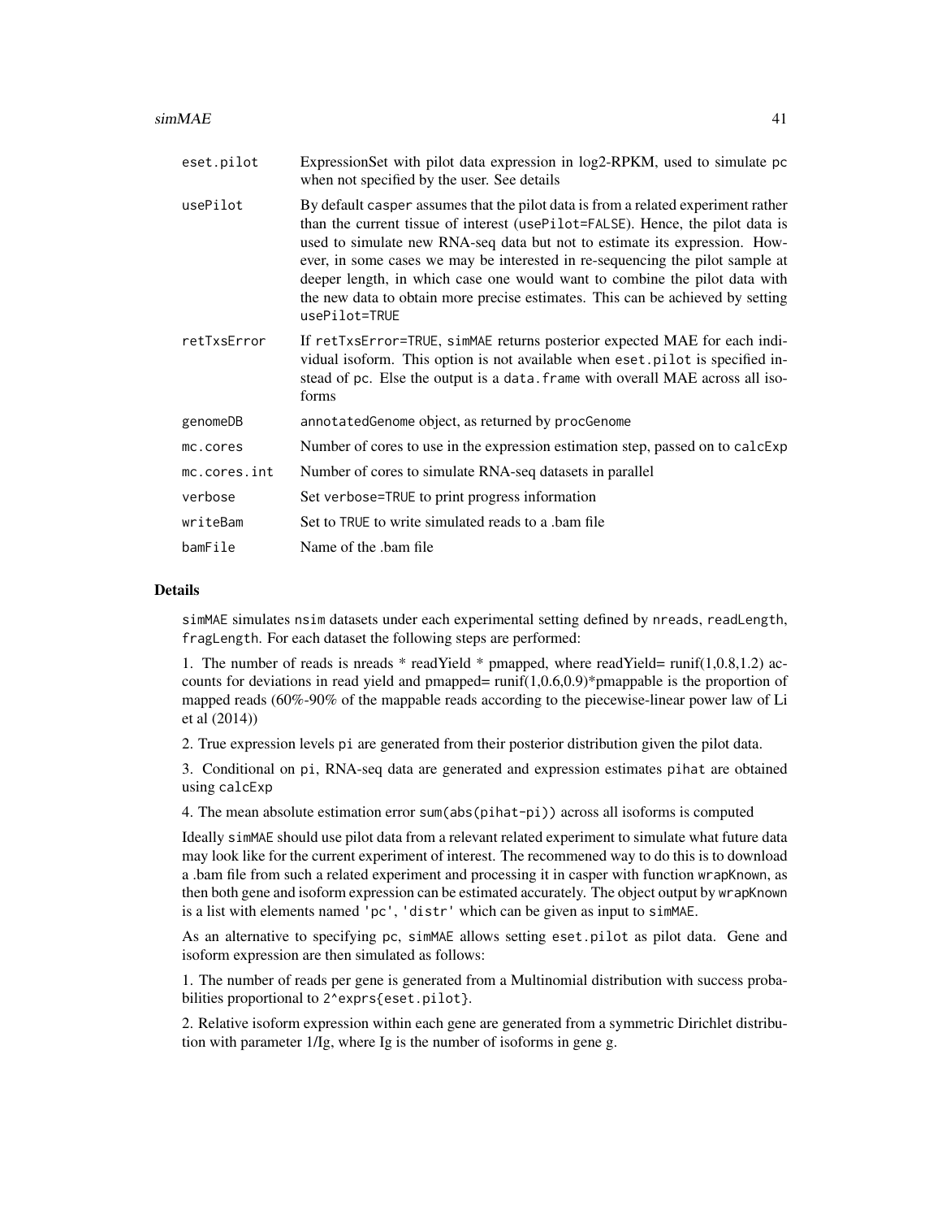| | |
|---|---|
| eset.pilot | ExpressionSet with pilot data expression in log2-RPKM, used to simulate pc when not specified by the user. See details |
| usePilot | By default casper assumes that the pilot data is from a related experiment rather than the current tissue of interest (usePilot=FALSE). Hence, the pilot data is used to simulate new RNA-seq data but not to estimate its expression. However, in some cases we may be interested in re-sequencing the pilot sample at deeper length, in which case one would want to combine the pilot data with the new data to obtain more precise estimates. This can be achieved by setting usePilot=TRUE |
| retTxsError | If retTxsError=TRUE, simMAE returns posterior expected MAE for each individual isoform. This option is not available when eset.pilot is specified instead of pc. Else the output is a data.frame with overall MAE across all isoforms |
| genomeDB | annotatedGenome object, as returned by procGenome |
| mc.cores | Number of cores to use in the expression estimation step, passed on to calcExp |
| mc.cores.int | Number of cores to simulate RNA-seq datasets in parallel |
| verbose | Set verbose=TRUE to print progress information |
| writeBam | Set to TRUE to write simulated reads to a .bam file |
| bamFile | Name of the .bam file |

## Details

simMAE simulates nsim datasets under each experimental setting defined by nreads, readLength, fragLength. For each dataset the following steps are performed:

1. The number of reads is nreads * readYield * pmapped, where readYield= runif(1,0.8,1.2) accounts for deviations in read yield and pmapped= runif(1,0.6,0.9)*pmappable is the proportion of mapped reads (60%-90% of the mappable reads according to the piecewise-linear power law of Li et al (2014))

2. True expression levels pi are generated from their posterior distribution given the pilot data.

3. Conditional on pi, RNA-seq data are generated and expression estimates pihat are obtained using calcExp

4. The mean absolute estimation error sum(abs(pihat-pi)) across all isoforms is computed

Ideally simMAE should use pilot data from a relevant related experiment to simulate what future data may look like for the current experiment of interest. The recommened way to do this is to download a .bam file from such a related experiment and processing it in casper with function wrapKnown, as then both gene and isoform expression can be estimated accurately. The object output by wrapKnown is a list with elements named 'pc', 'distr' which can be given as input to simMAE.

As an alternative to specifying pc, simMAE allows setting eset.pilot as pilot data. Gene and isoform expression are then simulated as follows:

1. The number of reads per gene is generated from a Multinomial distribution with success probabilities proportional to 2^exprs{eset.pilot}.

2. Relative isoform expression within each gene are generated from a symmetric Dirichlet distribution with parameter 1/Ig, where Ig is the number of isoforms in gene g.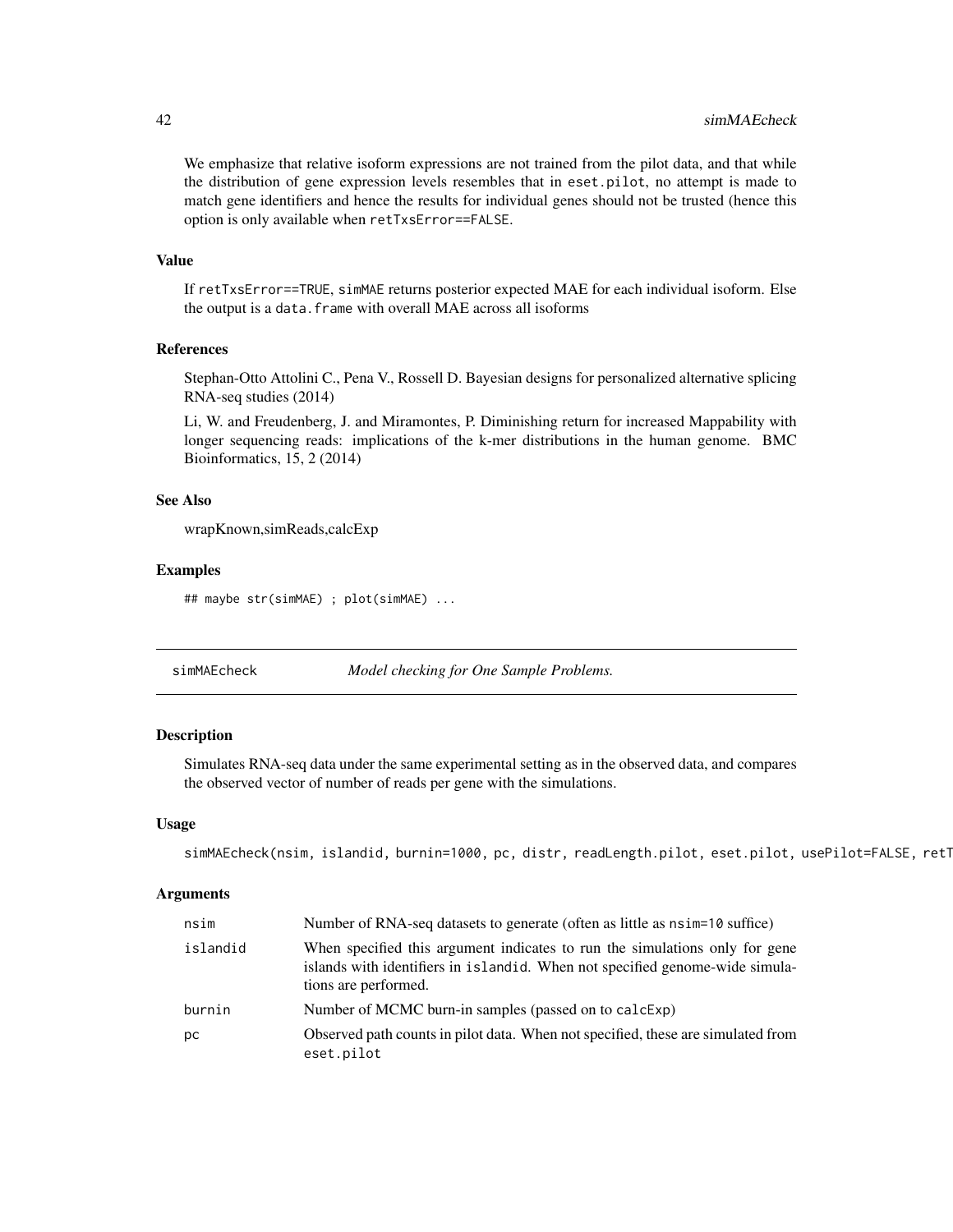We emphasize that relative isoform expressions are not trained from the pilot data, and that while the distribution of gene expression levels resembles that in `eset.pilot`, no attempt is made to match gene identifiers and hence the results for individual genes should not be trusted (hence this option is only available when `retTxsError==FALSE`.

### Value

If `retTxsError==TRUE`, `simMAE` returns posterior expected MAE for each individual isoform. Else the output is a `data.frame` with overall MAE across all isoforms

### References

Stephan-Otto Attolini C., Pena V., Rossell D. Bayesian designs for personalized alternative splicing RNA-seq studies (2014)

Li, W. and Freudenberg, J. and Miramontes, P. Diminishing return for increased Mappability with longer sequencing reads: implications of the k-mer distributions in the human genome. BMC Bioinformatics, 15, 2 (2014)

### See Also

wrapKnown,simReads,calcExp

### Examples

```
## maybe str(simMAE) ; plot(simMAE) ...
```

---

## simMAEcheck — *Model checking for One Sample Problems.*

---

### Description

Simulates RNA-seq data under the same experimental setting as in the observed data, and compares the observed vector of number of reads per gene with the simulations.

### Usage

```
simMAEcheck(nsim, islandid, burnin=1000, pc, distr, readLength.pilot, eset.pilot, usePilot=FALSE, retT
```

### Arguments

| | |
|---|---|
| `nsim` | Number of RNA-seq datasets to generate (often as little as `nsim=10` suffice) |
| `islandid` | When specified this argument indicates to run the simulations only for gene islands with identifiers in `islandid`. When not specified genome-wide simulations are performed. |
| `burnin` | Number of MCMC burn-in samples (passed on to `calcExp`) |
| `pc` | Observed path counts in pilot data. When not specified, these are simulated from `eset.pilot` |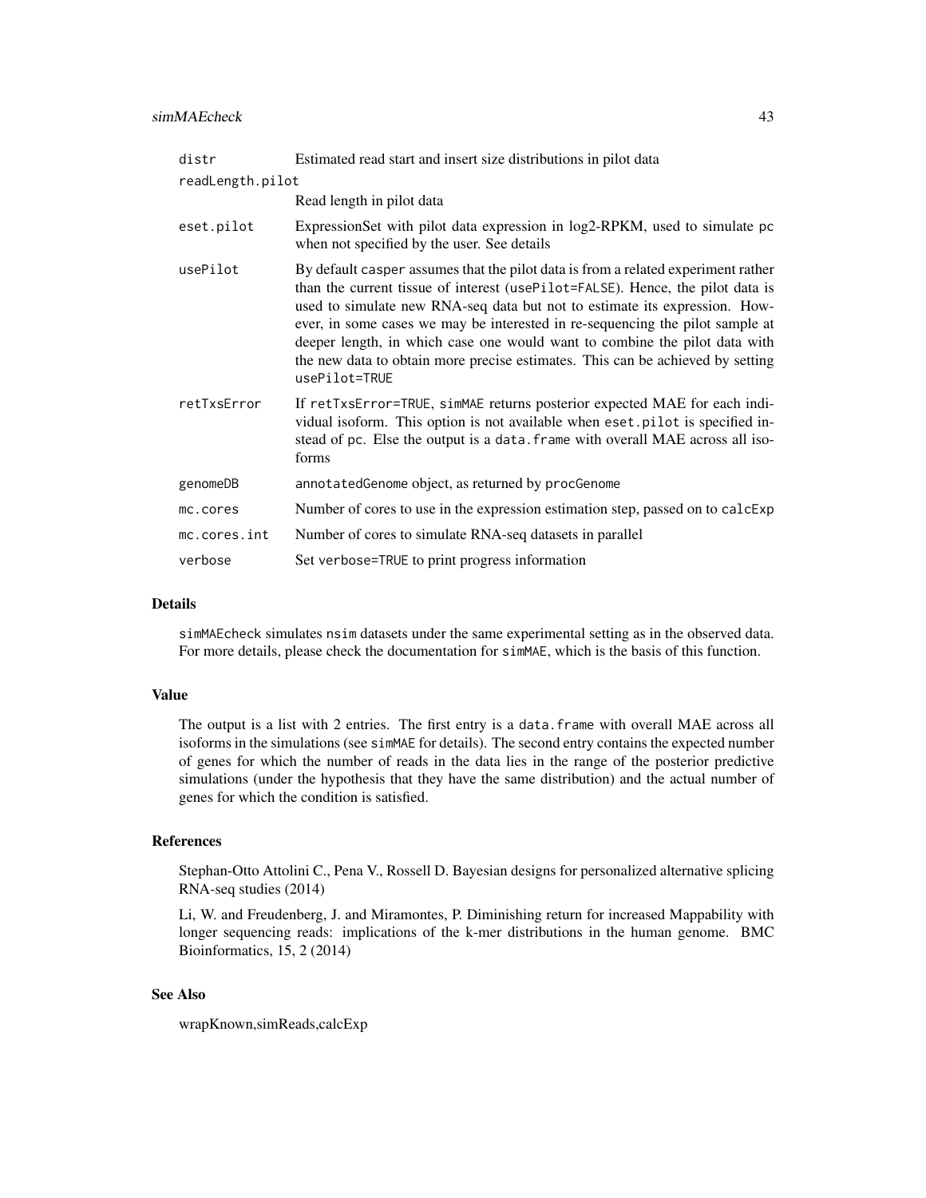| | |
|---|---|
| `distr` | Estimated read start and insert size distributions in pilot data |
| `readLength.pilot` | Read length in pilot data |
| `eset.pilot` | ExpressionSet with pilot data expression in log2-RPKM, used to simulate `pc` when not specified by the user. See details |
| `usePilot` | By default `casper` assumes that the pilot data is from a related experiment rather than the current tissue of interest (`usePilot=FALSE`). Hence, the pilot data is used to simulate new RNA-seq data but not to estimate its expression. However, in some cases we may be interested in re-sequencing the pilot sample at deeper length, in which case one would want to combine the pilot data with the new data to obtain more precise estimates. This can be achieved by setting `usePilot=TRUE` |
| `retTxsError` | If `retTxsError=TRUE`, `simMAE` returns posterior expected MAE for each individual isoform. This option is not available when `eset.pilot` is specified instead of `pc`. Else the output is a `data.frame` with overall MAE across all isoforms |
| `genomeDB` | `annotatedGenome` object, as returned by `procGenome` |
| `mc.cores` | Number of cores to use in the expression estimation step, passed on to `calcExp` |
| `mc.cores.int` | Number of cores to simulate RNA-seq datasets in parallel |
| `verbose` | Set `verbose=TRUE` to print progress information |

## Details

`simMAEcheck` simulates `nsim` datasets under the same experimental setting as in the observed data. For more details, please check the documentation for `simMAE`, which is the basis of this function.

## Value

The output is a list with 2 entries. The first entry is a `data.frame` with overall MAE across all isoforms in the simulations (see `simMAE` for details). The second entry contains the expected number of genes for which the number of reads in the data lies in the range of the posterior predictive simulations (under the hypothesis that they have the same distribution) and the actual number of genes for which the condition is satisfied.

## References

Stephan-Otto Attolini C., Pena V., Rossell D. Bayesian designs for personalized alternative splicing RNA-seq studies (2014)

Li, W. and Freudenberg, J. and Miramontes, P. Diminishing return for increased Mappability with longer sequencing reads: implications of the k-mer distributions in the human genome. BMC Bioinformatics, 15, 2 (2014)

## See Also

wrapKnown,simReads,calcExp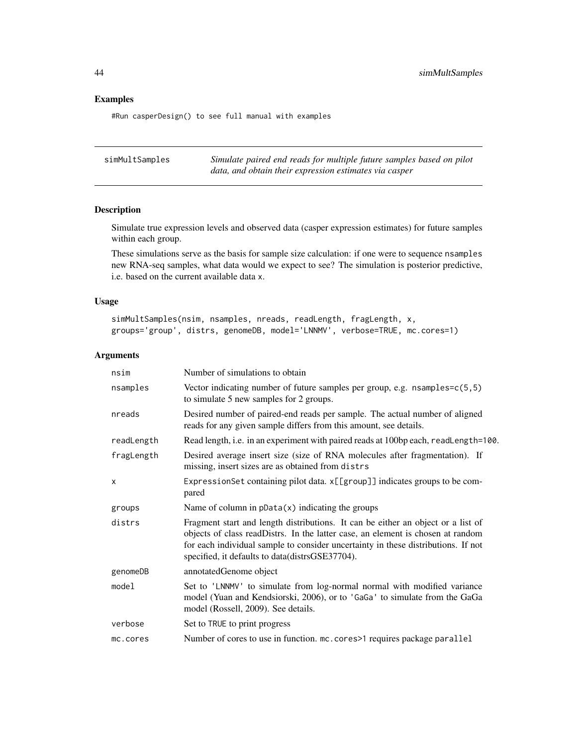## Examples

```
#Run casperDesign() to see full manual with examples
```

---

`simMultSamples` *Simulate paired end reads for multiple future samples based on pilot data, and obtain their expression estimates via casper*

---

## Description

Simulate true expression levels and observed data (casper expression estimates) for future samples within each group.

These simulations serve as the basis for sample size calculation: if one were to sequence `nsamples` new RNA-seq samples, what data would we expect to see? The simulation is posterior predictive, i.e. based on the current available data `x`.

## Usage

```
simMultSamples(nsim, nsamples, nreads, readLength, fragLength, x,
groups='group', distrs, genomeDB, model='LNNMV', verbose=TRUE, mc.cores=1)
```

## Arguments

| | |
|---|---|
| `nsim` | Number of simulations to obtain |
| `nsamples` | Vector indicating number of future samples per group, e.g. `nsamples=c(5,5)` to simulate 5 new samples for 2 groups. |
| `nreads` | Desired number of paired-end reads per sample. The actual number of aligned reads for any given sample differs from this amount, see details. |
| `readLength` | Read length, i.e. in an experiment with paired reads at 100bp each, `readLength=100`. |
| `fragLength` | Desired average insert size (size of RNA molecules after fragmentation). If missing, insert sizes are as obtained from `distrs` |
| `x` | `ExpressionSet` containing pilot data. `x[[group]]` indicates groups to be compared |
| `groups` | Name of column in `pData(x)` indicating the groups |
| `distrs` | Fragment start and length distributions. It can be either an object or a list of objects of class readDistrs. In the latter case, an element is chosen at random for each individual sample to consider uncertainty in these distributions. If not specified, it defaults to data(distrsGSE37704). |
| `genomeDB` | annotatedGenome object |
| `model` | Set to `'LNNMV'` to simulate from log-normal normal with modified variance model (Yuan and Kendsiorski, 2006), or to `'GaGa'` to simulate from the GaGa model (Rossell, 2009). See details. |
| `verbose` | Set to `TRUE` to print progress |
| `mc.cores` | Number of cores to use in function. `mc.cores>1` requires package `parallel` |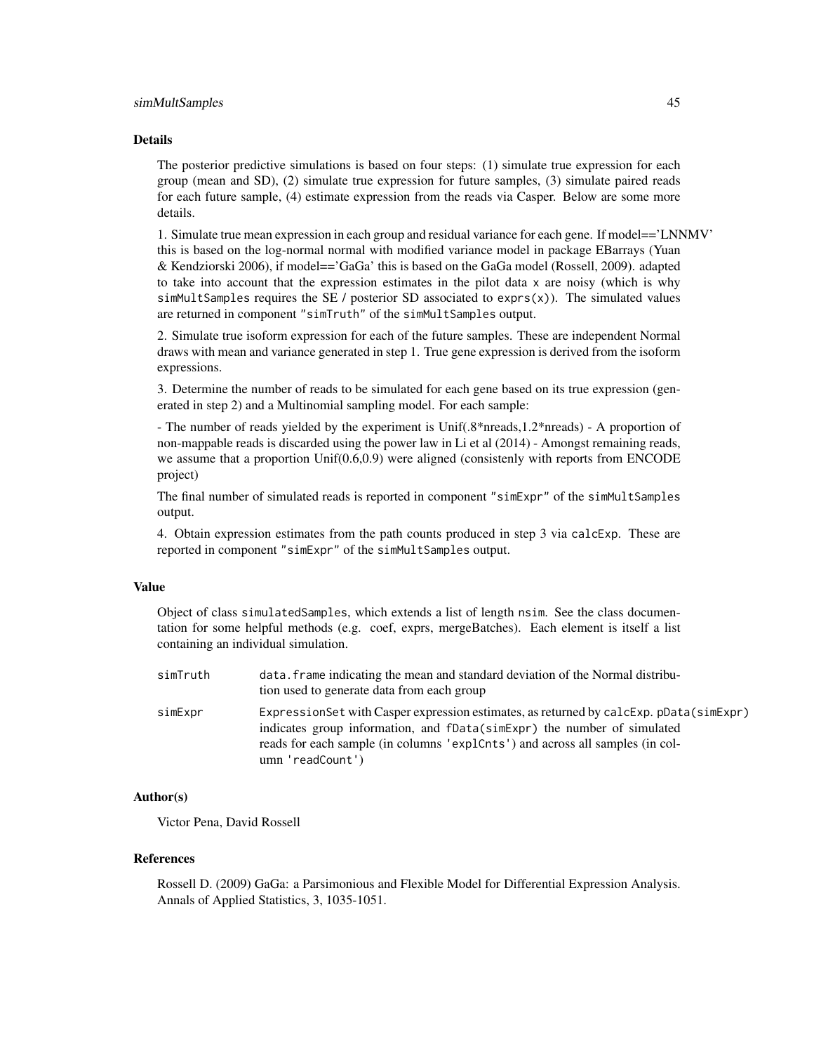## Details

The posterior predictive simulations is based on four steps: (1) simulate true expression for each group (mean and SD), (2) simulate true expression for future samples, (3) simulate paired reads for each future sample, (4) estimate expression from the reads via Casper. Below are some more details.

1. Simulate true mean expression in each group and residual variance for each gene. If model=='LNNMV' this is based on the log-normal normal with modified variance model in package EBarrays (Yuan & Kendziorski 2006), if model=='GaGa' this is based on the GaGa model (Rossell, 2009). adapted to take into account that the expression estimates in the pilot data `x` are noisy (which is why `simMultSamples` requires the SE / posterior SD associated to `exprs(x)`). The simulated values are returned in component `"simTruth"` of the `simMultSamples` output.

2. Simulate true isoform expression for each of the future samples. These are independent Normal draws with mean and variance generated in step 1. True gene expression is derived from the isoform expressions.

3. Determine the number of reads to be simulated for each gene based on its true expression (generated in step 2) and a Multinomial sampling model. For each sample:

- The number of reads yielded by the experiment is Unif(.8*nreads,1.2*nreads) - A proportion of non-mappable reads is discarded using the power law in Li et al (2014) - Amongst remaining reads, we assume that a proportion Unif(0.6,0.9) were aligned (consistenly with reports from ENCODE project)

The final number of simulated reads is reported in component `"simExpr"` of the `simMultSamples` output.

4. Obtain expression estimates from the path counts produced in step 3 via `calcExp`. These are reported in component `"simExpr"` of the `simMultSamples` output.

## Value

Object of class `simulatedSamples`, which extends a list of length `nsim`. See the class documentation for some helpful methods (e.g. coef, exprs, mergeBatches). Each element is itself a list containing an individual simulation.

| | |
|---|---|
| `simTruth` | `data.frame` indicating the mean and standard deviation of the Normal distribution used to generate data from each group |
| `simExpr` | `ExpressionSet` with Casper expression estimates, as returned by `calcExp`. `pData(simExpr)` indicates group information, and `fData(simExpr)` the number of simulated reads for each sample (in columns `'explCnts'`) and across all samples (in column `'readCount'`) |

## Author(s)

Victor Pena, David Rossell

## References

Rossell D. (2009) GaGa: a Parsimonious and Flexible Model for Differential Expression Analysis. Annals of Applied Statistics, 3, 1035-1051.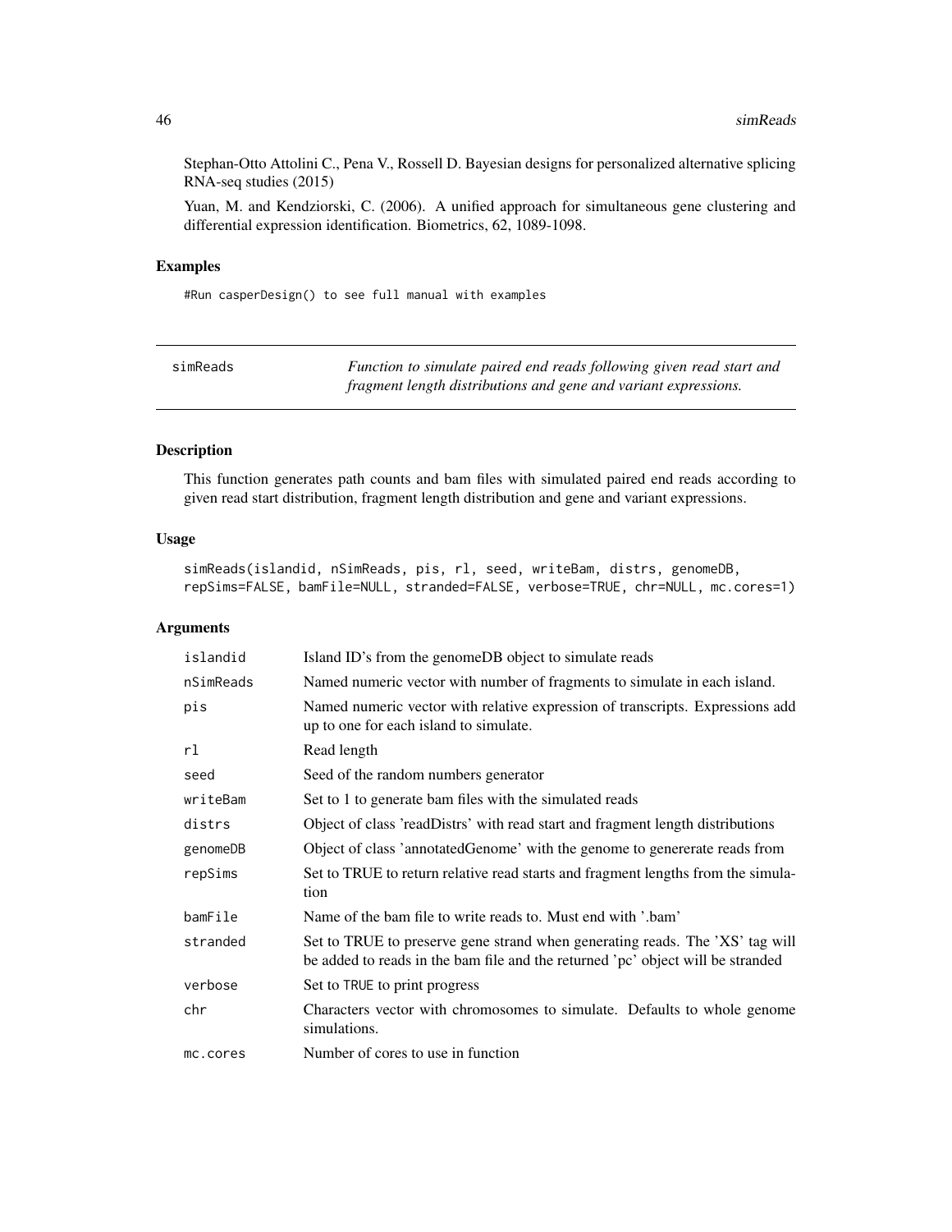Stephan-Otto Attolini C., Pena V., Rossell D. Bayesian designs for personalized alternative splicing RNA-seq studies (2015)

Yuan, M. and Kendziorski, C. (2006). A unified approach for simultaneous gene clustering and differential expression identification. Biometrics, 62, 1089-1098.

### Examples

```
#Run casperDesign() to see full manual with examples
```

---

## simReads — *Function to simulate paired end reads following given read start and fragment length distributions and gene and variant expressions.*

---

### Description

This function generates path counts and bam files with simulated paired end reads according to given read start distribution, fragment length distribution and gene and variant expressions.

### Usage

```
simReads(islandid, nSimReads, pis, rl, seed, writeBam, distrs, genomeDB,
repSims=FALSE, bamFile=NULL, stranded=FALSE, verbose=TRUE, chr=NULL, mc.cores=1)
```

### Arguments

| | |
|---|---|
| `islandid` | Island ID's from the genomeDB object to simulate reads |
| `nSimReads` | Named numeric vector with number of fragments to simulate in each island. |
| `pis` | Named numeric vector with relative expression of transcripts. Expressions add up to one for each island to simulate. |
| `rl` | Read length |
| `seed` | Seed of the random numbers generator |
| `writeBam` | Set to 1 to generate bam files with the simulated reads |
| `distrs` | Object of class 'readDistrs' with read start and fragment length distributions |
| `genomeDB` | Object of class 'annotatedGenome' with the genome to genererate reads from |
| `repSims` | Set to TRUE to return relative read starts and fragment lengths from the simulation |
| `bamFile` | Name of the bam file to write reads to. Must end with '.bam' |
| `stranded` | Set to TRUE to preserve gene strand when generating reads. The 'XS' tag will be added to reads in the bam file and the returned 'pc' object will be stranded |
| `verbose` | Set to `TRUE` to print progress |
| `chr` | Characters vector with chromosomes to simulate. Defaults to whole genome simulations. |
| `mc.cores` | Number of cores to use in function |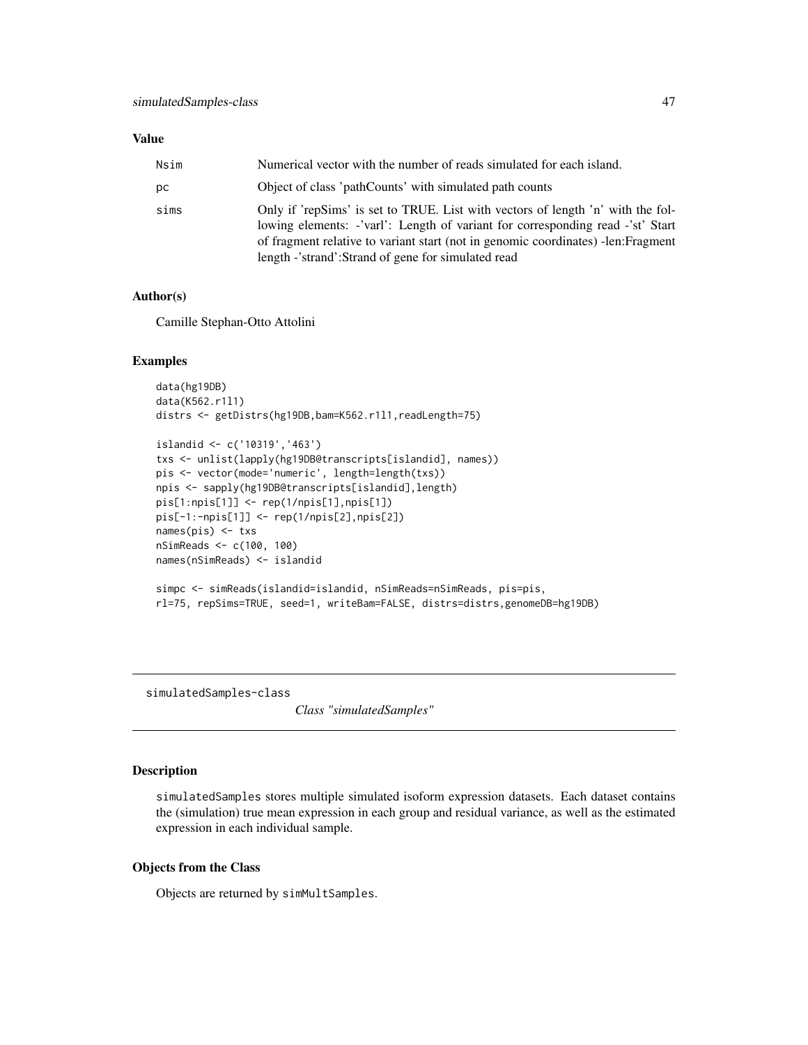### Value

| | |
|---|---|
| Nsim | Numerical vector with the number of reads simulated for each island. |
| pc | Object of class 'pathCounts' with simulated path counts |
| sims | Only if 'repSims' is set to TRUE. List with vectors of length 'n' with the following elements: -'varl': Length of variant for corresponding read -'st' Start of fragment relative to variant start (not in genomic coordinates) -len:Fragment length -'strand':Strand of gene for simulated read |

### Author(s)

Camille Stephan-Otto Attolini

### Examples

```
data(hg19DB)
data(K562.r1l1)
distrs <- getDistrs(hg19DB,bam=K562.r1l1,readLength=75)

islandid <- c('10319','463')
txs <- unlist(lapply(hg19DB@transcripts[islandid], names))
pis <- vector(mode='numeric', length=length(txs))
npis <- sapply(hg19DB@transcripts[islandid],length)
pis[1:npis[1]] <- rep(1/npis[1],npis[1])
pis[-1:-npis[1]] <- rep(1/npis[2],npis[2])
names(pis) <- txs
nSimReads <- c(100, 100)
names(nSimReads) <- islandid

simpc <- simReads(islandid=islandid, nSimReads=nSimReads, pis=pis,
rl=75, repSims=TRUE, seed=1, writeBam=FALSE, distrs=distrs,genomeDB=hg19DB)
```

---

## simulatedSamples-class &nbsp;&nbsp;&nbsp; *Class "simulatedSamples"*

### Description

simulatedSamples stores multiple simulated isoform expression datasets. Each dataset contains the (simulation) true mean expression in each group and residual variance, as well as the estimated expression in each individual sample.

### Objects from the Class

Objects are returned by simMultSamples.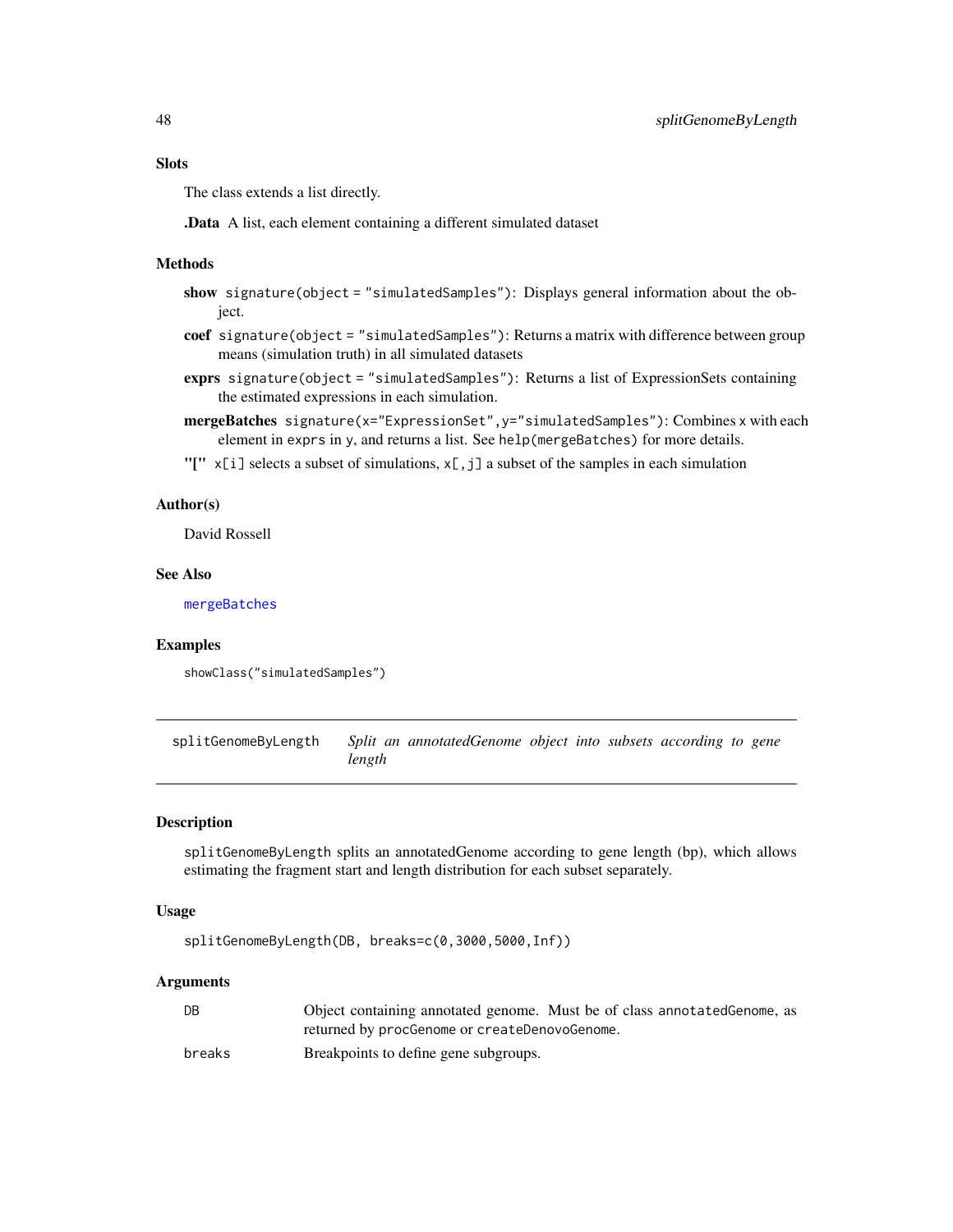### Slots

The class extends a list directly.

**.Data** A list, each element containing a different simulated dataset

### Methods

- **show** `signature(object = "simulatedSamples")`: Displays general information about the object.
- **coef** `signature(object = "simulatedSamples")`: Returns a matrix with difference between group means (simulation truth) in all simulated datasets
- **exprs** `signature(object = "simulatedSamples")`: Returns a list of ExpressionSets containing the estimated expressions in each simulation.
- **mergeBatches** `signature(x="ExpressionSet",y="simulatedSamples")`: Combines `x` with each element in `exprs` in `y`, and returns a list. See `help(mergeBatches)` for more details.
- **"["** `x[i]` selects a subset of simulations, `x[,j]` a subset of the samples in each simulation

### Author(s)

David Rossell

### See Also

`mergeBatches`

### Examples

```
showClass("simulatedSamples")
```

---

## splitGenomeByLength — *Split an annotatedGenome object into subsets according to gene length*

---

### Description

`splitGenomeByLength` splits an annotatedGenome according to gene length (bp), which allows estimating the fragment start and length distribution for each subset separately.

### Usage

```
splitGenomeByLength(DB, breaks=c(0,3000,5000,Inf))
```

### Arguments

| | |
|---|---|
| `DB` | Object containing annotated genome. Must be of class `annotatedGenome`, as returned by `procGenome` or `createDenovoGenome`. |
| `breaks` | Breakpoints to define gene subgroups. |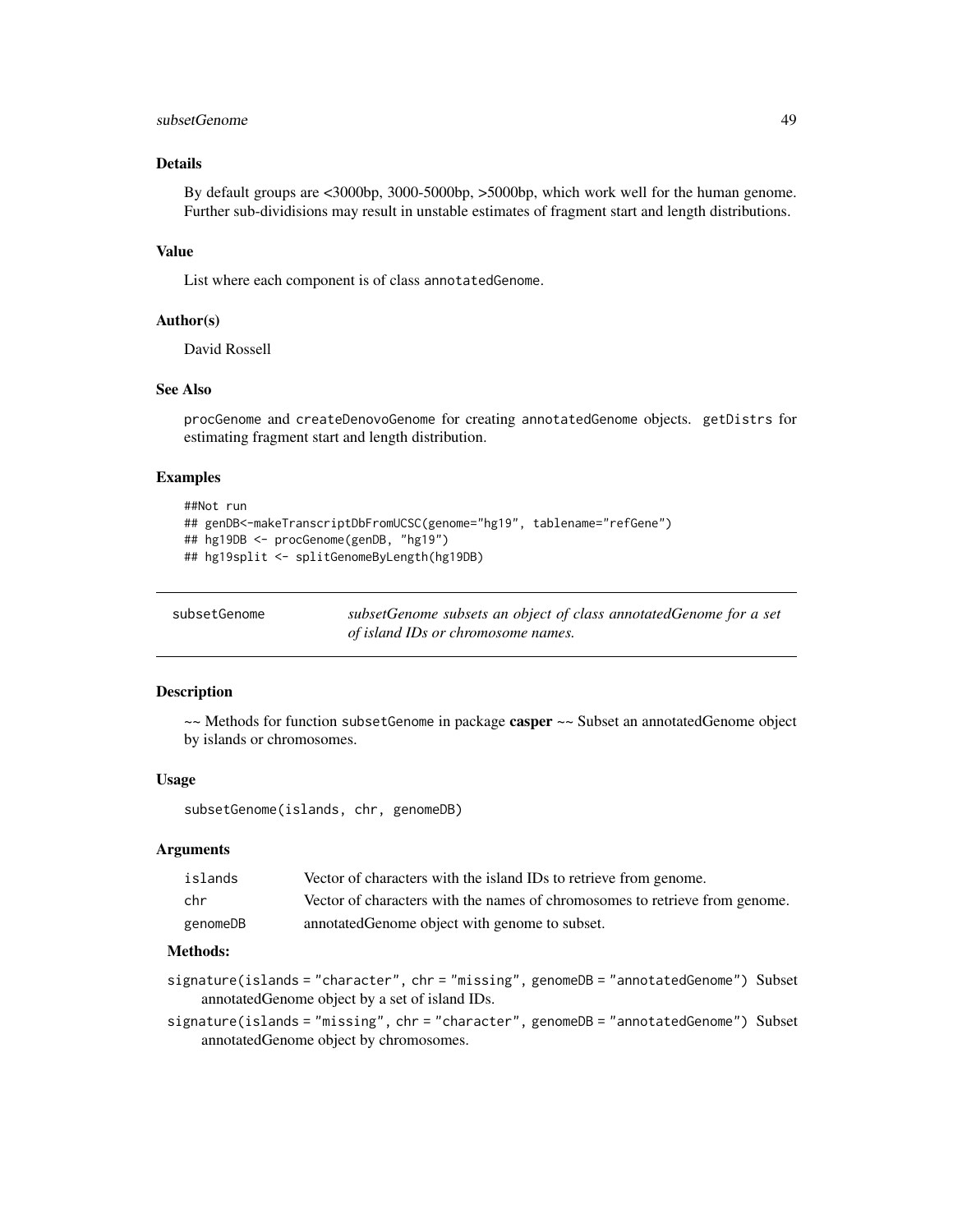## Details

By default groups are <3000bp, 3000-5000bp, >5000bp, which work well for the human genome. Further sub-dividisions may result in unstable estimates of fragment start and length distributions.

## Value

List where each component is of class `annotatedGenome`.

## Author(s)

David Rossell

## See Also

`procGenome` and `createDenovoGenome` for creating `annotatedGenome` objects. `getDistrs` for estimating fragment start and length distribution.

## Examples

```
##Not run
## genDB<-makeTranscriptDbFromUCSC(genome="hg19", tablename="refGene")
## hg19DB <- procGenome(genDB, "hg19")
## hg19split <- splitGenomeByLength(hg19DB)
```

---

# subsetGenome

*subsetGenome subsets an object of class annotatedGenome for a set of island IDs or chromosome names.*

---

## Description

~~ Methods for function `subsetGenome` in package **casper** ~~ Subset an annotatedGenome object by islands or chromosomes.

## Usage

```
subsetGenome(islands, chr, genomeDB)
```

## Arguments

| | |
|---|---|
| `islands` | Vector of characters with the island IDs to retrieve from genome. |
| `chr` | Vector of characters with the names of chromosomes to retrieve from genome. |
| `genomeDB` | annotatedGenome object with genome to subset. |

## Methods:

`signature(islands = "character", chr = "missing", genomeDB = "annotatedGenome")` Subset annotatedGenome object by a set of island IDs.

`signature(islands = "missing", chr = "character", genomeDB = "annotatedGenome")` Subset annotatedGenome object by chromosomes.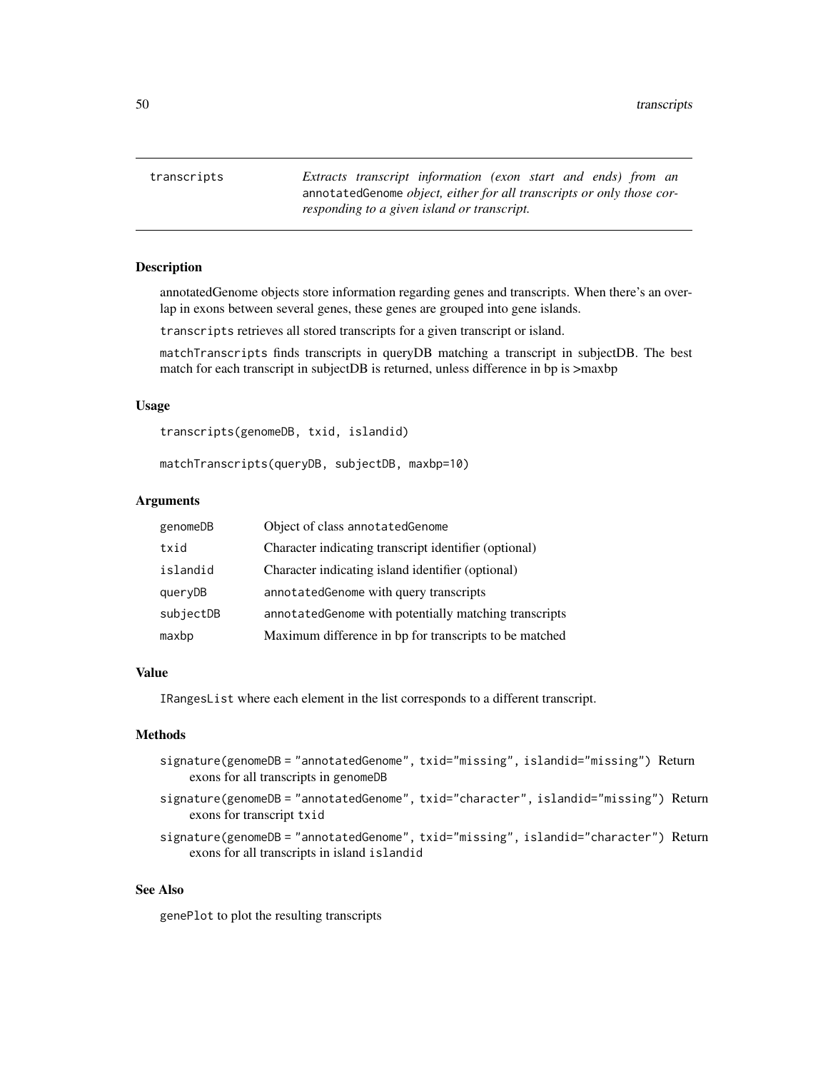transcripts — *Extracts transcript information (exon start and ends) from an* annotatedGenome *object, either for all transcripts or only those corresponding to a given island or transcript.*

## Description

annotatedGenome objects store information regarding genes and transcripts. When there's an overlap in exons between several genes, these genes are grouped into gene islands.

transcripts retrieves all stored transcripts for a given transcript or island.

matchTranscripts finds transcripts in queryDB matching a transcript in subjectDB. The best match for each transcript in subjectDB is returned, unless difference in bp is >maxbp

## Usage

```
transcripts(genomeDB, txid, islandid)

matchTranscripts(queryDB, subjectDB, maxbp=10)
```

## Arguments

| | |
|---|---|
| genomeDB | Object of class annotatedGenome |
| txid | Character indicating transcript identifier (optional) |
| islandid | Character indicating island identifier (optional) |
| queryDB | annotatedGenome with query transcripts |
| subjectDB | annotatedGenome with potentially matching transcripts |
| maxbp | Maximum difference in bp for transcripts to be matched |

## Value

IRangesList where each element in the list corresponds to a different transcript.

## Methods

- signature(genomeDB = "annotatedGenome", txid="missing", islandid="missing") Return exons for all transcripts in genomeDB
- signature(genomeDB = "annotatedGenome", txid="character", islandid="missing") Return exons for transcript txid
- signature(genomeDB = "annotatedGenome", txid="missing", islandid="character") Return exons for all transcripts in island islandid

## See Also

genePlot to plot the resulting transcripts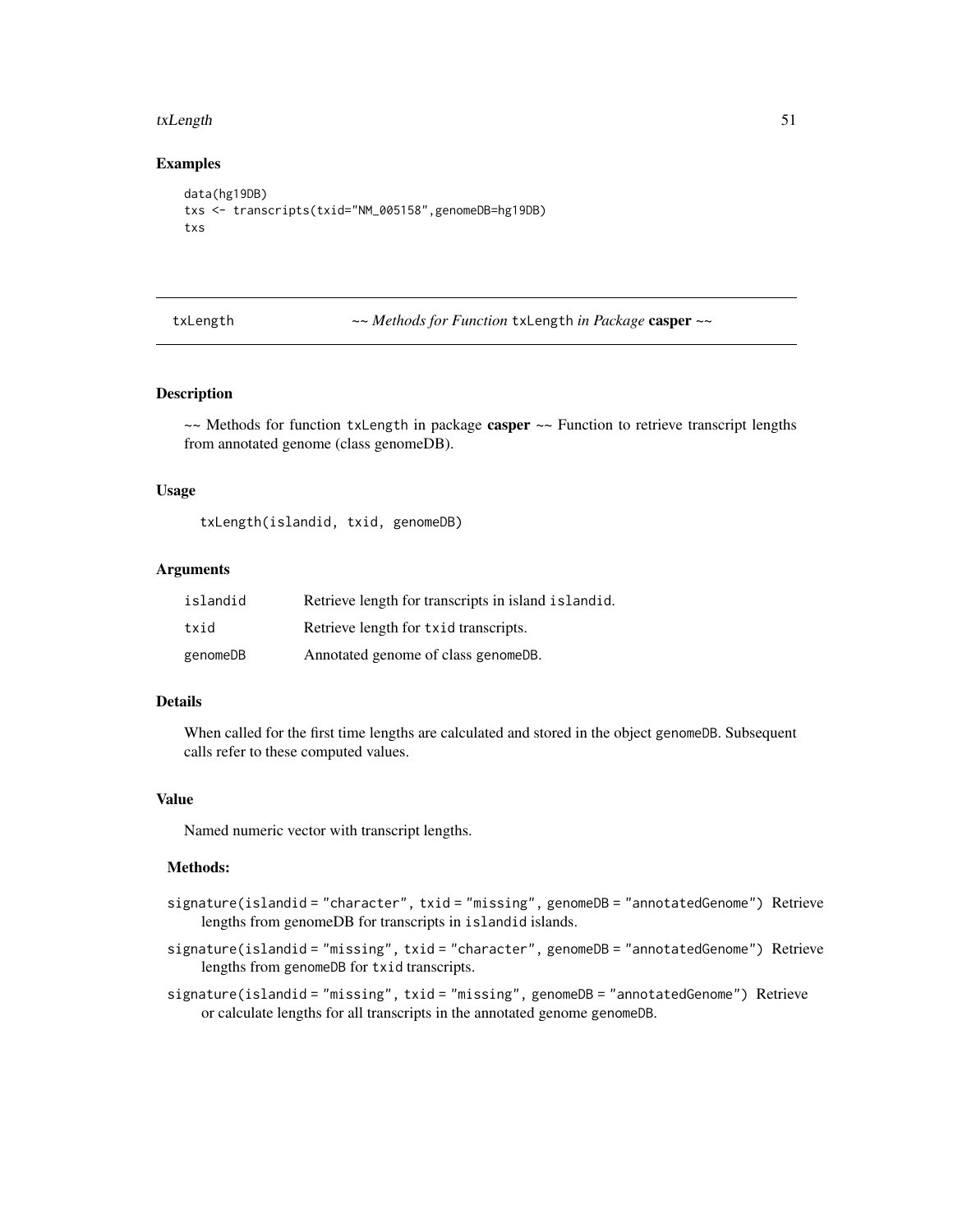## Examples

```
data(hg19DB)
txs <- transcripts(txid="NM_005158",genomeDB=hg19DB)
txs
```

---

# txLength — *~~ Methods for Function* `txLength` *in Package* **casper** *~~*

---

## Description

~~ Methods for function `txLength` in package **casper** ~~ Function to retrieve transcript lengths from annotated genome (class genomeDB).

## Usage

```
txLength(islandid, txid, genomeDB)
```

## Arguments

| | |
|---|---|
| `islandid` | Retrieve length for transcripts in island `islandid`. |
| `txid` | Retrieve length for `txid` transcripts. |
| `genomeDB` | Annotated genome of class `genomeDB`. |

## Details

When called for the first time lengths are calculated and stored in the object `genomeDB`. Subsequent calls refer to these computed values.

## Value

Named numeric vector with transcript lengths.

## Methods:

- `signature(islandid = "character", txid = "missing", genomeDB = "annotatedGenome")` Retrieve lengths from genomeDB for transcripts in `islandid` islands.
- `signature(islandid = "missing", txid = "character", genomeDB = "annotatedGenome")` Retrieve lengths from `genomeDB` for `txid` transcripts.
- `signature(islandid = "missing", txid = "missing", genomeDB = "annotatedGenome")` Retrieve or calculate lengths for all transcripts in the annotated genome `genomeDB`.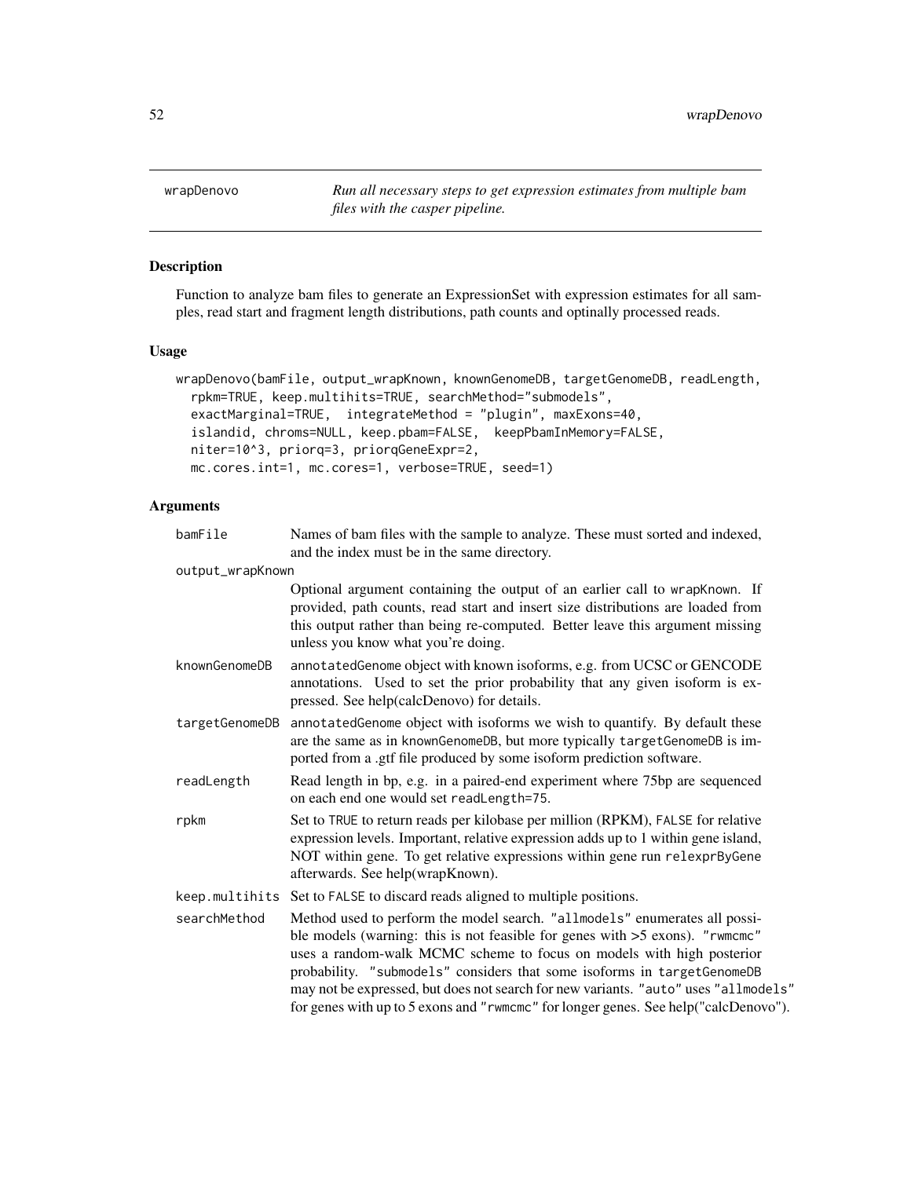# wrapDenovo

*Run all necessary steps to get expression estimates from multiple bam files with the casper pipeline.*

## Description

Function to analyze bam files to generate an ExpressionSet with expression estimates for all samples, read start and fragment length distributions, path counts and optinally processed reads.

## Usage

```
wrapDenovo(bamFile, output_wrapKnown, knownGenomeDB, targetGenomeDB, readLength,
  rpkm=TRUE, keep.multihits=TRUE, searchMethod="submodels",
  exactMarginal=TRUE,  integrateMethod = "plugin", maxExons=40,
  islandid, chroms=NULL, keep.pbam=FALSE,  keepPbamInMemory=FALSE,
  niter=10^3, priorq=3, priorqGeneExpr=2,
  mc.cores.int=1, mc.cores=1, verbose=TRUE, seed=1)
```

## Arguments

| Argument | Description |
|---|---|
| bamFile | Names of bam files with the sample to analyze. These must sorted and indexed, and the index must be in the same directory. |
| output_wrapKnown | Optional argument containing the output of an earlier call to wrapKnown. If provided, path counts, read start and insert size distributions are loaded from this output rather than being re-computed. Better leave this argument missing unless you know what you're doing. |
| knownGenomeDB | annotatedGenome object with known isoforms, e.g. from UCSC or GENCODE annotations. Used to set the prior probability that any given isoform is expressed. See help(calcDenovo) for details. |
| targetGenomeDB | annotatedGenome object with isoforms we wish to quantify. By default these are the same as in knownGenomeDB, but more typically targetGenomeDB is imported from a .gtf file produced by some isoform prediction software. |
| readLength | Read length in bp, e.g. in a paired-end experiment where 75bp are sequenced on each end one would set readLength=75. |
| rpkm | Set to TRUE to return reads per kilobase per million (RPKM), FALSE for relative expression levels. Important, relative expression adds up to 1 within gene island, NOT within gene. To get relative expressions within gene run relexprByGene afterwards. See help(wrapKnown). |
| keep.multihits | Set to FALSE to discard reads aligned to multiple positions. |
| searchMethod | Method used to perform the model search. "allmodels" enumerates all possible models (warning: this is not feasible for genes with >5 exons). "rwmcmc" uses a random-walk MCMC scheme to focus on models with high posterior probability. "submodels" considers that some isoforms in targetGenomeDB may not be expressed, but does not search for new variants. "auto" uses "allmodels" for genes with up to 5 exons and "rwmcmc" for longer genes. See help("calcDenovo"). |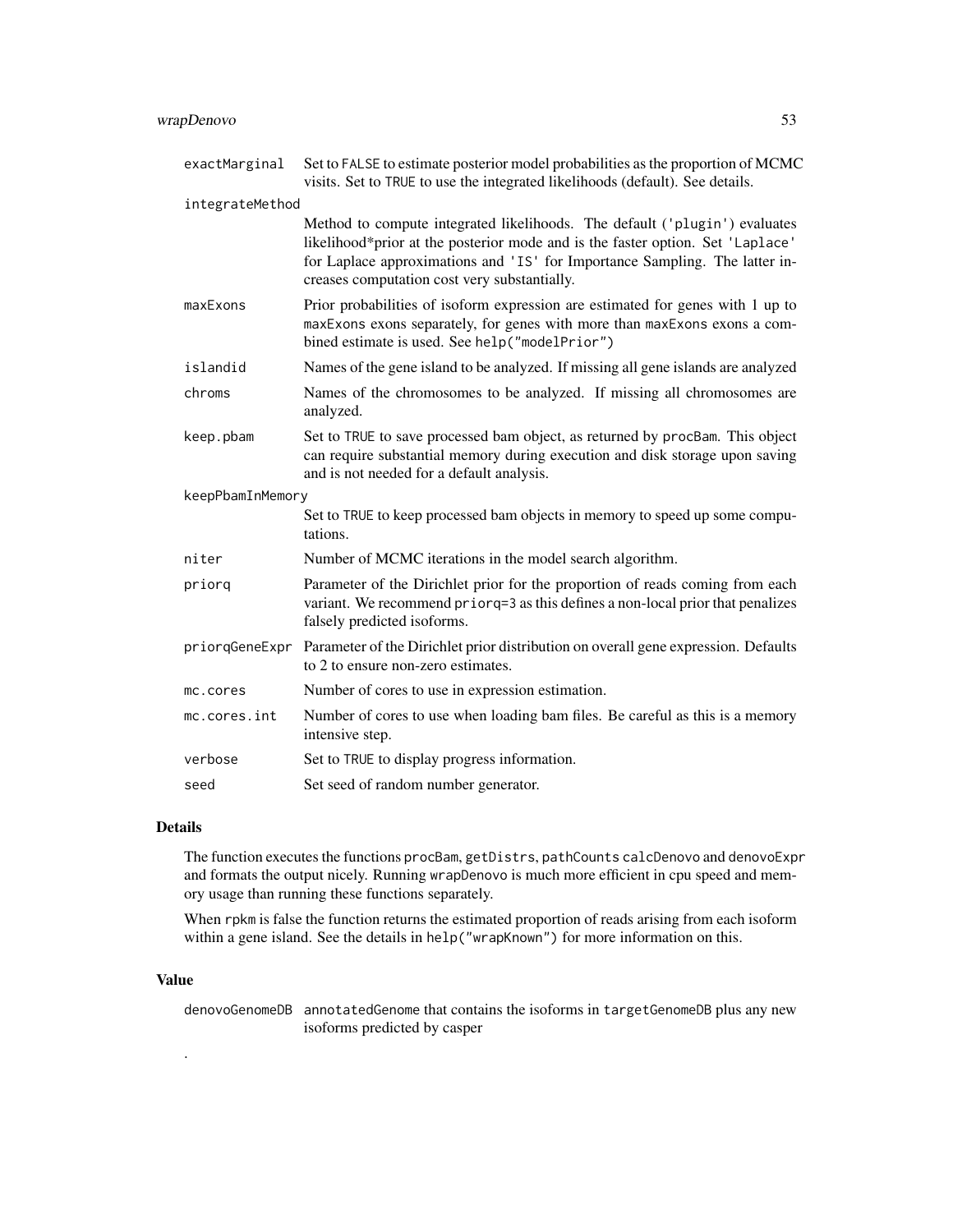| | |
|---|---|
| exactMarginal | Set to FALSE to estimate posterior model probabilities as the proportion of MCMC visits. Set to TRUE to use the integrated likelihoods (default). See details. |
| integrateMethod | Method to compute integrated likelihoods. The default ('plugin') evaluates likelihood*prior at the posterior mode and is the faster option. Set 'Laplace' for Laplace approximations and 'IS' for Importance Sampling. The latter increases computation cost very substantially. |
| maxExons | Prior probabilities of isoform expression are estimated for genes with 1 up to maxExons exons separately, for genes with more than maxExons exons a combined estimate is used. See help("modelPrior") |
| islandid | Names of the gene island to be analyzed. If missing all gene islands are analyzed |
| chroms | Names of the chromosomes to be analyzed. If missing all chromosomes are analyzed. |
| keep.pbam | Set to TRUE to save processed bam object, as returned by procBam. This object can require substantial memory during execution and disk storage upon saving and is not needed for a default analysis. |
| keepPbamInMemory | Set to TRUE to keep processed bam objects in memory to speed up some computations. |
| niter | Number of MCMC iterations in the model search algorithm. |
| priorq | Parameter of the Dirichlet prior for the proportion of reads coming from each variant. We recommend priorq=3 as this defines a non-local prior that penalizes falsely predicted isoforms. |
| priorqGeneExpr | Parameter of the Dirichlet prior distribution on overall gene expression. Defaults to 2 to ensure non-zero estimates. |
| mc.cores | Number of cores to use in expression estimation. |
| mc.cores.int | Number of cores to use when loading bam files. Be careful as this is a memory intensive step. |
| verbose | Set to TRUE to display progress information. |
| seed | Set seed of random number generator. |

## Details

The function executes the functions procBam, getDistrs, pathCounts calcDenovo and denovoExpr and formats the output nicely. Running wrapDenovo is much more efficient in cpu speed and memory usage than running these functions separately.

When rpkm is false the function returns the estimated proportion of reads arising from each isoform within a gene island. See the details in help("wrapKnown") for more information on this.

## Value

| | |
|---|---|
| denovoGenomeDB | annotatedGenome that contains the isoforms in targetGenomeDB plus any new isoforms predicted by casper |

.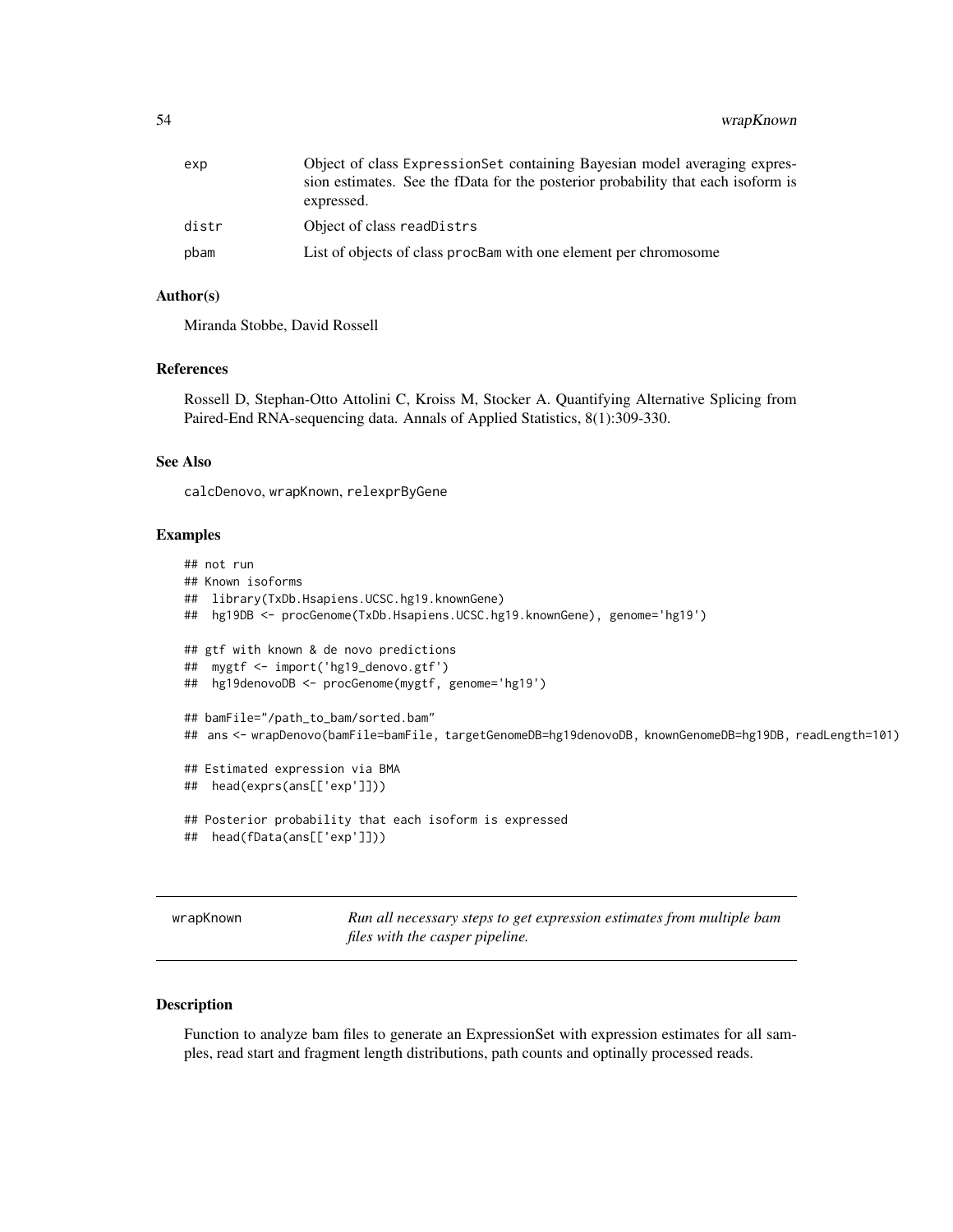| | |
|---|---|
| exp | Object of class ExpressionSet containing Bayesian model averaging expression estimates. See the fData for the posterior probability that each isoform is expressed. |
| distr | Object of class readDistrs |
| pbam | List of objects of class procBam with one element per chromosome |

### Author(s)

Miranda Stobbe, David Rossell

### References

Rossell D, Stephan-Otto Attolini C, Kroiss M, Stocker A. Quantifying Alternative Splicing from Paired-End RNA-sequencing data. Annals of Applied Statistics, 8(1):309-330.

### See Also

calcDenovo, wrapKnown, relexprByGene

### Examples

```
## not run
## Known isoforms
##  library(TxDb.Hsapiens.UCSC.hg19.knownGene)
##  hg19DB <- procGenome(TxDb.Hsapiens.UCSC.hg19.knownGene), genome='hg19')

## gtf with known & de novo predictions
##  mygtf <- import('hg19_denovo.gtf')
##  hg19denovoDB <- procGenome(mygtf, genome='hg19')

## bamFile="/path_to_bam/sorted.bam"
## ans <- wrapDenovo(bamFile=bamFile, targetGenomeDB=hg19denovoDB, knownGenomeDB=hg19DB, readLength=101)

## Estimated expression via BMA
##  head(exprs(ans[['exp']]))

## Posterior probability that each isoform is expressed
##  head(fData(ans[['exp']]))
```

---

## wrapKnown

*Run all necessary steps to get expression estimates from multiple bam files with the casper pipeline.*

### Description

Function to analyze bam files to generate an ExpressionSet with expression estimates for all samples, read start and fragment length distributions, path counts and optinally processed reads.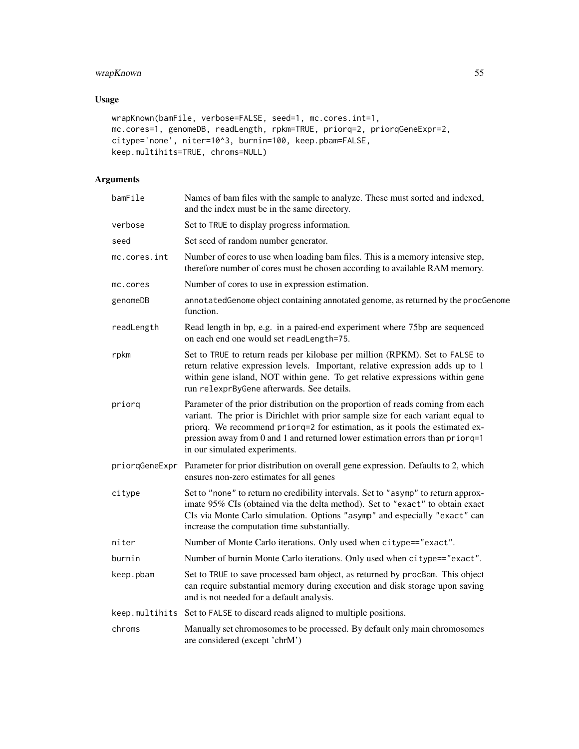## Usage

```
wrapKnown(bamFile, verbose=FALSE, seed=1, mc.cores.int=1,
mc.cores=1, genomeDB, readLength, rpkm=TRUE, priorq=2, priorqGeneExpr=2,
citype='none', niter=10^3, burnin=100, keep.pbam=FALSE,
keep.multihits=TRUE, chroms=NULL)
```

## Arguments

| | |
|---|---|
| `bamFile` | Names of bam files with the sample to analyze. These must sorted and indexed, and the index must be in the same directory. |
| `verbose` | Set to `TRUE` to display progress information. |
| `seed` | Set seed of random number generator. |
| `mc.cores.int` | Number of cores to use when loading bam files. This is a memory intensive step, therefore number of cores must be chosen according to available RAM memory. |
| `mc.cores` | Number of cores to use in expression estimation. |
| `genomeDB` | `annotatedGenome` object containing annotated genome, as returned by the `procGenome` function. |
| `readLength` | Read length in bp, e.g. in a paired-end experiment where 75bp are sequenced on each end one would set `readLength=75`. |
| `rpkm` | Set to `TRUE` to return reads per kilobase per million (RPKM). Set to `FALSE` to return relative expression levels. Important, relative expression adds up to 1 within gene island, NOT within gene. To get relative expressions within gene run `relexprByGene` afterwards. See details. |
| `priorq` | Parameter of the prior distribution on the proportion of reads coming from each variant. The prior is Dirichlet with prior sample size for each variant equal to priorq. We recommend `priorq=2` for estimation, as it pools the estimated expression away from 0 and 1 and returned lower estimation errors than `priorq=1` in our simulated experiments. |
| `priorqGeneExpr` | Parameter for prior distribution on overall gene expression. Defaults to 2, which ensures non-zero estimates for all genes |
| `citype` | Set to `"none"` to return no credibility intervals. Set to `"asymp"` to return approximate 95% CIs (obtained via the delta method). Set to `"exact"` to obtain exact CIs via Monte Carlo simulation. Options `"asymp"` and especially `"exact"` can increase the computation time substantially. |
| `niter` | Number of Monte Carlo iterations. Only used when `citype=="exact"`. |
| `burnin` | Number of burnin Monte Carlo iterations. Only used when `citype=="exact"`. |
| `keep.pbam` | Set to `TRUE` to save processed bam object, as returned by `procBam`. This object can require substantial memory during execution and disk storage upon saving and is not needed for a default analysis. |
| `keep.multihits` | Set to `FALSE` to discard reads aligned to multiple positions. |
| `chroms` | Manually set chromosomes to be processed. By default only main chromosomes are considered (except 'chrM') |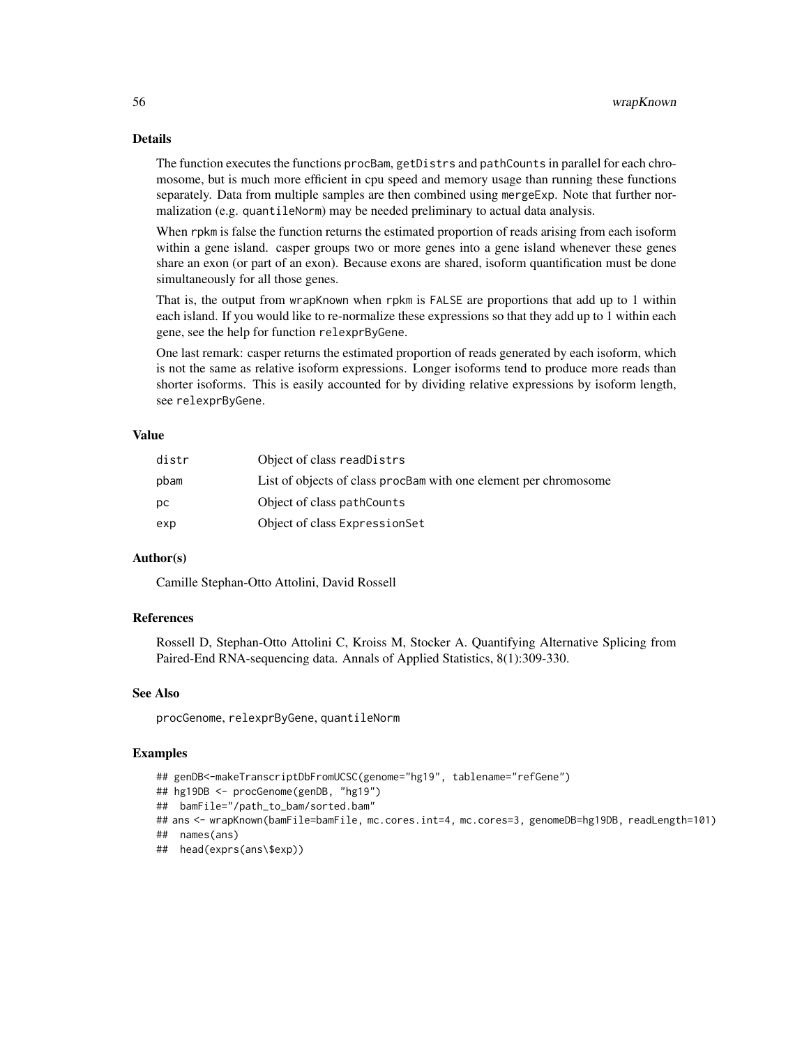### Details

The function executes the functions `procBam`, `getDistrs` and `pathCounts` in parallel for each chromosome, but is much more efficient in cpu speed and memory usage than running these functions separately. Data from multiple samples are then combined using `mergeExp`. Note that further normalization (e.g. `quantileNorm`) may be needed preliminary to actual data analysis.

When `rpkm` is false the function returns the estimated proportion of reads arising from each isoform within a gene island. casper groups two or more genes into a gene island whenever these genes share an exon (or part of an exon). Because exons are shared, isoform quantification must be done simultaneously for all those genes.

That is, the output from `wrapKnown` when `rpkm` is `FALSE` are proportions that add up to 1 within each island. If you would like to re-normalize these expressions so that they add up to 1 within each gene, see the help for function `relexprByGene`.

One last remark: casper returns the estimated proportion of reads generated by each isoform, which is not the same as relative isoform expressions. Longer isoforms tend to produce more reads than shorter isoforms. This is easily accounted for by dividing relative expressions by isoform length, see `relexprByGene`.

### Value

| | |
|---|---|
| `distr` | Object of class `readDistrs` |
| `pbam` | List of objects of class `procBam` with one element per chromosome |
| `pc` | Object of class `pathCounts` |
| `exp` | Object of class `ExpressionSet` |

### Author(s)

Camille Stephan-Otto Attolini, David Rossell

### References

Rossell D, Stephan-Otto Attolini C, Kroiss M, Stocker A. Quantifying Alternative Splicing from Paired-End RNA-sequencing data. Annals of Applied Statistics, 8(1):309-330.

### See Also

`procGenome`, `relexprByGene`, `quantileNorm`

### Examples

```
## genDB<-makeTranscriptDbFromUCSC(genome="hg19", tablename="refGene")
## hg19DB <- procGenome(genDB, "hg19")
##  bamFile="/path_to_bam/sorted.bam"
## ans <- wrapKnown(bamFile=bamFile, mc.cores.int=4, mc.cores=3, genomeDB=hg19DB, readLength=101)
##  names(ans)
##  head(exprs(ans\$exp))
```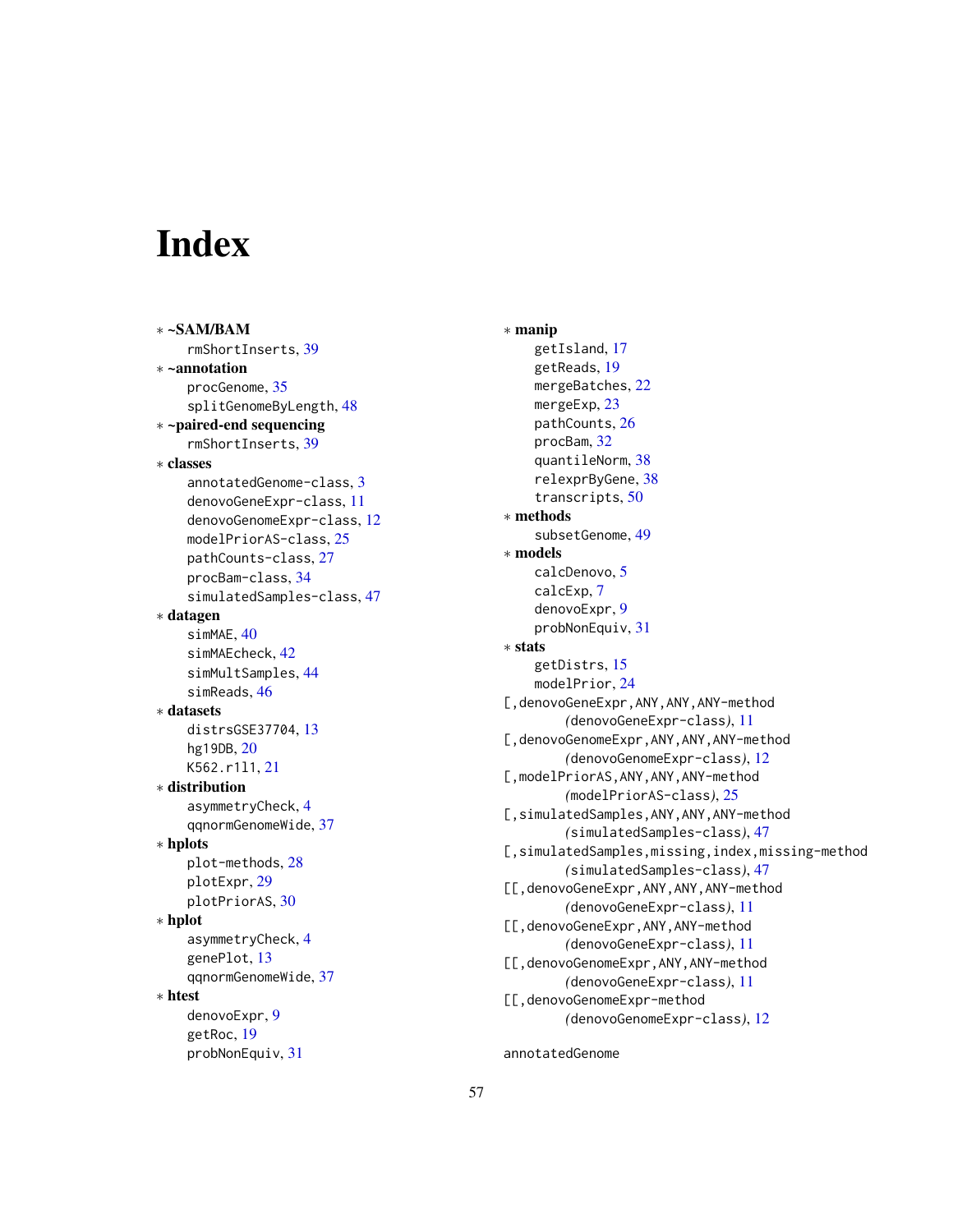# Index

* **~SAM/BAM**
  rmShortInserts, 39
* **~annotation**
  procGenome, 35
  splitGenomeByLength, 48
* **~paired-end sequencing**
  rmShortInserts, 39
* **classes**
  annotatedGenome-class, 3
  denovoGeneExpr-class, 11
  denovoGenomeExpr-class, 12
  modelPriorAS-class, 25
  pathCounts-class, 27
  procBam-class, 34
  simulatedSamples-class, 47
* **datagen**
  simMAE, 40
  simMAEcheck, 42
  simMultSamples, 44
  simReads, 46
* **datasets**
  distrsGSE37704, 13
  hg19DB, 20
  K562.r1l1, 21
* **distribution**
  asymmetryCheck, 4
  qqnormGenomeWide, 37
* **hplots**
  plot-methods, 28
  plotExpr, 29
  plotPriorAS, 30
* **hplot**
  asymmetryCheck, 4
  genePlot, 13
  qqnormGenomeWide, 37
* **htest**
  denovoExpr, 9
  getRoc, 19
  probNonEquiv, 31
* **manip**
  getIsland, 17
  getReads, 19
  mergeBatches, 22
  mergeExp, 23
  pathCounts, 26
  procBam, 32
  quantileNorm, 38
  relexprByGene, 38
  transcripts, 50
* **methods**
  subsetGenome, 49
* **models**
  calcDenovo, 5
  calcExp, 7
  denovoExpr, 9
  probNonEquiv, 31
* **stats**
  getDistrs, 15
  modelPrior, 24

[,denovoGeneExpr,ANY,ANY,ANY-method
  *(denovoGeneExpr-class)*, 11
[,denovoGenomeExpr,ANY,ANY,ANY-method
  *(denovoGenomeExpr-class)*, 12
[,modelPriorAS,ANY,ANY,ANY-method
  *(modelPriorAS-class)*, 25
[,simulatedSamples,ANY,ANY,ANY-method
  *(simulatedSamples-class)*, 47
[,simulatedSamples,missing,index,missing-method
  *(simulatedSamples-class)*, 47
[[,denovoGeneExpr,ANY,ANY,ANY-method
  *(denovoGeneExpr-class)*, 11
[[,denovoGeneExpr,ANY,ANY-method
  *(denovoGeneExpr-class)*, 11
[[,denovoGenomeExpr,ANY,ANY-method
  *(denovoGeneExpr-class)*, 11
[[,denovoGenomeExpr-method
  *(denovoGenomeExpr-class)*, 12

annotatedGenome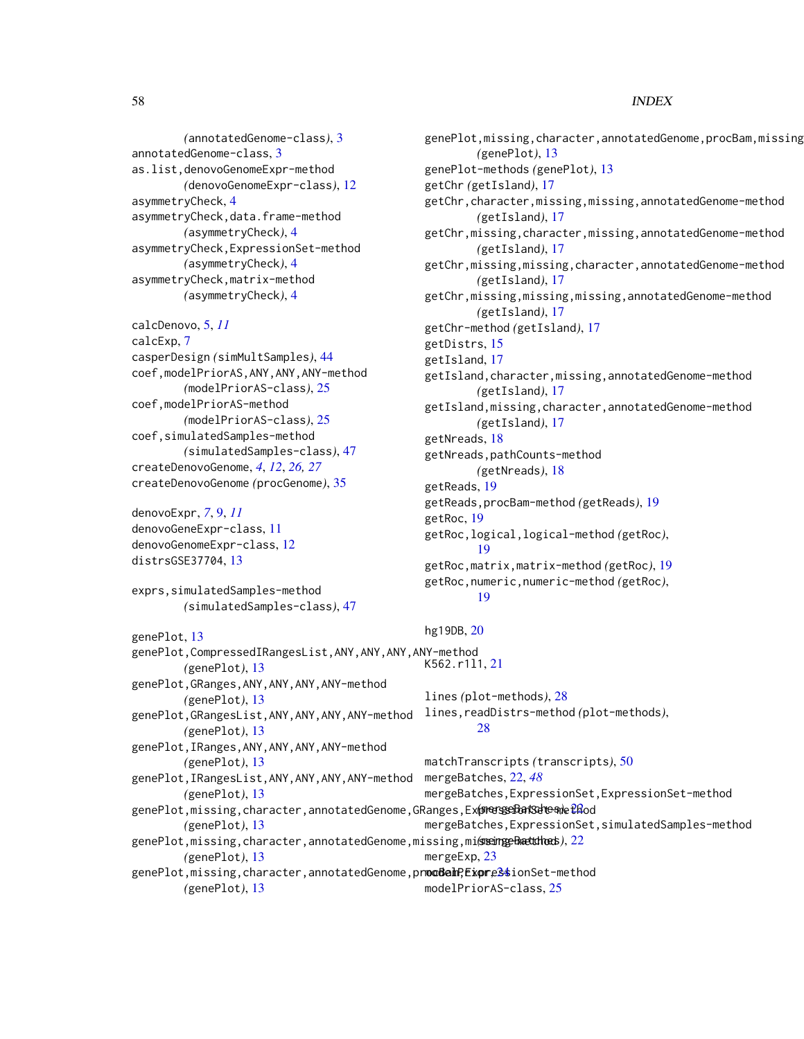(annotatedGenome-class), 3
annotatedGenome-class, 3
as.list,denovoGenomeExpr-method
(denovoGenomeExpr-class), 12
asymmetryCheck, 4
asymmetryCheck,data.frame-method
(asymmetryCheck), 4
asymmetryCheck,ExpressionSet-method
(asymmetryCheck), 4
asymmetryCheck,matrix-method
(asymmetryCheck), 4

calcDenovo, 5, *11*
calcExp, 7
casperDesign (simMultSamples), 44
coef,modelPriorAS,ANY,ANY,ANY-method
(modelPriorAS-class), 25
coef,modelPriorAS-method
(modelPriorAS-class), 25
coef,simulatedSamples-method
(simulatedSamples-class), 47
createDenovoGenome, *4*, *12*, *26, 27*
createDenovoGenome (procGenome), 35

denovoExpr, *7*, 9, *11*
denovoGeneExpr-class, 11
denovoGenomeExpr-class, 12
distrsGSE37704, 13

exprs,simulatedSamples-method
(simulatedSamples-class), 47

genePlot, 13
genePlot,CompressedIRangesList,ANY,ANY,ANY,ANY-method
(genePlot), 13
genePlot,GRanges,ANY,ANY,ANY,ANY-method
(genePlot), 13
genePlot,GRangesList,ANY,ANY,ANY,ANY-method
(genePlot), 13
genePlot,IRanges,ANY,ANY,ANY,ANY-method
(genePlot), 13
genePlot,IRangesList,ANY,ANY,ANY,ANY-method
(genePlot), 13
genePlot,missing,character,annotatedGenome,GRanges,ExpressionSet-method
(genePlot), 13
genePlot,missing,character,annotatedGenome,missing,missing-method
(genePlot), 13
genePlot,missing,character,annotatedGenome,procBam,ExpressionSet-method
(genePlot), 13
genePlot,missing,character,annotatedGenome,procBam,missing
(genePlot), 13
genePlot-methods (genePlot), 13
getChr (getIsland), 17
getChr,character,missing,missing,annotatedGenome-method
(getIsland), 17
getChr,missing,character,missing,annotatedGenome-method
(getIsland), 17
getChr,missing,missing,character,annotatedGenome-method
(getIsland), 17
getChr,missing,missing,missing,annotatedGenome-method
(getIsland), 17
getChr-method (getIsland), 17
getDistrs, 15
getIsland, 17
getIsland,character,missing,annotatedGenome-method
(getIsland), 17
getIsland,missing,character,annotatedGenome-method
(getIsland), 17
getNreads, 18
getNreads,pathCounts-method
(getNreads), 18
getReads, 19
getReads,procBam-method (getReads), 19
getRoc, 19
getRoc,logical,logical-method (getRoc),
19
getRoc,matrix,matrix-method (getRoc), 19
getRoc,numeric,numeric-method (getRoc),
19

hg19DB, 20

K562.r1l1, 21

lines (plot-methods), 28
lines,readDistrs-method (plot-methods),
28

matchTranscripts (transcripts), 50
mergeBatches, 22, *48*
mergeBatches,ExpressionSet,ExpressionSet-method
(mergeBatches), 22
mergeBatches,ExpressionSet,simulatedSamples-method
(mergeBatches), 22
mergeExp, 23
modelPrior, 24
modelPriorAS-class, 25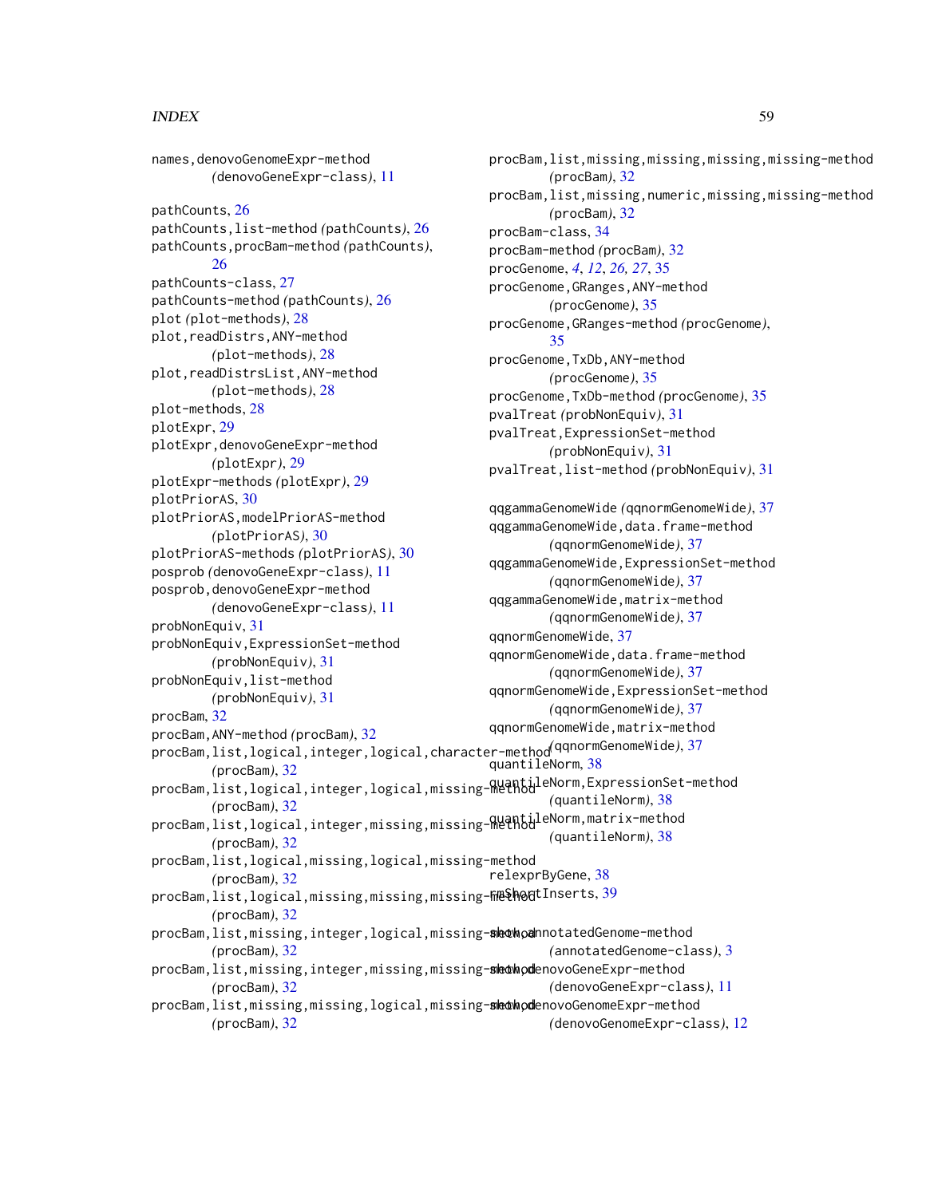names,denovoGenomeExpr-method
*(denovoGeneExpr-class)*, 11

pathCounts, 26
pathCounts,list-method *(pathCounts)*, 26
pathCounts,procBam-method *(pathCounts)*, 26
pathCounts-class, 27
pathCounts-method *(pathCounts)*, 26
plot *(plot-methods)*, 28
plot,readDistrs,ANY-method
*(plot-methods)*, 28
plot,readDistrsList,ANY-method
*(plot-methods)*, 28
plot-methods, 28
plotExpr, 29
plotExpr,denovoGeneExpr-method
*(plotExpr)*, 29
plotExpr-methods *(plotExpr)*, 29
plotPriorAS, 30
plotPriorAS,modelPriorAS-method
*(plotPriorAS)*, 30
plotPriorAS-methods *(plotPriorAS)*, 30
posprob *(denovoGeneExpr-class)*, 11
posprob,denovoGeneExpr-method
*(denovoGeneExpr-class)*, 11
probNonEquiv, 31
probNonEquiv,ExpressionSet-method
*(probNonEquiv)*, 31
probNonEquiv,list-method
*(probNonEquiv)*, 31
procBam, 32
procBam,ANY-method *(procBam)*, 32
procBam,list,logical,integer,logical,character-method
*(procBam)*, 32
procBam,list,logical,integer,logical,missing-method
*(procBam)*, 32
procBam,list,logical,integer,missing,missing-method
*(procBam)*, 32
procBam,list,logical,missing,logical,missing-method
*(procBam)*, 32
procBam,list,logical,missing,missing,missing-method
*(procBam)*, 32
procBam,list,missing,integer,logical,missing-method
*(procBam)*, 32
procBam,list,missing,integer,missing,missing-method
*(procBam)*, 32
procBam,list,missing,missing,logical,missing-method
*(procBam)*, 32
procBam,list,missing,missing,missing,missing-method
*(procBam)*, 32
procBam,list,missing,numeric,missing,missing-method
*(procBam)*, 32
procBam-class, 34
procBam-method *(procBam)*, 32
procGenome, *4*, *12*, *26, 27*, 35
procGenome,GRanges,ANY-method
*(procGenome)*, 35
procGenome,GRanges-method *(procGenome)*, 35
procGenome,TxDb,ANY-method
*(procGenome)*, 35
procGenome,TxDb-method *(procGenome)*, 35
pvalTreat *(probNonEquiv)*, 31
pvalTreat,ExpressionSet-method
*(probNonEquiv)*, 31
pvalTreat,list-method *(probNonEquiv)*, 31

qqgammaGenomeWide *(qqnormGenomeWide)*, 37
qqgammaGenomeWide,data.frame-method
*(qqnormGenomeWide)*, 37
qqgammaGenomeWide,ExpressionSet-method
*(qqnormGenomeWide)*, 37
qqgammaGenomeWide,matrix-method
*(qqnormGenomeWide)*, 37
qqnormGenomeWide, 37
qqnormGenomeWide,data.frame-method
*(qqnormGenomeWide)*, 37
qqnormGenomeWide,ExpressionSet-method
*(qqnormGenomeWide)*, 37
qqnormGenomeWide,matrix-method
*(qqnormGenomeWide)*, 37
quantileNorm, 38
quantileNorm,ExpressionSet-method
*(quantileNorm)*, 38
quantileNorm,matrix-method
*(quantileNorm)*, 38

relexprByGene, 38
rmShortInserts, 39

show,annotatedGenome-method
*(annotatedGenome-class)*, 3
show,denovoGeneExpr-method
*(denovoGeneExpr-class)*, 11
show,denovoGenomeExpr-method
*(denovoGenomeExpr-class)*, 12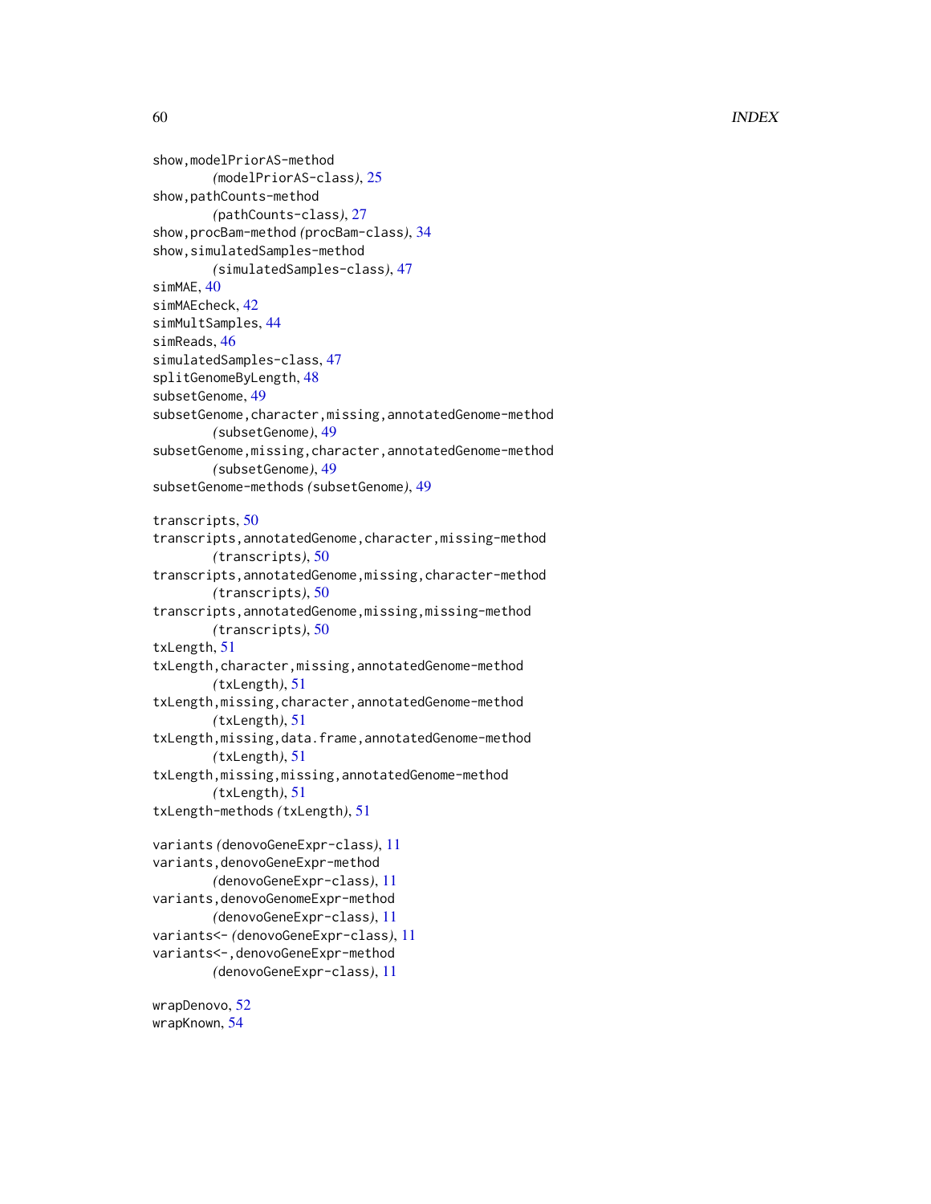show,modelPriorAS-method
 (modelPriorAS-class), 25
show,pathCounts-method
 (pathCounts-class), 27
show,procBam-method (procBam-class), 34
show,simulatedSamples-method
 (simulatedSamples-class), 47
simMAE, 40
simMAEcheck, 42
simMultSamples, 44
simReads, 46
simulatedSamples-class, 47
splitGenomeByLength, 48
subsetGenome, 49
subsetGenome,character,missing,annotatedGenome-method
 (subsetGenome), 49
subsetGenome,missing,character,annotatedGenome-method
 (subsetGenome), 49
subsetGenome-methods (subsetGenome), 49

transcripts, 50
transcripts,annotatedGenome,character,missing-method
 (transcripts), 50
transcripts,annotatedGenome,missing,character-method
 (transcripts), 50
transcripts,annotatedGenome,missing,missing-method
 (transcripts), 50
txLength, 51
txLength,character,missing,annotatedGenome-method
 (txLength), 51
txLength,missing,character,annotatedGenome-method
 (txLength), 51
txLength,missing,data.frame,annotatedGenome-method
 (txLength), 51
txLength,missing,missing,annotatedGenome-method
 (txLength), 51
txLength-methods (txLength), 51

variants (denovoGeneExpr-class), 11
variants,denovoGeneExpr-method
 (denovoGeneExpr-class), 11
variants,denovoGenomeExpr-method
 (denovoGeneExpr-class), 11
variants<- (denovoGeneExpr-class), 11
variants<-,denovoGeneExpr-method
 (denovoGeneExpr-class), 11

wrapDenovo, 52
wrapKnown, 54